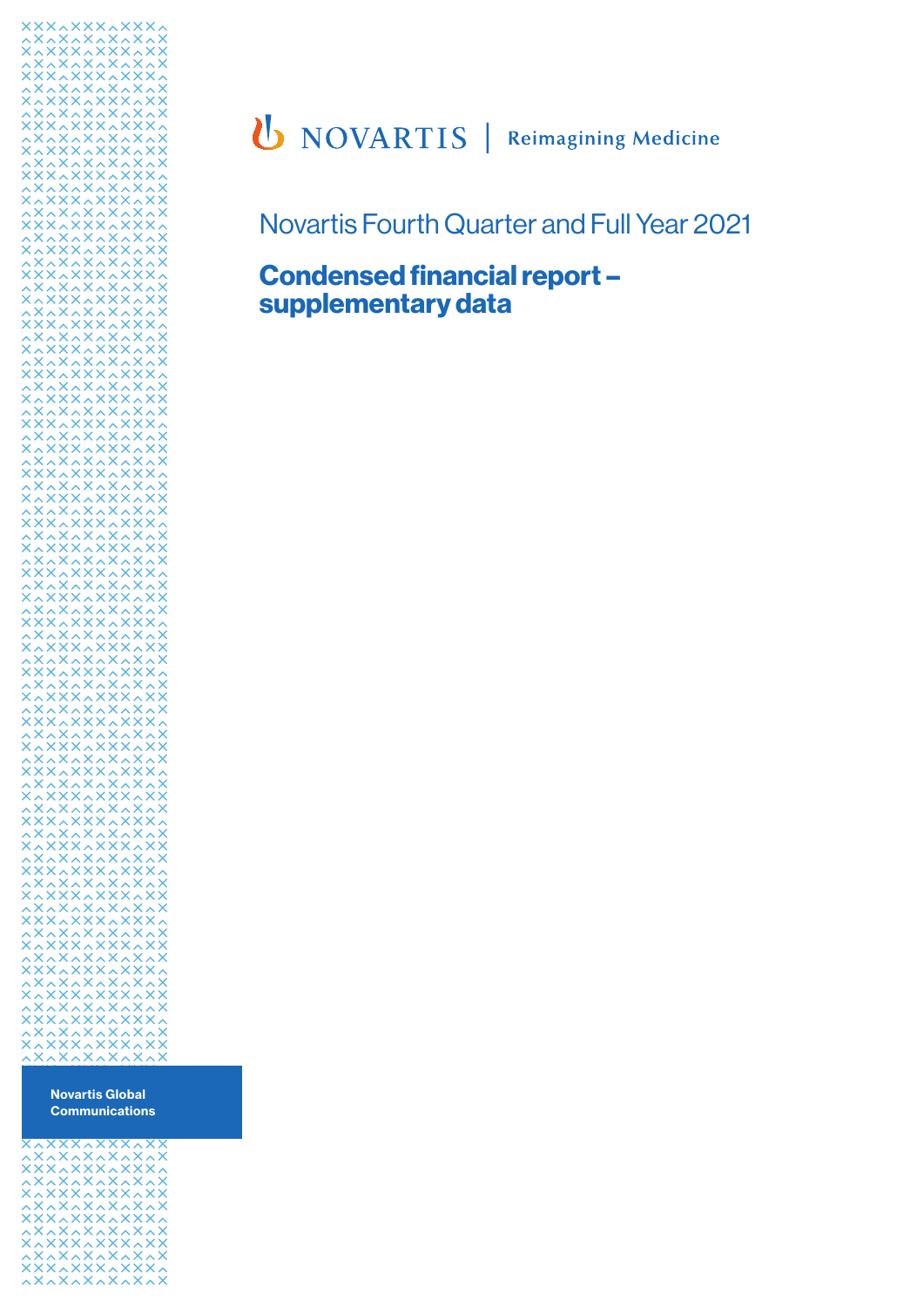NOVARTIS | Reimagining Medicine

# Novartis Fourth Quarter and Full Year 2021

## Condensed financial report – supplementary data

Novartis Global Communications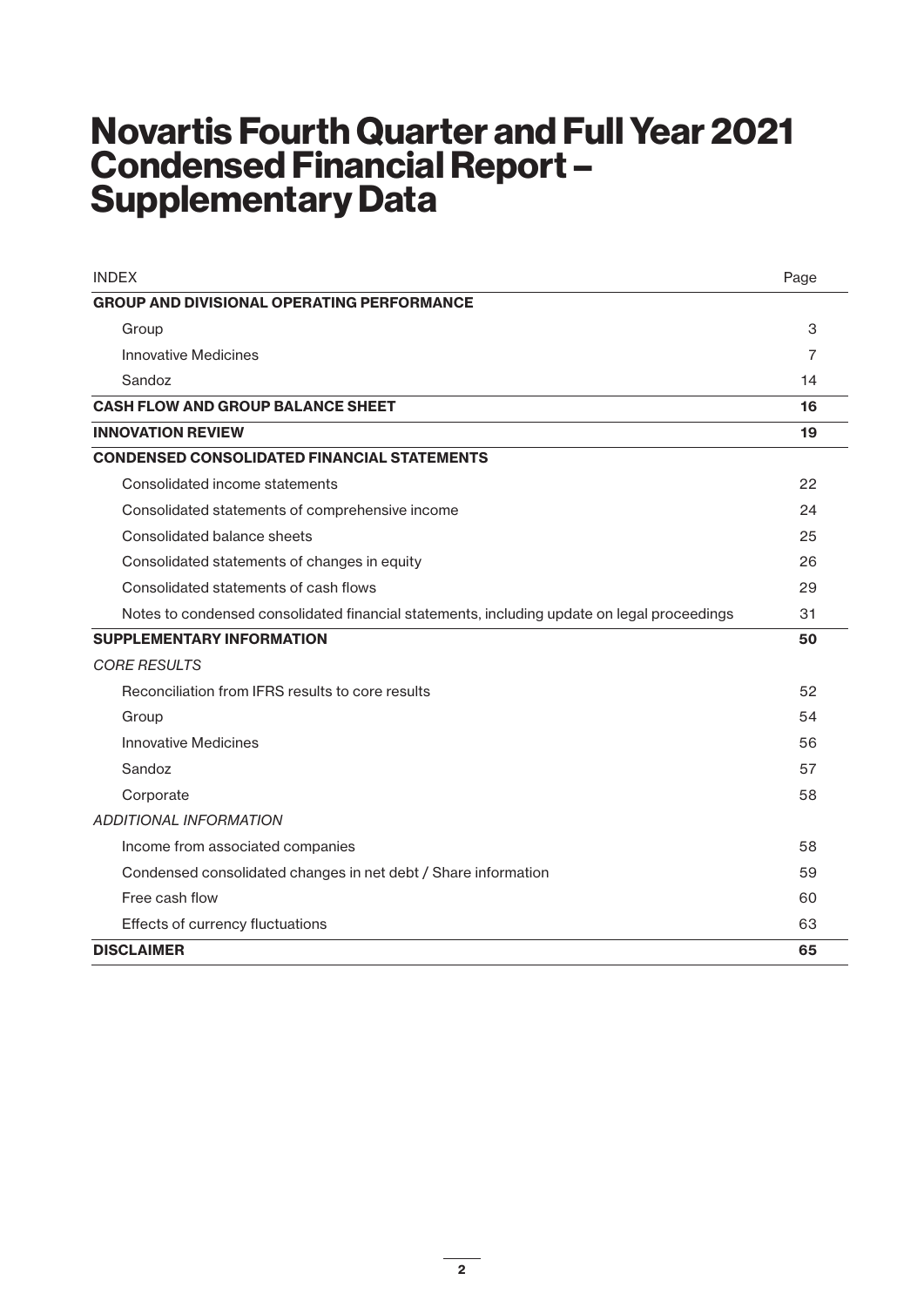# Novartis Fourth Quarter and Full Year 2021 Condensed Financial Report – Supplementary Data

| INDEX | Page |
| --- | --- |
| **GROUP AND DIVISIONAL OPERATING PERFORMANCE** | |
| Group | 3 |
| Innovative Medicines | 7 |
| Sandoz | 14 |
| **CASH FLOW AND GROUP BALANCE SHEET** | **16** |
| **INNOVATION REVIEW** | **19** |
| **CONDENSED CONSOLIDATED FINANCIAL STATEMENTS** | |
| Consolidated income statements | 22 |
| Consolidated statements of comprehensive income | 24 |
| Consolidated balance sheets | 25 |
| Consolidated statements of changes in equity | 26 |
| Consolidated statements of cash flows | 29 |
| Notes to condensed consolidated financial statements, including update on legal proceedings | 31 |
| **SUPPLEMENTARY INFORMATION** | **50** |
| *CORE RESULTS* | |
| Reconciliation from IFRS results to core results | 52 |
| Group | 54 |
| Innovative Medicines | 56 |
| Sandoz | 57 |
| Corporate | 58 |
| *ADDITIONAL INFORMATION* | |
| Income from associated companies | 58 |
| Condensed consolidated changes in net debt / Share information | 59 |
| Free cash flow | 60 |
| Effects of currency fluctuations | 63 |
| **DISCLAIMER** | **65** |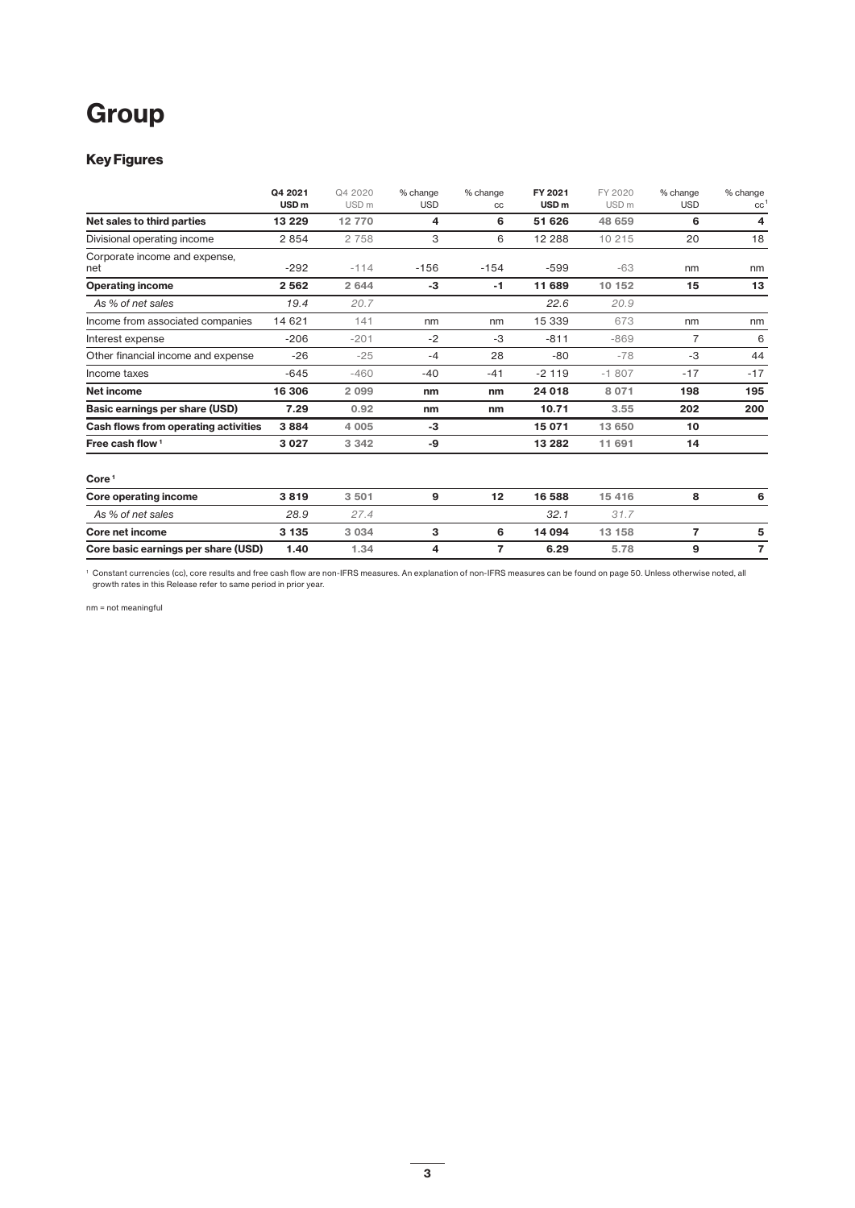# Group

## Key Figures

| | Q4 2021 USD m | Q4 2020 USD m | % change USD | % change cc | FY 2021 USD m | FY 2020 USD m | % change USD | % change cc[1] |
|---|---|---|---|---|---|---|---|---|
| **Net sales to third parties** | **13 229** | **12 770** | **4** | **6** | **51 626** | **48 659** | **6** | **4** |
| Divisional operating income | 2 854 | 2 758 | 3 | 6 | 12 288 | 10 215 | 20 | 18 |
| Corporate income and expense, net | -292 | -114 | -156 | -154 | -599 | -63 | nm | nm |
| **Operating income** | **2 562** | **2 644** | **-3** | **-1** | **11 689** | **10 152** | **15** | **13** |
| *As % of net sales* | *19.4* | *20.7* | | | *22.6* | *20.9* | | |
| Income from associated companies | 14 621 | 141 | nm | nm | 15 339 | 673 | nm | nm |
| Interest expense | -206 | -201 | -2 | -3 | -811 | -869 | 7 | 6 |
| Other financial income and expense | -26 | -25 | -4 | 28 | -80 | -78 | -3 | 44 |
| Income taxes | -645 | -460 | -40 | -41 | -2 119 | -1 807 | -17 | -17 |
| **Net income** | **16 306** | **2 099** | **nm** | **nm** | **24 018** | **8 071** | **198** | **195** |
| **Basic earnings per share (USD)** | **7.29** | **0.92** | **nm** | **nm** | **10.71** | **3.55** | **202** | **200** |
| **Cash flows from operating activities** | **3 884** | **4 005** | **-3** | | **15 071** | **13 650** | **10** | |
| **Free cash flow**[1] | **3 027** | **3 342** | **-9** | | **13 282** | **11 691** | **14** | |
| **Core**[1] | | | | | | | | |
| **Core operating income** | **3 819** | **3 501** | **9** | **12** | **16 588** | **15 416** | **8** | **6** |
| *As % of net sales* | *28.9* | *27.4* | | | *32.1* | *31.7* | | |
| **Core net income** | **3 135** | **3 034** | **3** | **6** | **14 094** | **13 158** | **7** | **5** |
| **Core basic earnings per share (USD)** | **1.40** | **1.34** | **4** | **7** | **6.29** | **5.78** | **9** | **7** |

[1] Constant currencies (cc), core results and free cash flow are non-IFRS measures. An explanation of non-IFRS measures can be found on page 50. Unless otherwise noted, all growth rates in this Release refer to same period in prior year.

nm = not meaningful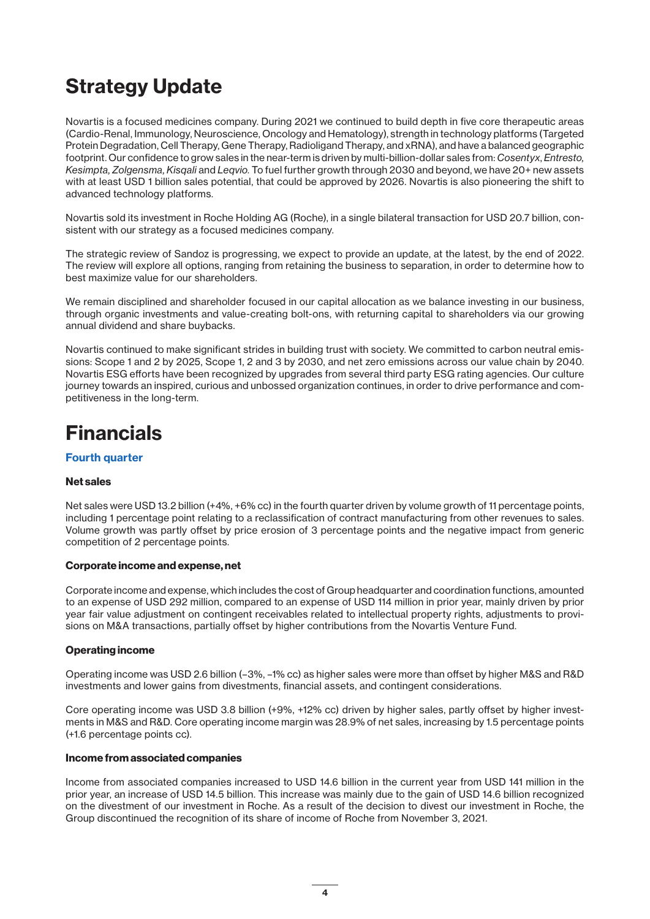# Strategy Update

Novartis is a focused medicines company. During 2021 we continued to build depth in five core therapeutic areas (Cardio-Renal, Immunology, Neuroscience, Oncology and Hematology), strength in technology platforms (Targeted Protein Degradation, Cell Therapy, Gene Therapy, Radioligand Therapy, and xRNA), and have a balanced geographic footprint. Our confidence to grow sales in the near-term is driven by multi-billion-dollar sales from: *Cosentyx*, *Entresto*, *Kesimpta*, *Zolgensma*, *Kisqali* and *Leqvio*. To fuel further growth through 2030 and beyond, we have 20+ new assets with at least USD 1 billion sales potential, that could be approved by 2026. Novartis is also pioneering the shift to advanced technology platforms.

Novartis sold its investment in Roche Holding AG (Roche), in a single bilateral transaction for USD 20.7 billion, consistent with our strategy as a focused medicines company.

The strategic review of Sandoz is progressing, we expect to provide an update, at the latest, by the end of 2022. The review will explore all options, ranging from retaining the business to separation, in order to determine how to best maximize value for our shareholders.

We remain disciplined and shareholder focused in our capital allocation as we balance investing in our business, through organic investments and value-creating bolt-ons, with returning capital to shareholders via our growing annual dividend and share buybacks.

Novartis continued to make significant strides in building trust with society. We committed to carbon neutral emissions: Scope 1 and 2 by 2025, Scope 1, 2 and 3 by 2030, and net zero emissions across our value chain by 2040. Novartis ESG efforts have been recognized by upgrades from several third party ESG rating agencies. Our culture journey towards an inspired, curious and unbossed organization continues, in order to drive performance and competitiveness in the long-term.

# Financials

## Fourth quarter

### Net sales

Net sales were USD 13.2 billion (+4%, +6% cc) in the fourth quarter driven by volume growth of 11 percentage points, including 1 percentage point relating to a reclassification of contract manufacturing from other revenues to sales. Volume growth was partly offset by price erosion of 3 percentage points and the negative impact from generic competition of 2 percentage points.

### Corporate income and expense, net

Corporate income and expense, which includes the cost of Group headquarter and coordination functions, amounted to an expense of USD 292 million, compared to an expense of USD 114 million in prior year, mainly driven by prior year fair value adjustment on contingent receivables related to intellectual property rights, adjustments to provisions on M&A transactions, partially offset by higher contributions from the Novartis Venture Fund.

### Operating income

Operating income was USD 2.6 billion (–3%, –1% cc) as higher sales were more than offset by higher M&S and R&D investments and lower gains from divestments, financial assets, and contingent considerations.

Core operating income was USD 3.8 billion (+9%, +12% cc) driven by higher sales, partly offset by higher investments in M&S and R&D. Core operating income margin was 28.9% of net sales, increasing by 1.5 percentage points (+1.6 percentage points cc).

### Income from associated companies

Income from associated companies increased to USD 14.6 billion in the current year from USD 141 million in the prior year, an increase of USD 14.5 billion. This increase was mainly due to the gain of USD 14.6 billion recognized on the divestment of our investment in Roche. As a result of the decision to divest our investment in Roche, the Group discontinued the recognition of its share of income of Roche from November 3, 2021.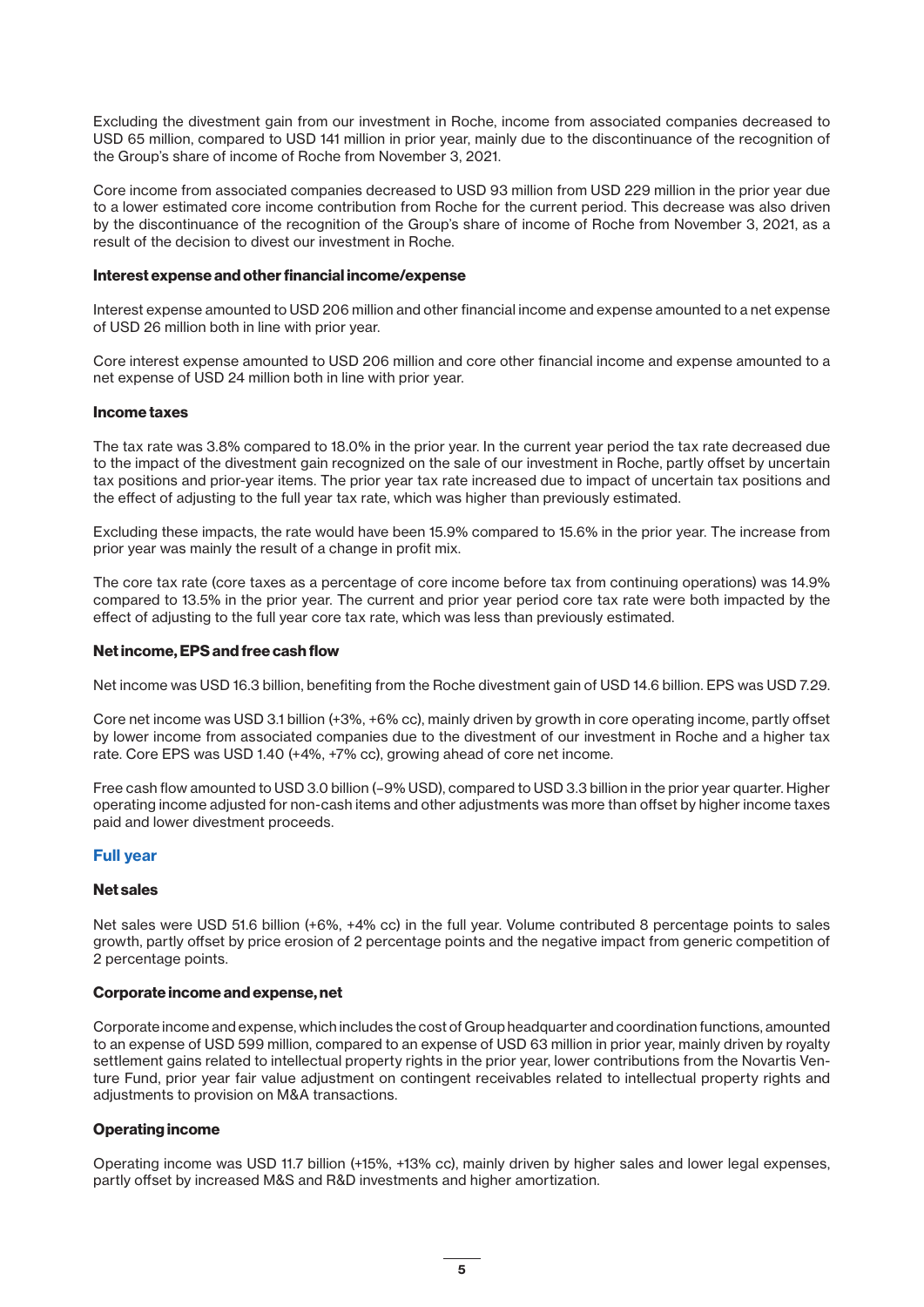Excluding the divestment gain from our investment in Roche, income from associated companies decreased to USD 65 million, compared to USD 141 million in prior year, mainly due to the discontinuance of the recognition of the Group's share of income of Roche from November 3, 2021.

Core income from associated companies decreased to USD 93 million from USD 229 million in the prior year due to a lower estimated core income contribution from Roche for the current period. This decrease was also driven by the discontinuance of the recognition of the Group's share of income of Roche from November 3, 2021, as a result of the decision to divest our investment in Roche.

#### Interest expense and other financial income/expense

Interest expense amounted to USD 206 million and other financial income and expense amounted to a net expense of USD 26 million both in line with prior year.

Core interest expense amounted to USD 206 million and core other financial income and expense amounted to a net expense of USD 24 million both in line with prior year.

#### Income taxes

The tax rate was 3.8% compared to 18.0% in the prior year. In the current year period the tax rate decreased due to the impact of the divestment gain recognized on the sale of our investment in Roche, partly offset by uncertain tax positions and prior-year items. The prior year tax rate increased due to impact of uncertain tax positions and the effect of adjusting to the full year tax rate, which was higher than previously estimated.

Excluding these impacts, the rate would have been 15.9% compared to 15.6% in the prior year. The increase from prior year was mainly the result of a change in profit mix.

The core tax rate (core taxes as a percentage of core income before tax from continuing operations) was 14.9% compared to 13.5% in the prior year. The current and prior year period core tax rate were both impacted by the effect of adjusting to the full year core tax rate, which was less than previously estimated.

#### Net income, EPS and free cash flow

Net income was USD 16.3 billion, benefiting from the Roche divestment gain of USD 14.6 billion. EPS was USD 7.29.

Core net income was USD 3.1 billion (+3%, +6% cc), mainly driven by growth in core operating income, partly offset by lower income from associated companies due to the divestment of our investment in Roche and a higher tax rate. Core EPS was USD 1.40 (+4%, +7% cc), growing ahead of core net income.

Free cash flow amounted to USD 3.0 billion (–9% USD), compared to USD 3.3 billion in the prior year quarter. Higher operating income adjusted for non-cash items and other adjustments was more than offset by higher income taxes paid and lower divestment proceeds.

### Full year

#### Net sales

Net sales were USD 51.6 billion (+6%, +4% cc) in the full year. Volume contributed 8 percentage points to sales growth, partly offset by price erosion of 2 percentage points and the negative impact from generic competition of 2 percentage points.

#### Corporate income and expense, net

Corporate income and expense, which includes the cost of Group headquarter and coordination functions, amounted to an expense of USD 599 million, compared to an expense of USD 63 million in prior year, mainly driven by royalty settlement gains related to intellectual property rights in the prior year, lower contributions from the Novartis Venture Fund, prior year fair value adjustment on contingent receivables related to intellectual property rights and adjustments to provision on M&A transactions.

#### Operating income

Operating income was USD 11.7 billion (+15%, +13% cc), mainly driven by higher sales and lower legal expenses, partly offset by increased M&S and R&D investments and higher amortization.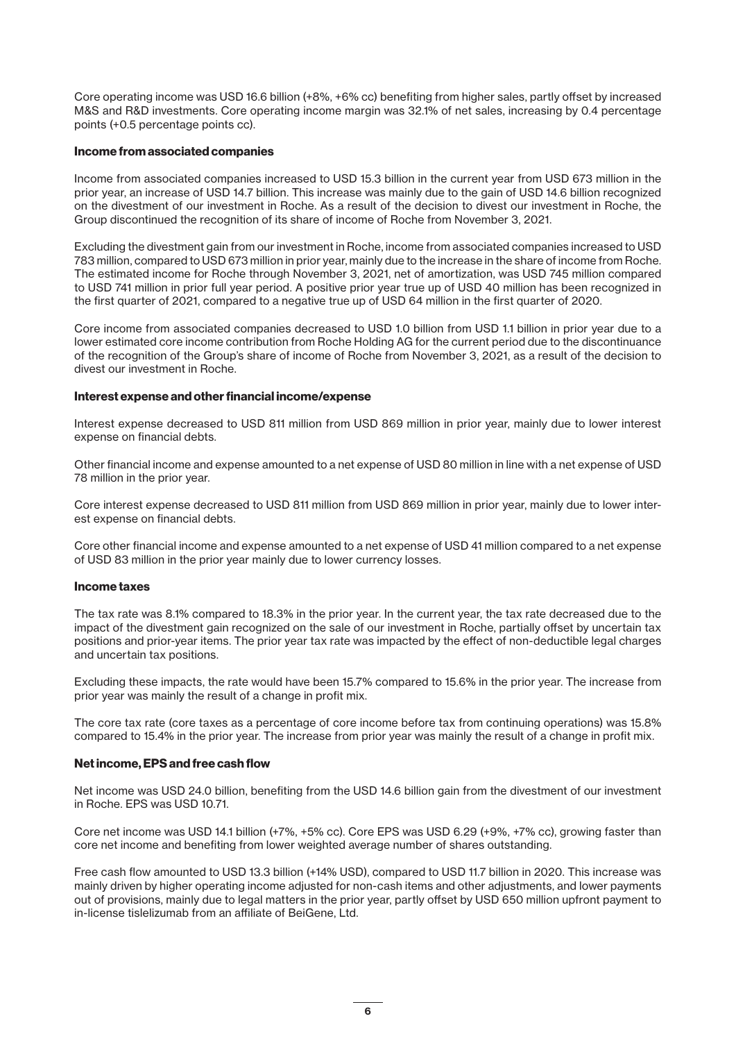Core operating income was USD 16.6 billion (+8%, +6% cc) benefiting from higher sales, partly offset by increased M&S and R&D investments. Core operating income margin was 32.1% of net sales, increasing by 0.4 percentage points (+0.5 percentage points cc).

### Income from associated companies

Income from associated companies increased to USD 15.3 billion in the current year from USD 673 million in the prior year, an increase of USD 14.7 billion. This increase was mainly due to the gain of USD 14.6 billion recognized on the divestment of our investment in Roche. As a result of the decision to divest our investment in Roche, the Group discontinued the recognition of its share of income of Roche from November 3, 2021.

Excluding the divestment gain from our investment in Roche, income from associated companies increased to USD 783 million, compared to USD 673 million in prior year, mainly due to the increase in the share of income from Roche. The estimated income for Roche through November 3, 2021, net of amortization, was USD 745 million compared to USD 741 million in prior full year period. A positive prior year true up of USD 40 million has been recognized in the first quarter of 2021, compared to a negative true up of USD 64 million in the first quarter of 2020.

Core income from associated companies decreased to USD 1.0 billion from USD 1.1 billion in prior year due to a lower estimated core income contribution from Roche Holding AG for the current period due to the discontinuance of the recognition of the Group's share of income of Roche from November 3, 2021, as a result of the decision to divest our investment in Roche.

### Interest expense and other financial income/expense

Interest expense decreased to USD 811 million from USD 869 million in prior year, mainly due to lower interest expense on financial debts.

Other financial income and expense amounted to a net expense of USD 80 million in line with a net expense of USD 78 million in the prior year.

Core interest expense decreased to USD 811 million from USD 869 million in prior year, mainly due to lower interest expense on financial debts.

Core other financial income and expense amounted to a net expense of USD 41 million compared to a net expense of USD 83 million in the prior year mainly due to lower currency losses.

### Income taxes

The tax rate was 8.1% compared to 18.3% in the prior year. In the current year, the tax rate decreased due to the impact of the divestment gain recognized on the sale of our investment in Roche, partially offset by uncertain tax positions and prior-year items. The prior year tax rate was impacted by the effect of non-deductible legal charges and uncertain tax positions.

Excluding these impacts, the rate would have been 15.7% compared to 15.6% in the prior year. The increase from prior year was mainly the result of a change in profit mix.

The core tax rate (core taxes as a percentage of core income before tax from continuing operations) was 15.8% compared to 15.4% in the prior year. The increase from prior year was mainly the result of a change in profit mix.

### Net income, EPS and free cash flow

Net income was USD 24.0 billion, benefiting from the USD 14.6 billion gain from the divestment of our investment in Roche. EPS was USD 10.71.

Core net income was USD 14.1 billion (+7%, +5% cc). Core EPS was USD 6.29 (+9%, +7% cc), growing faster than core net income and benefiting from lower weighted average number of shares outstanding.

Free cash flow amounted to USD 13.3 billion (+14% USD), compared to USD 11.7 billion in 2020. This increase was mainly driven by higher operating income adjusted for non-cash items and other adjustments, and lower payments out of provisions, mainly due to legal matters in the prior year, partly offset by USD 650 million upfront payment to in-license tislelizumab from an affiliate of BeiGene, Ltd.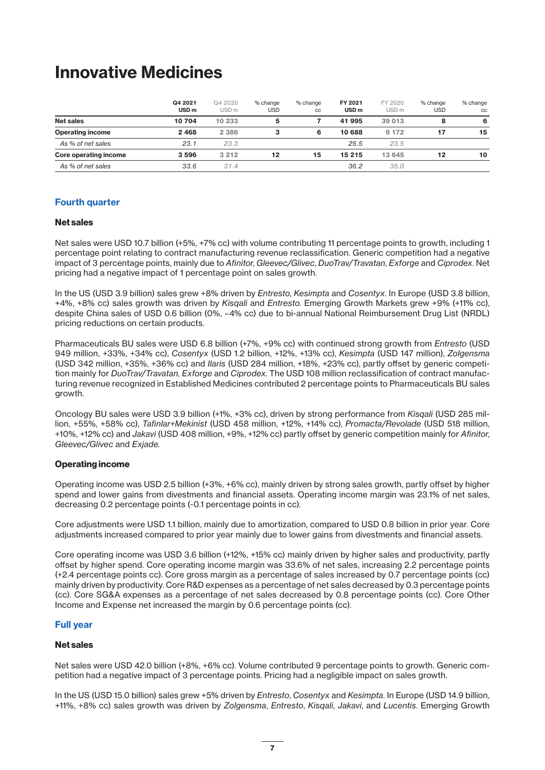# Innovative Medicines

| | Q4 2021 USD m | Q4 2020 USD m | % change USD | % change cc | FY 2021 USD m | FY 2020 USD m | % change USD | % change cc |
|---|---|---|---|---|---|---|---|---|
| **Net sales** | **10 704** | 10 233 | **5** | **7** | **41 995** | 39 013 | **8** | **6** |
| **Operating income** | **2 468** | 2 386 | **3** | **6** | **10 688** | 9 172 | **17** | **15** |
| *As % of net sales* | *23.1* | *23.3* | | | *25.5* | *23.5* | | |
| **Core operating income** | **3 596** | 3 212 | **12** | **15** | **15 215** | 13 645 | **12** | **10** |
| *As % of net sales* | *33.6* | *31.4* | | | *36.2* | *35.0* | | |

## Fourth quarter

### Net sales

Net sales were USD 10.7 billion (+5%, +7% cc) with volume contributing 11 percentage points to growth, including 1 percentage point relating to contract manufacturing revenue reclassification. Generic competition had a negative impact of 3 percentage points, mainly due to *Afinitor*, *Gleevec/Glivec*, *DuoTrav/Travatan*, *Exforge* and *Ciprodex*. Net pricing had a negative impact of 1 percentage point on sales growth.

In the US (USD 3.9 billion) sales grew +8% driven by *Entresto*, *Kesimpta* and *Cosentyx*. In Europe (USD 3.8 billion, +4%, +8% cc) sales growth was driven by *Kisqali* and *Entresto*. Emerging Growth Markets grew +9% (+11% cc), despite China sales of USD 0.6 billion (0%, −4% cc) due to bi-annual National Reimbursement Drug List (NRDL) pricing reductions on certain products.

Pharmaceuticals BU sales were USD 6.8 billion (+7%, +9% cc) with continued strong growth from *Entresto* (USD 949 million, +33%, +34% cc), *Cosentyx* (USD 1.2 billion, +12%, +13% cc), *Kesimpta* (USD 147 million), *Zolgensma* (USD 342 million, +35%, +36% cc) and *Ilaris* (USD 284 million, +18%, +23% cc), partly offset by generic competition mainly for *DuoTrav/Travatan*, *Exforge* and *Ciprodex*. The USD 108 million reclassification of contract manufacturing revenue recognized in Established Medicines contributed 2 percentage points to Pharmaceuticals BU sales growth.

Oncology BU sales were USD 3.9 billion (+1%, +3% cc), driven by strong performance from *Kisqali* (USD 285 million, +55%, +58% cc), *Tafinlar+Mekinist* (USD 458 million, +12%, +14% cc), *Promacta/Revolade* (USD 518 million, +10%, +12% cc) and *Jakavi* (USD 408 million, +9%, +12% cc) partly offset by generic competition mainly for *Afinitor*, *Gleevec/Glivec* and *Exjade*.

### Operating income

Operating income was USD 2.5 billion (+3%, +6% cc), mainly driven by strong sales growth, partly offset by higher spend and lower gains from divestments and financial assets. Operating income margin was 23.1% of net sales, decreasing 0.2 percentage points (-0.1 percentage points in cc).

Core adjustments were USD 1.1 billion, mainly due to amortization, compared to USD 0.8 billion in prior year. Core adjustments increased compared to prior year mainly due to lower gains from divestments and financial assets.

Core operating income was USD 3.6 billion (+12%, +15% cc) mainly driven by higher sales and productivity, partly offset by higher spend. Core operating margin was 33.6% of net sales, increasing 2.2 percentage points (+2.4 percentage points cc). Core gross margin as a percentage of sales increased by 0.7 percentage points (cc) mainly driven by productivity. Core R&D expenses as a percentage of net sales decreased by 0.3 percentage points (cc). Core SG&A expenses as a percentage of net sales decreased by 0.8 percentage points (cc). Core Other Income and Expense net increased the margin by 0.6 percentage points (cc).

## Full year

### Net sales

Net sales were USD 42.0 billion (+8%, +6% cc). Volume contributed 9 percentage points to growth. Generic competition had a negative impact of 3 percentage points. Pricing had a negligible impact on sales growth.

In the US (USD 15.0 billion) sales grew +5% driven by *Entresto*, *Cosentyx* and *Kesimpta*. In Europe (USD 14.9 billion, +11%, +8% cc) sales growth was driven by *Zolgensma*, *Entresto*, *Kisqali*, *Jakavi*, and *Lucentis*. Emerging Growth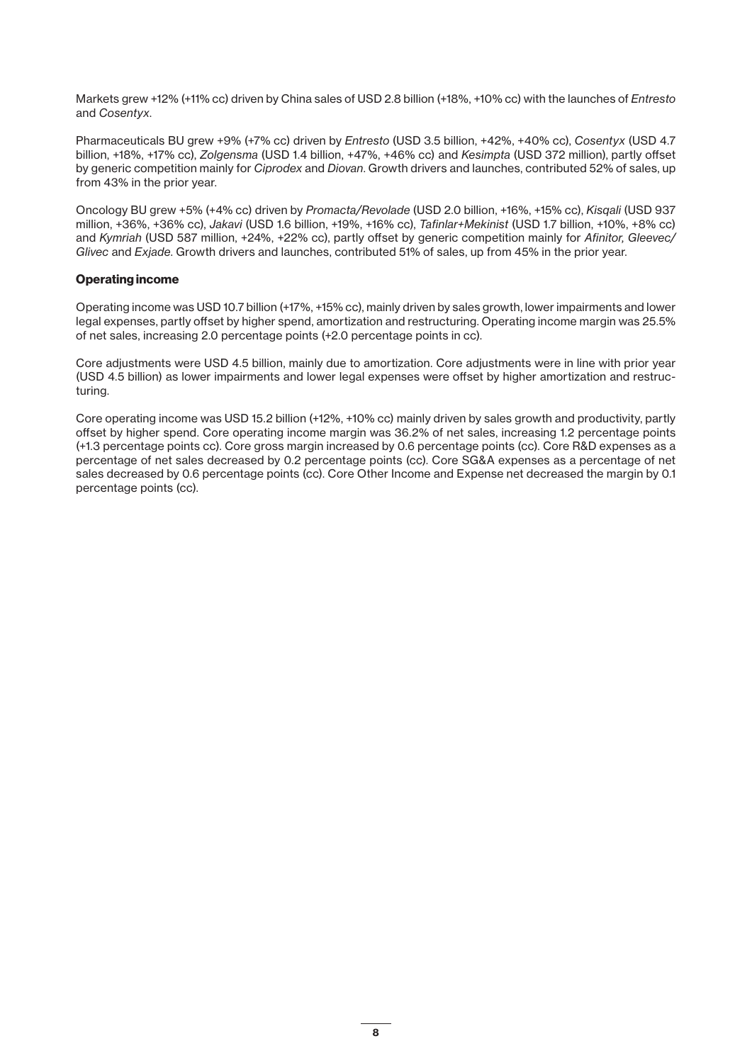Markets grew +12% (+11% cc) driven by China sales of USD 2.8 billion (+18%, +10% cc) with the launches of *Entresto* and *Cosentyx*.

Pharmaceuticals BU grew +9% (+7% cc) driven by *Entresto* (USD 3.5 billion, +42%, +40% cc), *Cosentyx* (USD 4.7 billion, +18%, +17% cc), *Zolgensma* (USD 1.4 billion, +47%, +46% cc) and *Kesimpta* (USD 372 million), partly offset by generic competition mainly for *Ciprodex* and *Diovan*. Growth drivers and launches, contributed 52% of sales, up from 43% in the prior year.

Oncology BU grew +5% (+4% cc) driven by *Promacta/Revolade* (USD 2.0 billion, +16%, +15% cc), *Kisqali* (USD 937 million, +36%, +36% cc), *Jakavi* (USD 1.6 billion, +19%, +16% cc), *Tafinlar+Mekinist* (USD 1.7 billion, +10%, +8% cc) and *Kymriah* (USD 587 million, +24%, +22% cc), partly offset by generic competition mainly for *Afinitor, Gleevec/Glivec* and *Exjade*. Growth drivers and launches, contributed 51% of sales, up from 45% in the prior year.

**Operating income**

Operating income was USD 10.7 billion (+17%, +15% cc), mainly driven by sales growth, lower impairments and lower legal expenses, partly offset by higher spend, amortization and restructuring. Operating income margin was 25.5% of net sales, increasing 2.0 percentage points (+2.0 percentage points in cc).

Core adjustments were USD 4.5 billion, mainly due to amortization. Core adjustments were in line with prior year (USD 4.5 billion) as lower impairments and lower legal expenses were offset by higher amortization and restructuring.

Core operating income was USD 15.2 billion (+12%, +10% cc) mainly driven by sales growth and productivity, partly offset by higher spend. Core operating income margin was 36.2% of net sales, increasing 1.2 percentage points (+1.3 percentage points cc). Core gross margin increased by 0.6 percentage points (cc). Core R&D expenses as a percentage of net sales decreased by 0.2 percentage points (cc). Core SG&A expenses as a percentage of net sales decreased by 0.6 percentage points (cc). Core Other Income and Expense net decreased the margin by 0.1 percentage points (cc).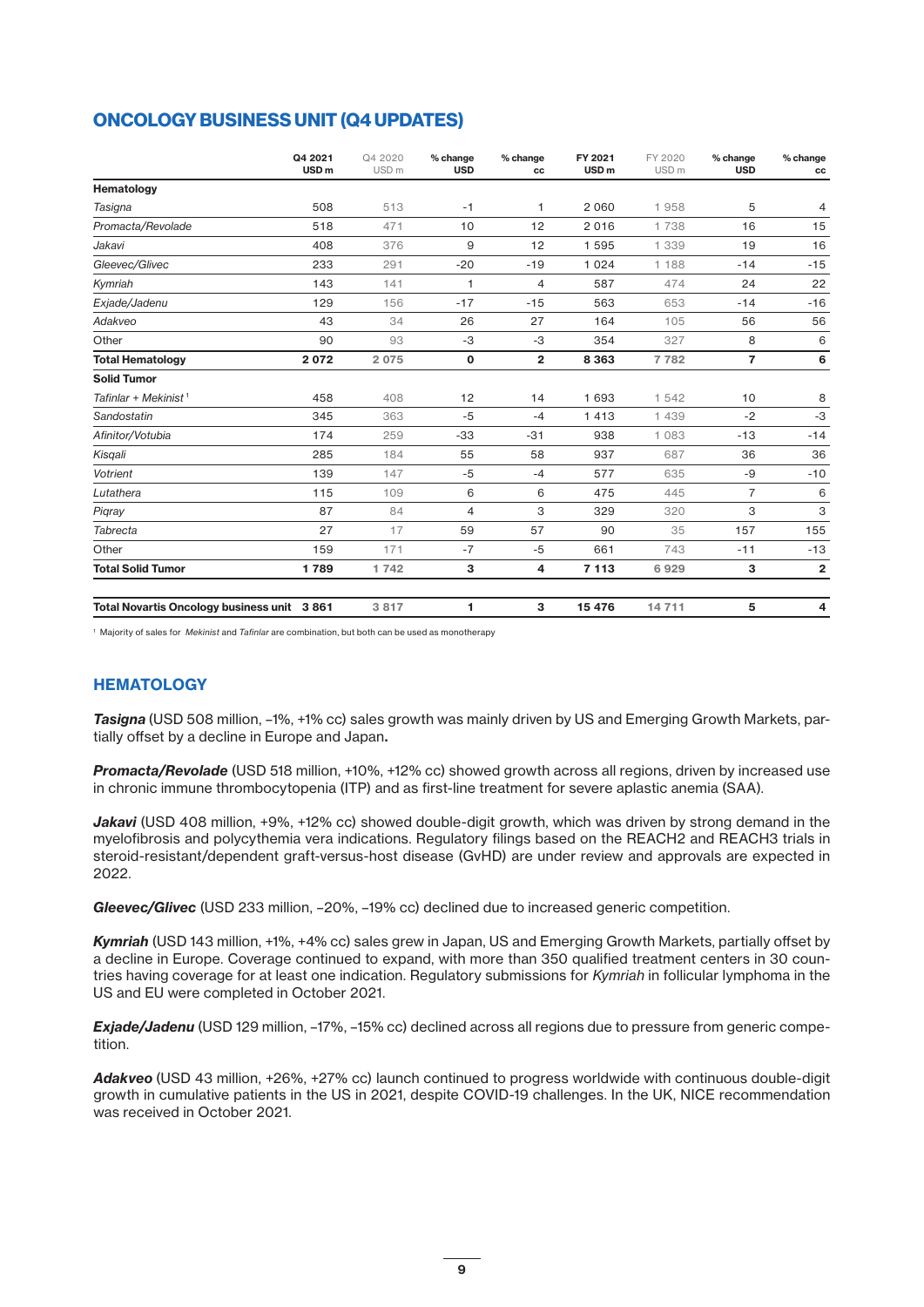## ONCOLOGY BUSINESS UNIT (Q4 UPDATES)

| | Q4 2021 USD m | Q4 2020 USD m | % change USD | % change cc | FY 2021 USD m | FY 2020 USD m | % change USD | % change cc |
|---|---|---|---|---|---|---|---|---|
| **Hematology** | | | | | | | | |
| *Tasigna* | 508 | 513 | -1 | 1 | 2 060 | 1 958 | 5 | 4 |
| *Promacta/Revolade* | 518 | 471 | 10 | 12 | 2 016 | 1 738 | 16 | 15 |
| *Jakavi* | 408 | 376 | 9 | 12 | 1 595 | 1 339 | 19 | 16 |
| *Gleevec/Glivec* | 233 | 291 | -20 | -19 | 1 024 | 1 188 | -14 | -15 |
| *Kymriah* | 143 | 141 | 1 | 4 | 587 | 474 | 24 | 22 |
| *Exjade/Jadenu* | 129 | 156 | -17 | -15 | 563 | 653 | -14 | -16 |
| *Adakveo* | 43 | 34 | 26 | 27 | 164 | 105 | 56 | 56 |
| Other | 90 | 93 | -3 | -3 | 354 | 327 | 8 | 6 |
| **Total Hematology** | **2 072** | **2 075** | **0** | **2** | **8 363** | **7 782** | **7** | **6** |
| **Solid Tumor** | | | | | | | | |
| *Tafinlar + Mekinist* [1] | 458 | 408 | 12 | 14 | 1 693 | 1 542 | 10 | 8 |
| *Sandostatin* | 345 | 363 | -5 | -4 | 1 413 | 1 439 | -2 | -3 |
| *Afinitor/Votubia* | 174 | 259 | -33 | -31 | 938 | 1 083 | -13 | -14 |
| *Kisqali* | 285 | 184 | 55 | 58 | 937 | 687 | 36 | 36 |
| *Votrient* | 139 | 147 | -5 | -4 | 577 | 635 | -9 | -10 |
| *Lutathera* | 115 | 109 | 6 | 6 | 475 | 445 | 7 | 6 |
| *Piqray* | 87 | 84 | 4 | 3 | 329 | 320 | 3 | 3 |
| *Tabrecta* | 27 | 17 | 59 | 57 | 90 | 35 | 157 | 155 |
| Other | 159 | 171 | -7 | -5 | 661 | 743 | -11 | -13 |
| **Total Solid Tumor** | **1 789** | **1 742** | **3** | **4** | **7 113** | **6 929** | **3** | **2** |
| **Total Novartis Oncology business unit** | **3 861** | **3 817** | **1** | **3** | **15 476** | **14 711** | **5** | **4** |

[1] Majority of sales for *Mekinist* and *Tafinlar* are combination, but both can be used as monotherapy

### HEMATOLOGY

***Tasigna*** (USD 508 million, –1%, +1% cc) sales growth was mainly driven by US and Emerging Growth Markets, partially offset by a decline in Europe and Japan**.**

***Promacta/Revolade*** (USD 518 million, +10%, +12% cc) showed growth across all regions, driven by increased use in chronic immune thrombocytopenia (ITP) and as first-line treatment for severe aplastic anemia (SAA).

***Jakavi*** (USD 408 million, +9%, +12% cc) showed double-digit growth, which was driven by strong demand in the myelofibrosis and polycythemia vera indications. Regulatory filings based on the REACH2 and REACH3 trials in steroid-resistant/dependent graft-versus-host disease (GvHD) are under review and approvals are expected in 2022.

***Gleevec/Glivec*** (USD 233 million, –20%, –19% cc) declined due to increased generic competition.

***Kymriah*** (USD 143 million, +1%, +4% cc) sales grew in Japan, US and Emerging Growth Markets, partially offset by a decline in Europe. Coverage continued to expand, with more than 350 qualified treatment centers in 30 countries having coverage for at least one indication. Regulatory submissions for *Kymriah* in follicular lymphoma in the US and EU were completed in October 2021.

***Exjade/Jadenu*** (USD 129 million, –17%, –15% cc) declined across all regions due to pressure from generic competition.

***Adakveo*** (USD 43 million, +26%, +27% cc) launch continued to progress worldwide with continuous double-digit growth in cumulative patients in the US in 2021, despite COVID-19 challenges. In the UK, NICE recommendation was received in October 2021.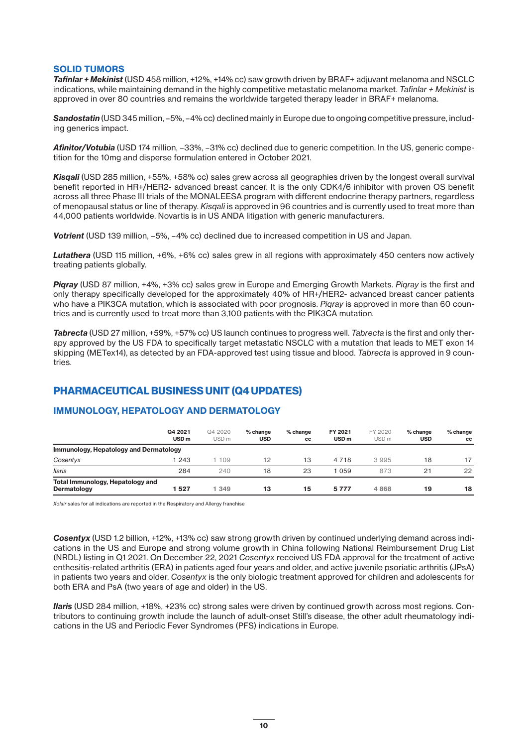### SOLID TUMORS

***Tafinlar + Mekinist*** (USD 458 million, +12%, +14% cc) saw growth driven by BRAF+ adjuvant melanoma and NSCLC indications, while maintaining demand in the highly competitive metastatic melanoma market. *Tafinlar + Mekinist* is approved in over 80 countries and remains the worldwide targeted therapy leader in BRAF+ melanoma.

***Sandostatin*** (USD 345 million, –5%, –4% cc) declined mainly in Europe due to ongoing competitive pressure, including generics impact.

***Afinitor/Votubia*** (USD 174 million, –33%, –31% cc) declined due to generic competition. In the US, generic competition for the 10mg and disperse formulation entered in October 2021.

***Kisqali*** (USD 285 million, +55%, +58% cc) sales grew across all geographies driven by the longest overall survival benefit reported in HR+/HER2- advanced breast cancer. It is the only CDK4/6 inhibitor with proven OS benefit across all three Phase III trials of the MONALEESA program with different endocrine therapy partners, regardless of menopausal status or line of therapy. *Kisqali* is approved in 96 countries and is currently used to treat more than 44,000 patients worldwide. Novartis is in US ANDA litigation with generic manufacturers.

***Votrient*** (USD 139 million, –5%, –4% cc) declined due to increased competition in US and Japan.

***Lutathera*** (USD 115 million, +6%, +6% cc) sales grew in all regions with approximately 450 centers now actively treating patients globally.

***Piqray*** (USD 87 million, +4%, +3% cc) sales grew in Europe and Emerging Growth Markets. *Piqray* is the first and only therapy specifically developed for the approximately 40% of HR+/HER2- advanced breast cancer patients who have a PIK3CA mutation, which is associated with poor prognosis. *Piqray* is approved in more than 60 countries and is currently used to treat more than 3,100 patients with the PIK3CA mutation.

***Tabrecta*** (USD 27 million, +59%, +57% cc) US launch continues to progress well. *Tabrecta* is the first and only therapy approved by the US FDA to specifically target metastatic NSCLC with a mutation that leads to MET exon 14 skipping (METex14), as detected by an FDA-approved test using tissue and blood. *Tabrecta* is approved in 9 countries.

## PHARMACEUTICAL BUSINESS UNIT (Q4 UPDATES)

### IMMUNOLOGY, HEPATOLOGY AND DERMATOLOGY

| | Q4 2021 USD m | Q4 2020 USD m | % change USD | % change cc | FY 2021 USD m | FY 2020 USD m | % change USD | % change cc |
|---|---|---|---|---|---|---|---|---|
| **Immunology, Hepatology and Dermatology** | | | | | | | | |
| *Cosentyx* | 1 243 | 1 109 | 12 | 13 | 4 718 | 3 995 | 18 | 17 |
| *Ilaris* | 284 | 240 | 18 | 23 | 1 059 | 873 | 21 | 22 |
| **Total Immunology, Hepatology and Dermatology** | **1 527** | **1 349** | **13** | **15** | **5 777** | **4 868** | **19** | **18** |

*Xolair* sales for all indications are reported in the Respiratory and Allergy franchise

***Cosentyx*** (USD 1.2 billion, +12%, +13% cc) saw strong growth driven by continued underlying demand across indications in the US and Europe and strong volume growth in China following National Reimbursement Drug List (NRDL) listing in Q1 2021. On December 22, 2021 *Cosentyx* received US FDA approval for the treatment of active enthesitis-related arthritis (ERA) in patients aged four years and older, and active juvenile psoriatic arthritis (JPsA) in patients two years and older. *Cosentyx* is the only biologic treatment approved for children and adolescents for both ERA and PsA (two years of age and older) in the US.

***Ilaris*** (USD 284 million, +18%, +23% cc) strong sales were driven by continued growth across most regions. Contributors to continuing growth include the launch of adult-onset Still's disease, the other adult rheumatology indications in the US and Periodic Fever Syndromes (PFS) indications in Europe.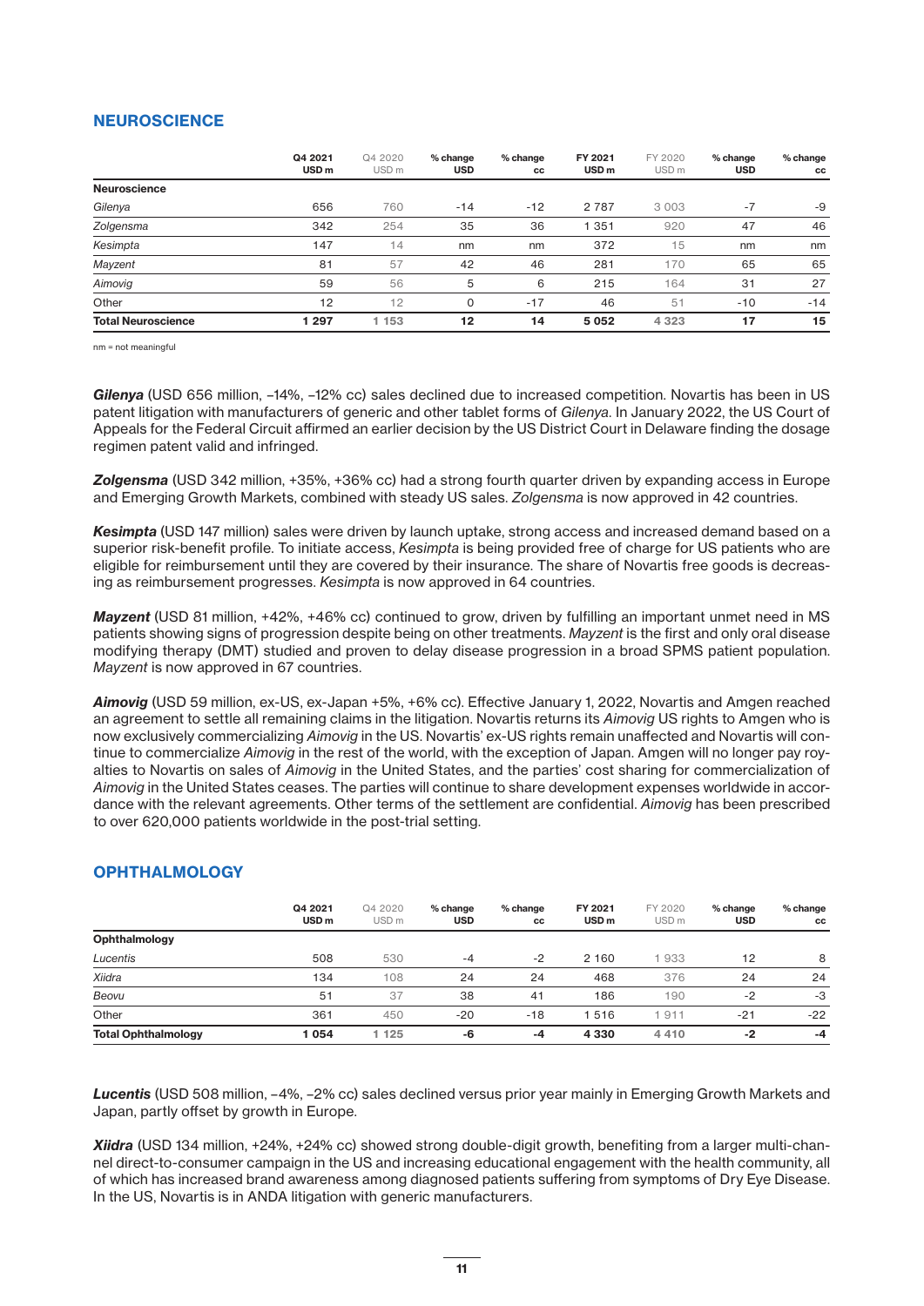## NEUROSCIENCE

| | Q4 2021 USD m | Q4 2020 USD m | % change USD | % change cc | FY 2021 USD m | FY 2020 USD m | % change USD | % change cc |
|---|---|---|---|---|---|---|---|---|
| **Neuroscience** | | | | | | | | |
| *Gilenya* | 656 | 760 | -14 | -12 | 2 787 | 3 003 | -7 | -9 |
| *Zolgensma* | 342 | 254 | 35 | 36 | 1 351 | 920 | 47 | 46 |
| *Kesimpta* | 147 | 14 | nm | nm | 372 | 15 | nm | nm |
| *Mayzent* | 81 | 57 | 42 | 46 | 281 | 170 | 65 | 65 |
| *Aimovig* | 59 | 56 | 5 | 6 | 215 | 164 | 31 | 27 |
| Other | 12 | 12 | 0 | -17 | 46 | 51 | -10 | -14 |
| **Total Neuroscience** | **1 297** | **1 153** | **12** | **14** | **5 052** | **4 323** | **17** | **15** |

nm = not meaningful

***Gilenya*** (USD 656 million, –14%, –12% cc) sales declined due to increased competition. Novartis has been in US patent litigation with manufacturers of generic and other tablet forms of *Gilenya*. In January 2022, the US Court of Appeals for the Federal Circuit affirmed an earlier decision by the US District Court in Delaware finding the dosage regimen patent valid and infringed.

***Zolgensma*** (USD 342 million, +35%, +36% cc) had a strong fourth quarter driven by expanding access in Europe and Emerging Growth Markets, combined with steady US sales. *Zolgensma* is now approved in 42 countries.

***Kesimpta*** (USD 147 million) sales were driven by launch uptake, strong access and increased demand based on a superior risk-benefit profile. To initiate access, *Kesimpta* is being provided free of charge for US patients who are eligible for reimbursement until they are covered by their insurance. The share of Novartis free goods is decreasing as reimbursement progresses. *Kesimpta* is now approved in 64 countries.

***Mayzent*** (USD 81 million, +42%, +46% cc) continued to grow, driven by fulfilling an important unmet need in MS patients showing signs of progression despite being on other treatments. *Mayzent* is the first and only oral disease modifying therapy (DMT) studied and proven to delay disease progression in a broad SPMS patient population. *Mayzent* is now approved in 67 countries.

***Aimovig*** (USD 59 million, ex-US, ex-Japan +5%, +6% cc). Effective January 1, 2022, Novartis and Amgen reached an agreement to settle all remaining claims in the litigation. Novartis returns its *Aimovig* US rights to Amgen who is now exclusively commercializing *Aimovig* in the US. Novartis' ex-US rights remain unaffected and Novartis will continue to commercialize *Aimovig* in the rest of the world, with the exception of Japan. Amgen will no longer pay royalties to Novartis on sales of *Aimovig* in the United States, and the parties' cost sharing for commercialization of *Aimovig* in the United States ceases. The parties will continue to share development expenses worldwide in accordance with the relevant agreements. Other terms of the settlement are confidential. *Aimovig* has been prescribed to over 620,000 patients worldwide in the post-trial setting.

## OPHTHALMOLOGY

| | Q4 2021 USD m | Q4 2020 USD m | % change USD | % change cc | FY 2021 USD m | FY 2020 USD m | % change USD | % change cc |
|---|---|---|---|---|---|---|---|---|
| **Ophthalmology** | | | | | | | | |
| *Lucentis* | 508 | 530 | -4 | -2 | 2 160 | 1 933 | 12 | 8 |
| *Xiidra* | 134 | 108 | 24 | 24 | 468 | 376 | 24 | 24 |
| *Beovu* | 51 | 37 | 38 | 41 | 186 | 190 | -2 | -3 |
| Other | 361 | 450 | -20 | -18 | 1 516 | 1 911 | -21 | -22 |
| **Total Ophthalmology** | **1 054** | **1 125** | **-6** | **-4** | **4 330** | **4 410** | **-2** | **-4** |

***Lucentis*** (USD 508 million, –4%, –2% cc) sales declined versus prior year mainly in Emerging Growth Markets and Japan, partly offset by growth in Europe.

***Xiidra*** (USD 134 million, +24%, +24% cc) showed strong double-digit growth, benefiting from a larger multi-channel direct-to-consumer campaign in the US and increasing educational engagement with the health community, all of which has increased brand awareness among diagnosed patients suffering from symptoms of Dry Eye Disease. In the US, Novartis is in ANDA litigation with generic manufacturers.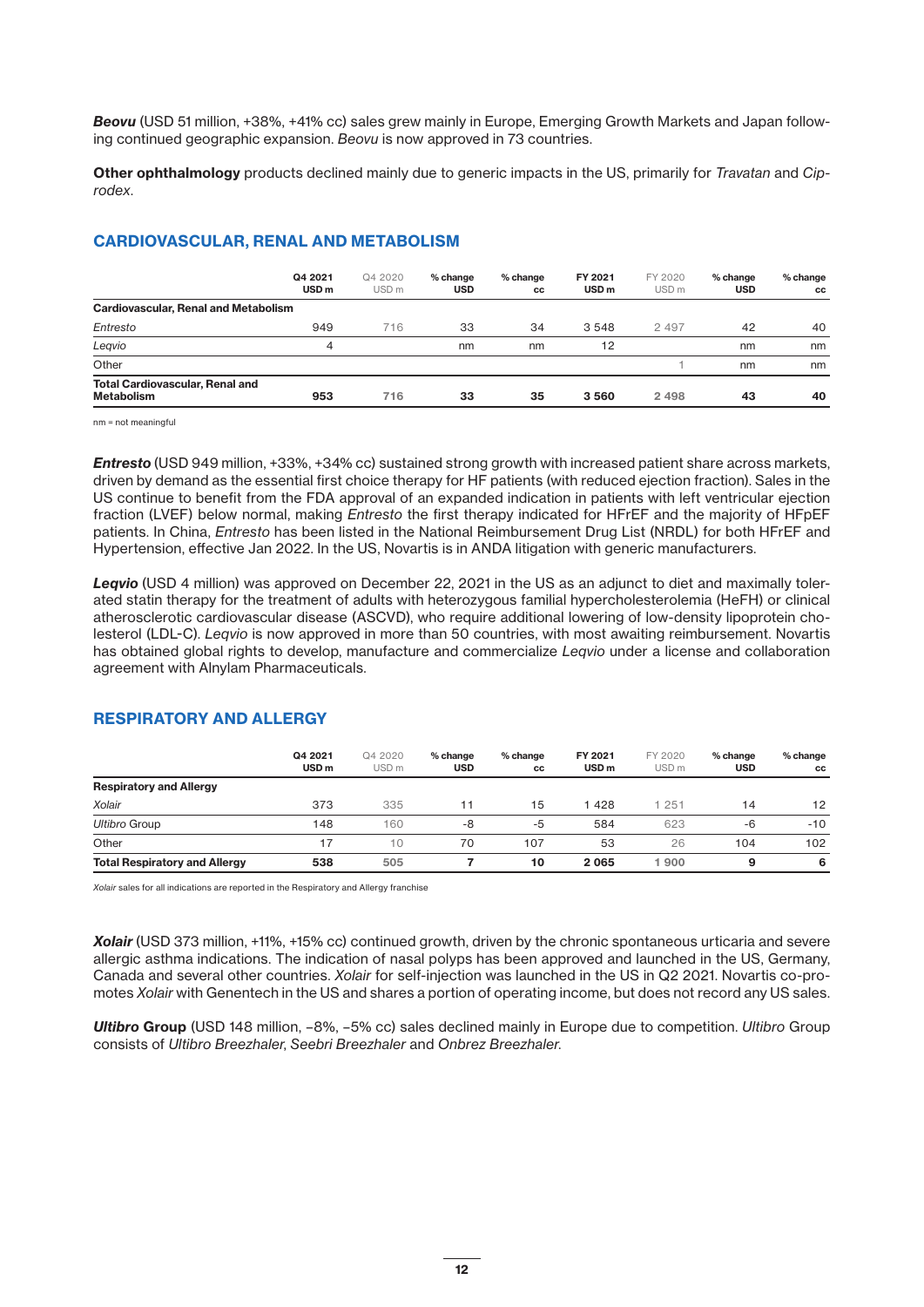***Beovu*** (USD 51 million, +38%, +41% cc) sales grew mainly in Europe, Emerging Growth Markets and Japan following continued geographic expansion. *Beovu* is now approved in 73 countries.

**Other ophthalmology** products declined mainly due to generic impacts in the US, primarily for *Travatan* and *Ciprodex*.

## CARDIOVASCULAR, RENAL AND METABOLISM

| | Q4 2021 USD m | Q4 2020 USD m | % change USD | % change cc | FY 2021 USD m | FY 2020 USD m | % change USD | % change cc |
|---|---|---|---|---|---|---|---|---|
| **Cardiovascular, Renal and Metabolism** | | | | | | | | |
| *Entresto* | 949 | 716 | 33 | 34 | 3 548 | 2 497 | 42 | 40 |
| *Leqvio* | 4 | | nm | nm | 12 | | nm | nm |
| Other | | | | | | 1 | nm | nm |
| **Total Cardiovascular, Renal and Metabolism** | **953** | **716** | **33** | **35** | **3 560** | **2 498** | **43** | **40** |

nm = not meaningful

***Entresto*** (USD 949 million, +33%, +34% cc) sustained strong growth with increased patient share across markets, driven by demand as the essential first choice therapy for HF patients (with reduced ejection fraction). Sales in the US continue to benefit from the FDA approval of an expanded indication in patients with left ventricular ejection fraction (LVEF) below normal, making *Entresto* the first therapy indicated for HFrEF and the majority of HFpEF patients. In China, *Entresto* has been listed in the National Reimbursement Drug List (NRDL) for both HFrEF and Hypertension, effective Jan 2022. In the US, Novartis is in ANDA litigation with generic manufacturers.

***Leqvio*** (USD 4 million) was approved on December 22, 2021 in the US as an adjunct to diet and maximally tolerated statin therapy for the treatment of adults with heterozygous familial hypercholesterolemia (HeFH) or clinical atherosclerotic cardiovascular disease (ASCVD), who require additional lowering of low-density lipoprotein cholesterol (LDL-C). *Leqvio* is now approved in more than 50 countries, with most awaiting reimbursement. Novartis has obtained global rights to develop, manufacture and commercialize *Leqvio* under a license and collaboration agreement with Alnylam Pharmaceuticals.

## RESPIRATORY AND ALLERGY

| | Q4 2021 USD m | Q4 2020 USD m | % change USD | % change cc | FY 2021 USD m | FY 2020 USD m | % change USD | % change cc |
|---|---|---|---|---|---|---|---|---|
| **Respiratory and Allergy** | | | | | | | | |
| *Xolair* | 373 | 335 | 11 | 15 | 1 428 | 1 251 | 14 | 12 |
| *Ultibro* Group | 148 | 160 | -8 | -5 | 584 | 623 | -6 | -10 |
| Other | 17 | 10 | 70 | 107 | 53 | 26 | 104 | 102 |
| **Total Respiratory and Allergy** | **538** | **505** | **7** | **10** | **2 065** | **1 900** | **9** | **6** |

*Xolair* sales for all indications are reported in the Respiratory and Allergy franchise

***Xolair*** (USD 373 million, +11%, +15% cc) continued growth, driven by the chronic spontaneous urticaria and severe allergic asthma indications. The indication of nasal polyps has been approved and launched in the US, Germany, Canada and several other countries. *Xolair* for self-injection was launched in the US in Q2 2021. Novartis co-promotes *Xolair* with Genentech in the US and shares a portion of operating income, but does not record any US sales.

***Ultibro* Group** (USD 148 million, –8%, –5% cc) sales declined mainly in Europe due to competition. *Ultibro* Group consists of *Ultibro Breezhaler*, *Seebri Breezhaler* and *Onbrez Breezhaler*.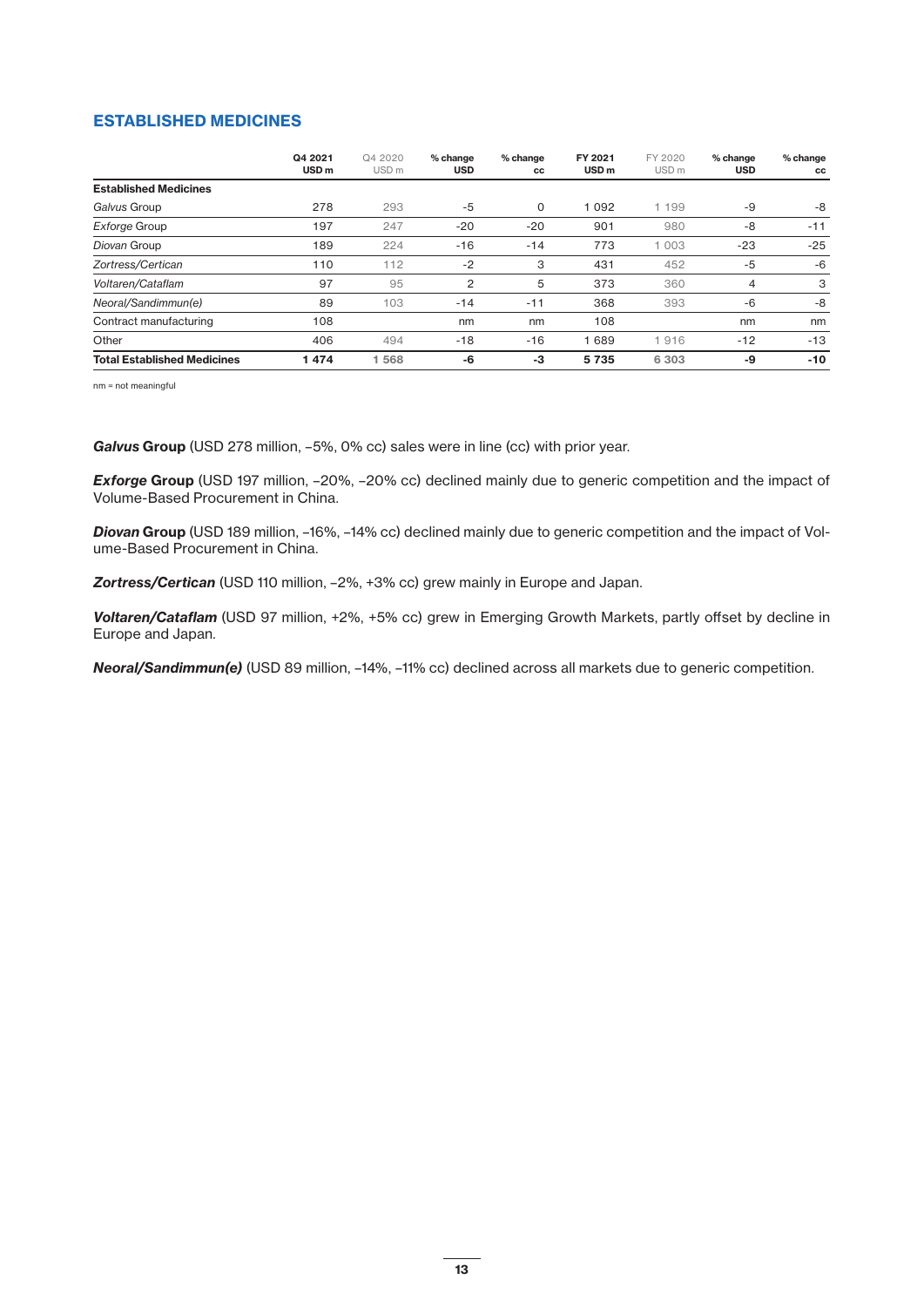## ESTABLISHED MEDICINES

| | Q4 2021 USD m | Q4 2020 USD m | % change USD | % change cc | FY 2021 USD m | FY 2020 USD m | % change USD | % change cc |
|---|---|---|---|---|---|---|---|---|
| **Established Medicines** | | | | | | | | |
| *Galvus* Group | 278 | 293 | -5 | 0 | 1 092 | 1 199 | -9 | -8 |
| *Exforge* Group | 197 | 247 | -20 | -20 | 901 | 980 | -8 | -11 |
| *Diovan* Group | 189 | 224 | -16 | -14 | 773 | 1 003 | -23 | -25 |
| *Zortress/Certican* | 110 | 112 | -2 | 3 | 431 | 452 | -5 | -6 |
| *Voltaren/Cataflam* | 97 | 95 | 2 | 5 | 373 | 360 | 4 | 3 |
| *Neoral/Sandimmun(e)* | 89 | 103 | -14 | -11 | 368 | 393 | -6 | -8 |
| Contract manufacturing | 108 | | nm | nm | 108 | | nm | nm |
| Other | 406 | 494 | -18 | -16 | 1 689 | 1 916 | -12 | -13 |
| **Total Established Medicines** | **1 474** | **1 568** | **-6** | **-3** | **5 735** | **6 303** | **-9** | **-10** |

nm = not meaningful

***Galvus* Group** (USD 278 million, –5%, 0% cc) sales were in line (cc) with prior year.

***Exforge* Group** (USD 197 million, –20%, –20% cc) declined mainly due to generic competition and the impact of Volume-Based Procurement in China.

***Diovan* Group** (USD 189 million, –16%, –14% cc) declined mainly due to generic competition and the impact of Volume-Based Procurement in China.

***Zortress/Certican*** (USD 110 million, –2%, +3% cc) grew mainly in Europe and Japan.

***Voltaren/Cataflam*** (USD 97 million, +2%, +5% cc) grew in Emerging Growth Markets, partly offset by decline in Europe and Japan.

***Neoral/Sandimmun(e)*** (USD 89 million, –14%, –11% cc) declined across all markets due to generic competition.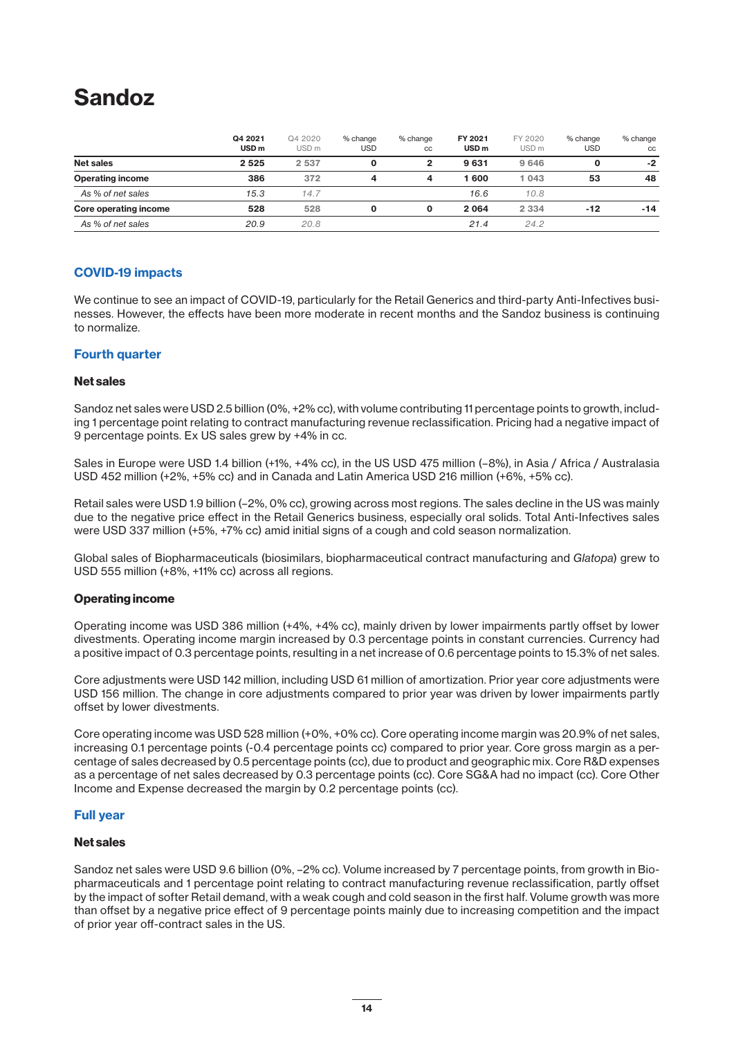# Sandoz

| | Q4 2021 USD m | Q4 2020 USD m | % change USD | % change cc | FY 2021 USD m | FY 2020 USD m | % change USD | % change cc |
|---|---|---|---|---|---|---|---|---|
| **Net sales** | **2 525** | 2 537 | **0** | **2** | **9 631** | 9 646 | **0** | **-2** |
| **Operating income** | **386** | 372 | **4** | **4** | **1 600** | 1 043 | **53** | **48** |
| *As % of net sales* | *15.3* | *14.7* | | | *16.6* | *10.8* | | |
| **Core operating income** | **528** | 528 | **0** | **0** | **2 064** | 2 334 | **-12** | **-14** |
| *As % of net sales* | *20.9* | *20.8* | | | *21.4* | *24.2* | | |

## COVID-19 impacts

We continue to see an impact of COVID-19, particularly for the Retail Generics and third-party Anti-Infectives businesses. However, the effects have been more moderate in recent months and the Sandoz business is continuing to normalize.

## Fourth quarter

### Net sales

Sandoz net sales were USD 2.5 billion (0%, +2% cc), with volume contributing 11 percentage points to growth, including 1 percentage point relating to contract manufacturing revenue reclassification. Pricing had a negative impact of 9 percentage points. Ex US sales grew by +4% in cc.

Sales in Europe were USD 1.4 billion (+1%, +4% cc), in the US USD 475 million (–8%), in Asia / Africa / Australasia USD 452 million (+2%, +5% cc) and in Canada and Latin America USD 216 million (+6%, +5% cc).

Retail sales were USD 1.9 billion (–2%, 0% cc), growing across most regions. The sales decline in the US was mainly due to the negative price effect in the Retail Generics business, especially oral solids. Total Anti-Infectives sales were USD 337 million (+5%, +7% cc) amid initial signs of a cough and cold season normalization.

Global sales of Biopharmaceuticals (biosimilars, biopharmaceutical contract manufacturing and *Glatopa*) grew to USD 555 million (+8%, +11% cc) across all regions.

### Operating income

Operating income was USD 386 million (+4%, +4% cc), mainly driven by lower impairments partly offset by lower divestments. Operating income margin increased by 0.3 percentage points in constant currencies. Currency had a positive impact of 0.3 percentage points, resulting in a net increase of 0.6 percentage points to 15.3% of net sales.

Core adjustments were USD 142 million, including USD 61 million of amortization. Prior year core adjustments were USD 156 million. The change in core adjustments compared to prior year was driven by lower impairments partly offset by lower divestments.

Core operating income was USD 528 million (+0%, +0% cc). Core operating income margin was 20.9% of net sales, increasing 0.1 percentage points (-0.4 percentage points cc) compared to prior year. Core gross margin as a percentage of sales decreased by 0.5 percentage points (cc), due to product and geographic mix. Core R&D expenses as a percentage of net sales decreased by 0.3 percentage points (cc). Core SG&A had no impact (cc). Core Other Income and Expense decreased the margin by 0.2 percentage points (cc).

## Full year

### Net sales

Sandoz net sales were USD 9.6 billion (0%, –2% cc). Volume increased by 7 percentage points, from growth in Biopharmaceuticals and 1 percentage point relating to contract manufacturing revenue reclassification, partly offset by the impact of softer Retail demand, with a weak cough and cold season in the first half. Volume growth was more than offset by a negative price effect of 9 percentage points mainly due to increasing competition and the impact of prior year off-contract sales in the US.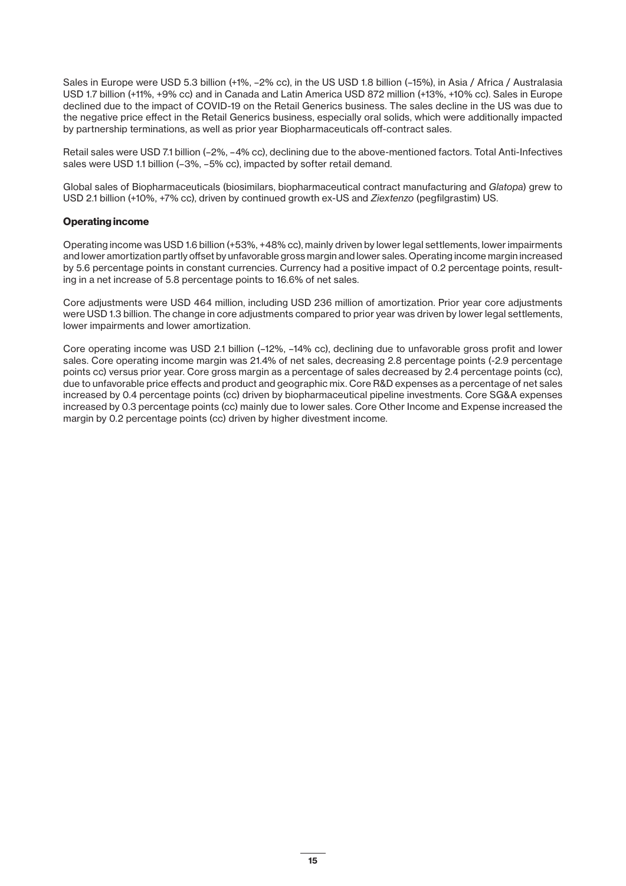Sales in Europe were USD 5.3 billion (+1%, –2% cc), in the US USD 1.8 billion (–15%), in Asia / Africa / Australasia USD 1.7 billion (+11%, +9% cc) and in Canada and Latin America USD 872 million (+13%, +10% cc). Sales in Europe declined due to the impact of COVID-19 on the Retail Generics business. The sales decline in the US was due to the negative price effect in the Retail Generics business, especially oral solids, which were additionally impacted by partnership terminations, as well as prior year Biopharmaceuticals off-contract sales.

Retail sales were USD 7.1 billion (–2%, –4% cc), declining due to the above-mentioned factors. Total Anti-Infectives sales were USD 1.1 billion (–3%, –5% cc), impacted by softer retail demand.

Global sales of Biopharmaceuticals (biosimilars, biopharmaceutical contract manufacturing and *Glatopa*) grew to USD 2.1 billion (+10%, +7% cc), driven by continued growth ex-US and *Ziextenzo* (pegfilgrastim) US.

### Operating income

Operating income was USD 1.6 billion (+53%, +48% cc), mainly driven by lower legal settlements, lower impairments and lower amortization partly offset by unfavorable gross margin and lower sales. Operating income margin increased by 5.6 percentage points in constant currencies. Currency had a positive impact of 0.2 percentage points, resulting in a net increase of 5.8 percentage points to 16.6% of net sales.

Core adjustments were USD 464 million, including USD 236 million of amortization. Prior year core adjustments were USD 1.3 billion. The change in core adjustments compared to prior year was driven by lower legal settlements, lower impairments and lower amortization.

Core operating income was USD 2.1 billion (–12%, –14% cc), declining due to unfavorable gross profit and lower sales. Core operating income margin was 21.4% of net sales, decreasing 2.8 percentage points (-2.9 percentage points cc) versus prior year. Core gross margin as a percentage of sales decreased by 2.4 percentage points (cc), due to unfavorable price effects and product and geographic mix. Core R&D expenses as a percentage of net sales increased by 0.4 percentage points (cc) driven by biopharmaceutical pipeline investments. Core SG&A expenses increased by 0.3 percentage points (cc) mainly due to lower sales. Core Other Income and Expense increased the margin by 0.2 percentage points (cc) driven by higher divestment income.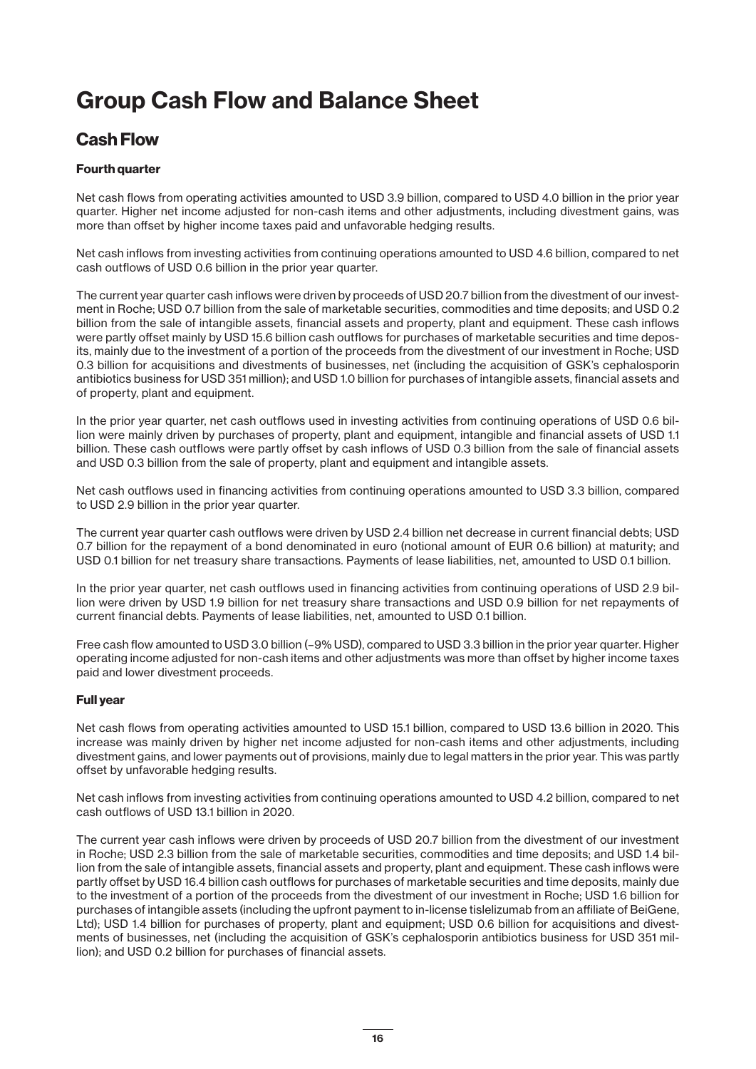# Group Cash Flow and Balance Sheet

## Cash Flow

### Fourth quarter

Net cash flows from operating activities amounted to USD 3.9 billion, compared to USD 4.0 billion in the prior year quarter. Higher net income adjusted for non-cash items and other adjustments, including divestment gains, was more than offset by higher income taxes paid and unfavorable hedging results.

Net cash inflows from investing activities from continuing operations amounted to USD 4.6 billion, compared to net cash outflows of USD 0.6 billion in the prior year quarter.

The current year quarter cash inflows were driven by proceeds of USD 20.7 billion from the divestment of our investment in Roche; USD 0.7 billion from the sale of marketable securities, commodities and time deposits; and USD 0.2 billion from the sale of intangible assets, financial assets and property, plant and equipment. These cash inflows were partly offset mainly by USD 15.6 billion cash outflows for purchases of marketable securities and time deposits, mainly due to the investment of a portion of the proceeds from the divestment of our investment in Roche; USD 0.3 billion for acquisitions and divestments of businesses, net (including the acquisition of GSK's cephalosporin antibiotics business for USD 351 million); and USD 1.0 billion for purchases of intangible assets, financial assets and of property, plant and equipment.

In the prior year quarter, net cash outflows used in investing activities from continuing operations of USD 0.6 billion were mainly driven by purchases of property, plant and equipment, intangible and financial assets of USD 1.1 billion. These cash outflows were partly offset by cash inflows of USD 0.3 billion from the sale of financial assets and USD 0.3 billion from the sale of property, plant and equipment and intangible assets.

Net cash outflows used in financing activities from continuing operations amounted to USD 3.3 billion, compared to USD 2.9 billion in the prior year quarter.

The current year quarter cash outflows were driven by USD 2.4 billion net decrease in current financial debts; USD 0.7 billion for the repayment of a bond denominated in euro (notional amount of EUR 0.6 billion) at maturity; and USD 0.1 billion for net treasury share transactions. Payments of lease liabilities, net, amounted to USD 0.1 billion.

In the prior year quarter, net cash outflows used in financing activities from continuing operations of USD 2.9 billion were driven by USD 1.9 billion for net treasury share transactions and USD 0.9 billion for net repayments of current financial debts. Payments of lease liabilities, net, amounted to USD 0.1 billion.

Free cash flow amounted to USD 3.0 billion (–9% USD), compared to USD 3.3 billion in the prior year quarter. Higher operating income adjusted for non-cash items and other adjustments was more than offset by higher income taxes paid and lower divestment proceeds.

### Full year

Net cash flows from operating activities amounted to USD 15.1 billion, compared to USD 13.6 billion in 2020. This increase was mainly driven by higher net income adjusted for non-cash items and other adjustments, including divestment gains, and lower payments out of provisions, mainly due to legal matters in the prior year. This was partly offset by unfavorable hedging results.

Net cash inflows from investing activities from continuing operations amounted to USD 4.2 billion, compared to net cash outflows of USD 13.1 billion in 2020.

The current year cash inflows were driven by proceeds of USD 20.7 billion from the divestment of our investment in Roche; USD 2.3 billion from the sale of marketable securities, commodities and time deposits; and USD 1.4 billion from the sale of intangible assets, financial assets and property, plant and equipment. These cash inflows were partly offset by USD 16.4 billion cash outflows for purchases of marketable securities and time deposits, mainly due to the investment of a portion of the proceeds from the divestment of our investment in Roche; USD 1.6 billion for purchases of intangible assets (including the upfront payment to in-license tislelizumab from an affiliate of BeiGene, Ltd); USD 1.4 billion for purchases of property, plant and equipment; USD 0.6 billion for acquisitions and divestments of businesses, net (including the acquisition of GSK's cephalosporin antibiotics business for USD 351 million); and USD 0.2 billion for purchases of financial assets.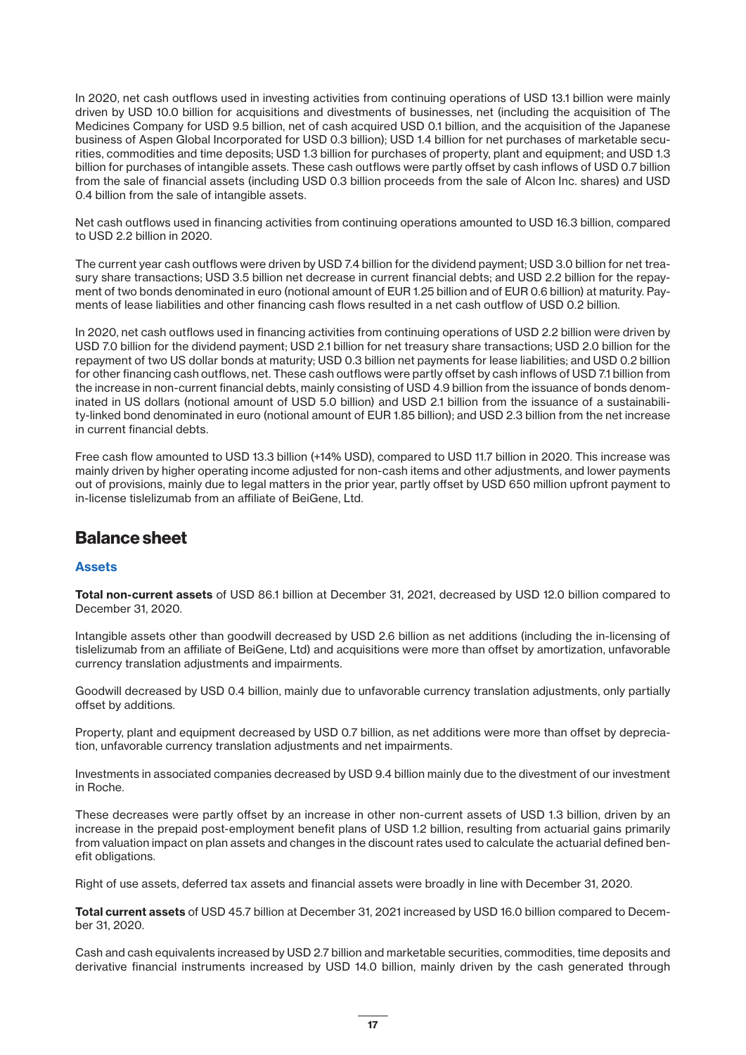In 2020, net cash outflows used in investing activities from continuing operations of USD 13.1 billion were mainly driven by USD 10.0 billion for acquisitions and divestments of businesses, net (including the acquisition of The Medicines Company for USD 9.5 billion, net of cash acquired USD 0.1 billion, and the acquisition of the Japanese business of Aspen Global Incorporated for USD 0.3 billion); USD 1.4 billion for net purchases of marketable securities, commodities and time deposits; USD 1.3 billion for purchases of property, plant and equipment; and USD 1.3 billion for purchases of intangible assets. These cash outflows were partly offset by cash inflows of USD 0.7 billion from the sale of financial assets (including USD 0.3 billion proceeds from the sale of Alcon Inc. shares) and USD 0.4 billion from the sale of intangible assets.

Net cash outflows used in financing activities from continuing operations amounted to USD 16.3 billion, compared to USD 2.2 billion in 2020.

The current year cash outflows were driven by USD 7.4 billion for the dividend payment; USD 3.0 billion for net treasury share transactions; USD 3.5 billion net decrease in current financial debts; and USD 2.2 billion for the repayment of two bonds denominated in euro (notional amount of EUR 1.25 billion and of EUR 0.6 billion) at maturity. Payments of lease liabilities and other financing cash flows resulted in a net cash outflow of USD 0.2 billion.

In 2020, net cash outflows used in financing activities from continuing operations of USD 2.2 billion were driven by USD 7.0 billion for the dividend payment; USD 2.1 billion for net treasury share transactions; USD 2.0 billion for the repayment of two US dollar bonds at maturity; USD 0.3 billion net payments for lease liabilities; and USD 0.2 billion for other financing cash outflows, net. These cash outflows were partly offset by cash inflows of USD 7.1 billion from the increase in non-current financial debts, mainly consisting of USD 4.9 billion from the issuance of bonds denominated in US dollars (notional amount of USD 5.0 billion) and USD 2.1 billion from the issuance of a sustainability-linked bond denominated in euro (notional amount of EUR 1.85 billion); and USD 2.3 billion from the net increase in current financial debts.

Free cash flow amounted to USD 13.3 billion (+14% USD), compared to USD 11.7 billion in 2020. This increase was mainly driven by higher operating income adjusted for non-cash items and other adjustments, and lower payments out of provisions, mainly due to legal matters in the prior year, partly offset by USD 650 million upfront payment to in-license tislelizumab from an affiliate of BeiGene, Ltd.

## Balance sheet

### Assets

**Total non-current assets** of USD 86.1 billion at December 31, 2021, decreased by USD 12.0 billion compared to December 31, 2020.

Intangible assets other than goodwill decreased by USD 2.6 billion as net additions (including the in-licensing of tislelizumab from an affiliate of BeiGene, Ltd) and acquisitions were more than offset by amortization, unfavorable currency translation adjustments and impairments.

Goodwill decreased by USD 0.4 billion, mainly due to unfavorable currency translation adjustments, only partially offset by additions.

Property, plant and equipment decreased by USD 0.7 billion, as net additions were more than offset by depreciation, unfavorable currency translation adjustments and net impairments.

Investments in associated companies decreased by USD 9.4 billion mainly due to the divestment of our investment in Roche.

These decreases were partly offset by an increase in other non-current assets of USD 1.3 billion, driven by an increase in the prepaid post-employment benefit plans of USD 1.2 billion, resulting from actuarial gains primarily from valuation impact on plan assets and changes in the discount rates used to calculate the actuarial defined benefit obligations.

Right of use assets, deferred tax assets and financial assets were broadly in line with December 31, 2020.

**Total current assets** of USD 45.7 billion at December 31, 2021 increased by USD 16.0 billion compared to December 31, 2020.

Cash and cash equivalents increased by USD 2.7 billion and marketable securities, commodities, time deposits and derivative financial instruments increased by USD 14.0 billion, mainly driven by the cash generated through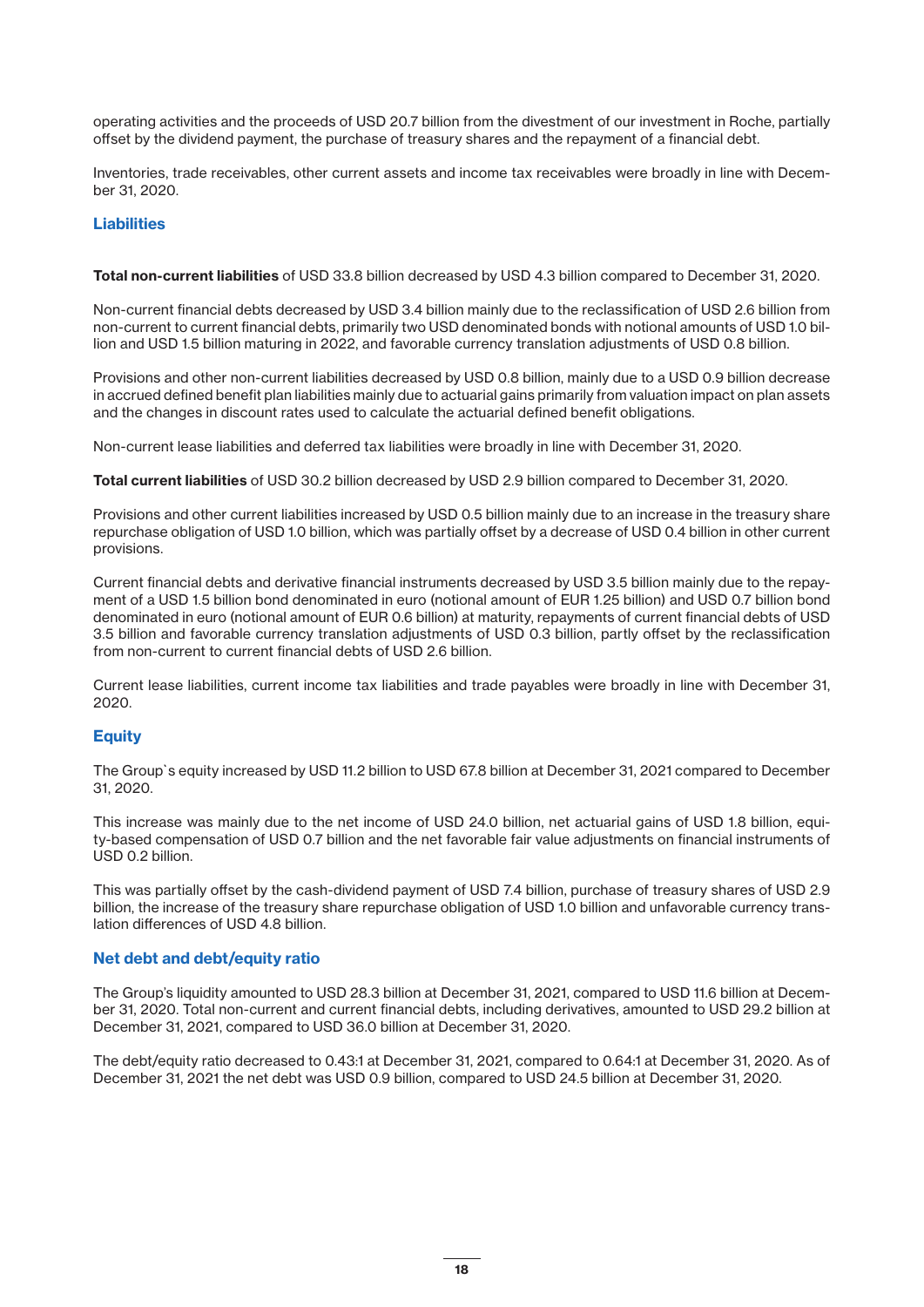operating activities and the proceeds of USD 20.7 billion from the divestment of our investment in Roche, partially offset by the dividend payment, the purchase of treasury shares and the repayment of a financial debt.

Inventories, trade receivables, other current assets and income tax receivables were broadly in line with December 31, 2020.

### Liabilities

**Total non-current liabilities** of USD 33.8 billion decreased by USD 4.3 billion compared to December 31, 2020.

Non-current financial debts decreased by USD 3.4 billion mainly due to the reclassification of USD 2.6 billion from non-current to current financial debts, primarily two USD denominated bonds with notional amounts of USD 1.0 billion and USD 1.5 billion maturing in 2022, and favorable currency translation adjustments of USD 0.8 billion.

Provisions and other non-current liabilities decreased by USD 0.8 billion, mainly due to a USD 0.9 billion decrease in accrued defined benefit plan liabilities mainly due to actuarial gains primarily from valuation impact on plan assets and the changes in discount rates used to calculate the actuarial defined benefit obligations.

Non-current lease liabilities and deferred tax liabilities were broadly in line with December 31, 2020.

**Total current liabilities** of USD 30.2 billion decreased by USD 2.9 billion compared to December 31, 2020.

Provisions and other current liabilities increased by USD 0.5 billion mainly due to an increase in the treasury share repurchase obligation of USD 1.0 billion, which was partially offset by a decrease of USD 0.4 billion in other current provisions.

Current financial debts and derivative financial instruments decreased by USD 3.5 billion mainly due to the repayment of a USD 1.5 billion bond denominated in euro (notional amount of EUR 1.25 billion) and USD 0.7 billion bond denominated in euro (notional amount of EUR 0.6 billion) at maturity, repayments of current financial debts of USD 3.5 billion and favorable currency translation adjustments of USD 0.3 billion, partly offset by the reclassification from non-current to current financial debts of USD 2.6 billion.

Current lease liabilities, current income tax liabilities and trade payables were broadly in line with December 31, 2020.

### Equity

The Group`s equity increased by USD 11.2 billion to USD 67.8 billion at December 31, 2021 compared to December 31, 2020.

This increase was mainly due to the net income of USD 24.0 billion, net actuarial gains of USD 1.8 billion, equity-based compensation of USD 0.7 billion and the net favorable fair value adjustments on financial instruments of USD 0.2 billion.

This was partially offset by the cash-dividend payment of USD 7.4 billion, purchase of treasury shares of USD 2.9 billion, the increase of the treasury share repurchase obligation of USD 1.0 billion and unfavorable currency translation differences of USD 4.8 billion.

### Net debt and debt/equity ratio

The Group's liquidity amounted to USD 28.3 billion at December 31, 2021, compared to USD 11.6 billion at December 31, 2020. Total non-current and current financial debts, including derivatives, amounted to USD 29.2 billion at December 31, 2021, compared to USD 36.0 billion at December 31, 2020.

The debt/equity ratio decreased to 0.43:1 at December 31, 2021, compared to 0.64:1 at December 31, 2020. As of December 31, 2021 the net debt was USD 0.9 billion, compared to USD 24.5 billion at December 31, 2020.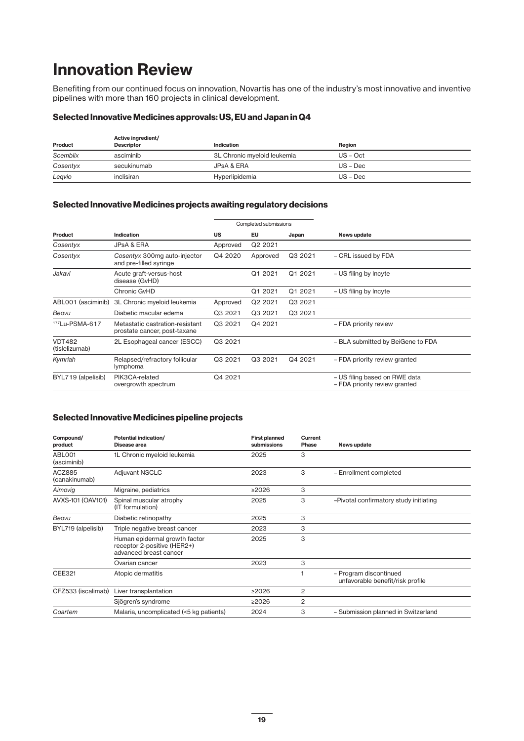# Innovation Review

Benefiting from our continued focus on innovation, Novartis has one of the industry's most innovative and inventive pipelines with more than 160 projects in clinical development.

### Selected Innovative Medicines approvals: US, EU and Japan in Q4

| Product | Active ingredient/ Descriptor | Indication | Region |
|---|---|---|---|
| *Scemblix* | asciminib | 3L Chronic myeloid leukemia | US – Oct |
| *Cosentyx* | secukinumab | JPsA & ERA | US – Dec |
| *Leqvio* | inclisiran | Hyperlipidemia | US – Dec |

### Selected Innovative Medicines projects awaiting regulatory decisions

| | | Completed submissions | | | |
|---|---|---|---|---|---|
| Product | Indication | US | EU | Japan | News update |
| *Cosentyx* | JPsA & ERA | Approved | Q2 2021 | | |
| *Cosentyx* | *Cosentyx* 300mg auto-injector and pre-filled syringe | Q4 2020 | Approved | Q3 2021 | – CRL issued by FDA |
| *Jakavi* | Acute graft-versus-host disease (GvHD) | | Q1 2021 | Q1 2021 | – US filing by Incyte |
| | Chronic GvHD | | Q1 2021 | Q1 2021 | – US filing by Incyte |
| ABL001 (asciminib) | 3L Chronic myeloid leukemia | Approved | Q2 2021 | Q3 2021 | |
| *Beovu* | Diabetic macular edema | Q3 2021 | Q3 2021 | Q3 2021 | |
| $^{177}$Lu-PSMA-617 | Metastatic castration-resistant prostate cancer, post-taxane | Q3 2021 | Q4 2021 | | – FDA priority review |
| VDT482 (tislelizumab) | 2L Esophageal cancer (ESCC) | Q3 2021 | | | – BLA submitted by BeiGene to FDA |
| *Kymriah* | Relapsed/refractory follicular lymphoma | Q3 2021 | Q3 2021 | Q4 2021 | – FDA priority review granted |
| BYL719 (alpelisib) | PIK3CA-related overgrowth spectrum | Q4 2021 | | | – US filing based on RWE data<br>– FDA priority review granted |

### Selected Innovative Medicines pipeline projects

| Compound/ product | Potential indication/ Disease area | First planned submissions | Current Phase | News update |
|---|---|---|---|---|
| ABL001 (asciminib) | 1L Chronic myeloid leukemia | 2025 | 3 | |
| ACZ885 (canakinumab) | Adjuvant NSCLC | 2023 | 3 | – Enrollment completed |
| *Aimovig* | Migraine, pediatrics | ≥2026 | 3 | |
| AVXS-101 (OAV101) | Spinal muscular atrophy (IT formulation) | 2025 | 3 | –Pivotal confirmatory study initiating |
| *Beovu* | Diabetic retinopathy | 2025 | 3 | |
| BYL719 (alpelisib) | Triple negative breast cancer | 2023 | 3 | |
| | Human epidermal growth factor receptor 2-positive (HER2+) advanced breast cancer | 2025 | 3 | |
| | Ovarian cancer | 2023 | 3 | |
| CEE321 | Atopic dermatitis | | 1 | – Program discontinued unfavorable benefit/risk profile |
| CFZ533 (iscalimab) | Liver transplantation | ≥2026 | 2 | |
| | Sjögren's syndrome | ≥2026 | 2 | |
| *Coartem* | Malaria, uncomplicated (<5 kg patients) | 2024 | 3 | – Submission planned in Switzerland |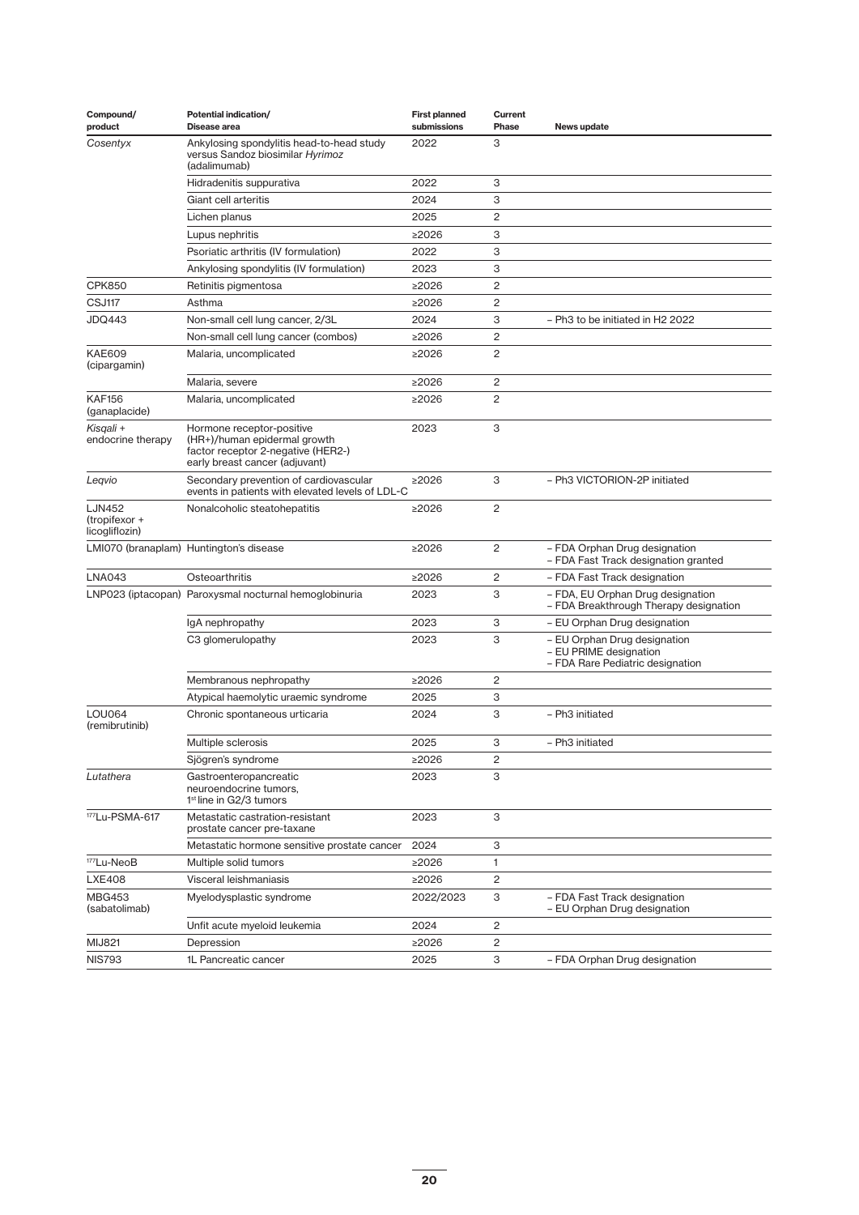| Compound/ product | Potential indication/ Disease area | First planned submissions | Current Phase | News update |
|---|---|---|---|---|
| *Cosentyx* | Ankylosing spondylitis head-to-head study versus Sandoz biosimilar *Hyrimoz* (adalimumab) | 2022 | 3 | |
| | Hidradenitis suppurativa | 2022 | 3 | |
| | Giant cell arteritis | 2024 | 3 | |
| | Lichen planus | 2025 | 2 | |
| | Lupus nephritis | ≥2026 | 3 | |
| | Psoriatic arthritis (IV formulation) | 2022 | 3 | |
| | Ankylosing spondylitis (IV formulation) | 2023 | 3 | |
| CPK850 | Retinitis pigmentosa | ≥2026 | 2 | |
| CSJ117 | Asthma | ≥2026 | 2 | |
| JDQ443 | Non-small cell lung cancer, 2/3L | 2024 | 3 | – Ph3 to be initiated in H2 2022 |
| | Non-small cell lung cancer (combos) | ≥2026 | 2 | |
| KAE609 (cipargamin) | Malaria, uncomplicated | ≥2026 | 2 | |
| | Malaria, severe | ≥2026 | 2 | |
| KAF156 (ganaplacide) | Malaria, uncomplicated | ≥2026 | 2 | |
| *Kisqali* + endocrine therapy | Hormone receptor-positive (HR+)/human epidermal growth factor receptor 2-negative (HER2-) early breast cancer (adjuvant) | 2023 | 3 | |
| *Leqvio* | Secondary prevention of cardiovascular events in patients with elevated levels of LDL-C | ≥2026 | 3 | – Ph3 VICTORION-2P initiated |
| LJN452 (tropifexor + licogliflozin) | Nonalcoholic steatohepatitis | ≥2026 | 2 | |
| LMI070 (branaplam) | Huntington's disease | ≥2026 | 2 | – FDA Orphan Drug designation<br>– FDA Fast Track designation granted |
| LNA043 | Osteoarthritis | ≥2026 | 2 | – FDA Fast Track designation |
| LNP023 (iptacopan) | Paroxysmal nocturnal hemoglobinuria | 2023 | 3 | – FDA, EU Orphan Drug designation<br>– FDA Breakthrough Therapy designation |
| | IgA nephropathy | 2023 | 3 | – EU Orphan Drug designation |
| | C3 glomerulopathy | 2023 | 3 | – EU Orphan Drug designation<br>– EU PRIME designation<br>– FDA Rare Pediatric designation |
| | Membranous nephropathy | ≥2026 | 2 | |
| | Atypical haemolytic uraemic syndrome | 2025 | 3 | |
| LOU064 (remibrutinib) | Chronic spontaneous urticaria | 2024 | 3 | – Ph3 initiated |
| | Multiple sclerosis | 2025 | 3 | – Ph3 initiated |
| | Sjögren's syndrome | ≥2026 | 2 | |
| *Lutathera* | Gastroenteropancreatic neuroendocrine tumors, 1st line in G2/3 tumors | 2023 | 3 | |
| $^{177}$Lu-PSMA-617 | Metastatic castration-resistant prostate cancer pre-taxane | 2023 | 3 | |
| | Metastatic hormone sensitive prostate cancer | 2024 | 3 | |
| $^{177}$Lu-NeoB | Multiple solid tumors | ≥2026 | 1 | |
| LXE408 | Visceral leishmaniasis | ≥2026 | 2 | |
| MBG453 (sabatolimab) | Myelodysplastic syndrome | 2022/2023 | 3 | – FDA Fast Track designation<br>– EU Orphan Drug designation |
| | Unfit acute myeloid leukemia | 2024 | 2 | |
| MIJ821 | Depression | ≥2026 | 2 | |
| NIS793 | 1L Pancreatic cancer | 2025 | 3 | – FDA Orphan Drug designation |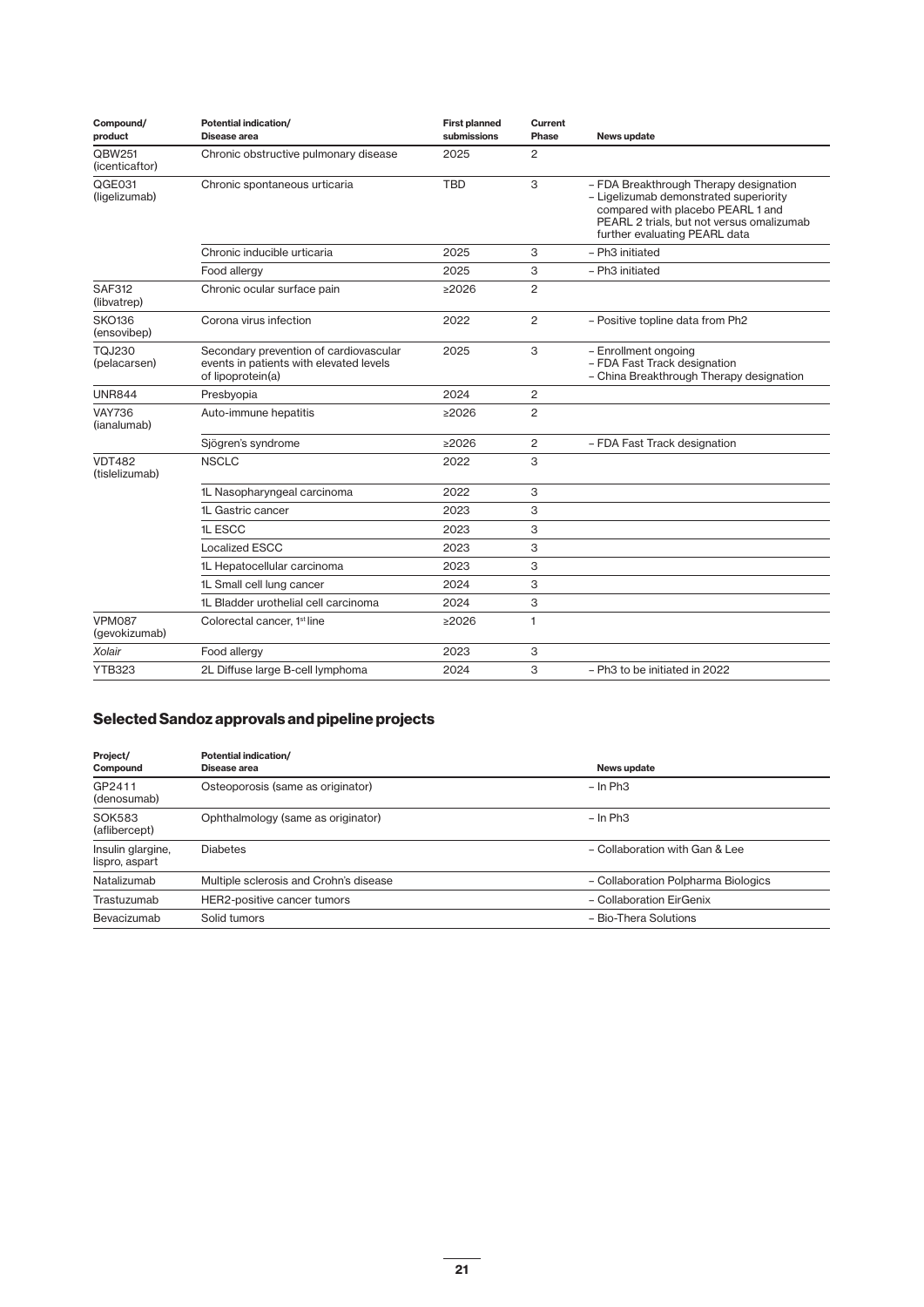| Compound/ product | Potential indication/ Disease area | First planned submissions | Current Phase | News update |
|---|---|---|---|---|
| QBW251 (icenticaftor) | Chronic obstructive pulmonary disease | 2025 | 2 | |
| QGE031 (ligelizumab) | Chronic spontaneous urticaria | TBD | 3 | – FDA Breakthrough Therapy designation<br>– Ligelizumab demonstrated superiority compared with placebo PEARL 1 and PEARL 2 trials, but not versus omalizumab further evaluating PEARL data |
| | Chronic inducible urticaria | 2025 | 3 | – Ph3 initiated |
| | Food allergy | 2025 | 3 | – Ph3 initiated |
| SAF312 (libvatrep) | Chronic ocular surface pain | ≥2026 | 2 | |
| SKO136 (ensovibep) | Corona virus infection | 2022 | 2 | – Positive topline data from Ph2 |
| TQJ230 (pelacarsen) | Secondary prevention of cardiovascular events in patients with elevated levels of lipoprotein(a) | 2025 | 3 | – Enrollment ongoing<br>– FDA Fast Track designation<br>– China Breakthrough Therapy designation |
| UNR844 | Presbyopia | 2024 | 2 | |
| VAY736 (ianalumab) | Auto-immune hepatitis | ≥2026 | 2 | |
| | Sjögren's syndrome | ≥2026 | 2 | – FDA Fast Track designation |
| VDT482 (tislelizumab) | NSCLC | 2022 | 3 | |
| | 1L Nasopharyngeal carcinoma | 2022 | 3 | |
| | 1L Gastric cancer | 2023 | 3 | |
| | 1L ESCC | 2023 | 3 | |
| | Localized ESCC | 2023 | 3 | |
| | 1L Hepatocellular carcinoma | 2023 | 3 | |
| | 1L Small cell lung cancer | 2024 | 3 | |
| | 1L Bladder urothelial cell carcinoma | 2024 | 3 | |
| VPM087 (gevokizumab) | Colorectal cancer, 1st line | ≥2026 | 1 | |
| *Xolair* | Food allergy | 2023 | 3 | |
| YTB323 | 2L Diffuse large B-cell lymphoma | 2024 | 3 | – Ph3 to be initiated in 2022 |

## Selected Sandoz approvals and pipeline projects

| Project/ Compound | Potential indication/ Disease area | News update |
|---|---|---|
| GP2411 (denosumab) | Osteoporosis (same as originator) | – In Ph3 |
| SOK583 (aflibercept) | Ophthalmology (same as originator) | – In Ph3 |
| Insulin glargine, lispro, aspart | Diabetes | – Collaboration with Gan & Lee |
| Natalizumab | Multiple sclerosis and Crohn's disease | – Collaboration Polpharma Biologics |
| Trastuzumab | HER2-positive cancer tumors | – Collaboration EirGenix |
| Bevacizumab | Solid tumors | – Bio-Thera Solutions |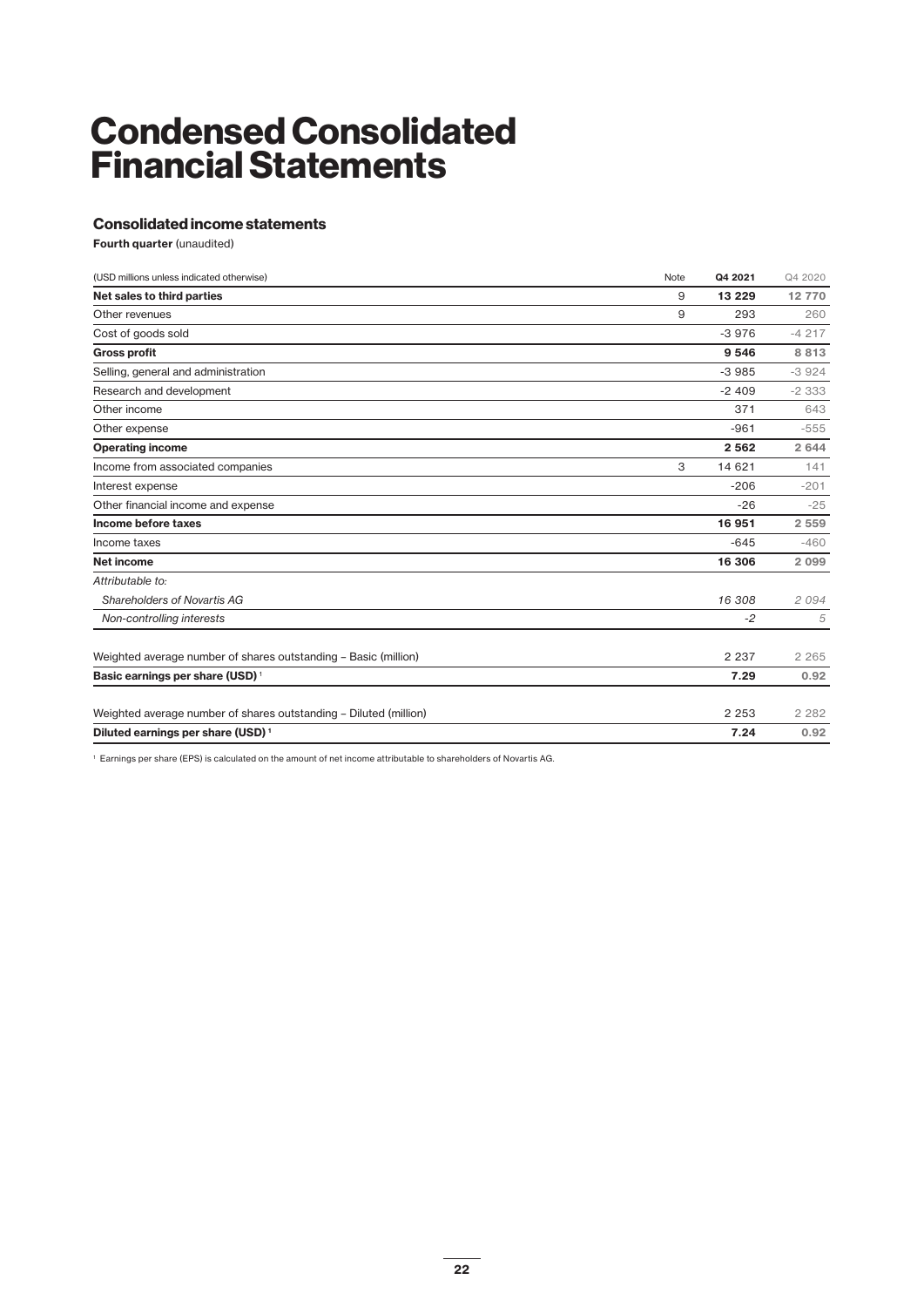# Condensed Consolidated Financial Statements

### Consolidated income statements

**Fourth quarter** (unaudited)

| (USD millions unless indicated otherwise) | Note | Q4 2021 | Q4 2020 |
|---|---|---|---|
| **Net sales to third parties** | 9 | **13 229** | **12 770** |
| Other revenues | 9 | 293 | 260 |
| Cost of goods sold | | -3 976 | -4 217 |
| **Gross profit** | | **9 546** | **8 813** |
| Selling, general and administration | | -3 985 | -3 924 |
| Research and development | | -2 409 | -2 333 |
| Other income | | 371 | 643 |
| Other expense | | -961 | -555 |
| **Operating income** | | **2 562** | **2 644** |
| Income from associated companies | 3 | 14 621 | 141 |
| Interest expense | | -206 | -201 |
| Other financial income and expense | | -26 | -25 |
| **Income before taxes** | | **16 951** | **2 559** |
| Income taxes | | -645 | -460 |
| **Net income** | | **16 306** | **2 099** |
| *Attributable to:* | | | |
| *Shareholders of Novartis AG* | | *16 308* | *2 094* |
| *Non-controlling interests* | | *-2* | *5* |
| | | | |
| Weighted average number of shares outstanding – Basic (million) | | 2 237 | 2 265 |
| **Basic earnings per share (USD)** [1] | | **7.29** | **0.92** |
| | | | |
| Weighted average number of shares outstanding – Diluted (million) | | 2 253 | 2 282 |
| **Diluted earnings per share (USD)** [1] | | **7.24** | **0.92** |

[1] Earnings per share (EPS) is calculated on the amount of net income attributable to shareholders of Novartis AG.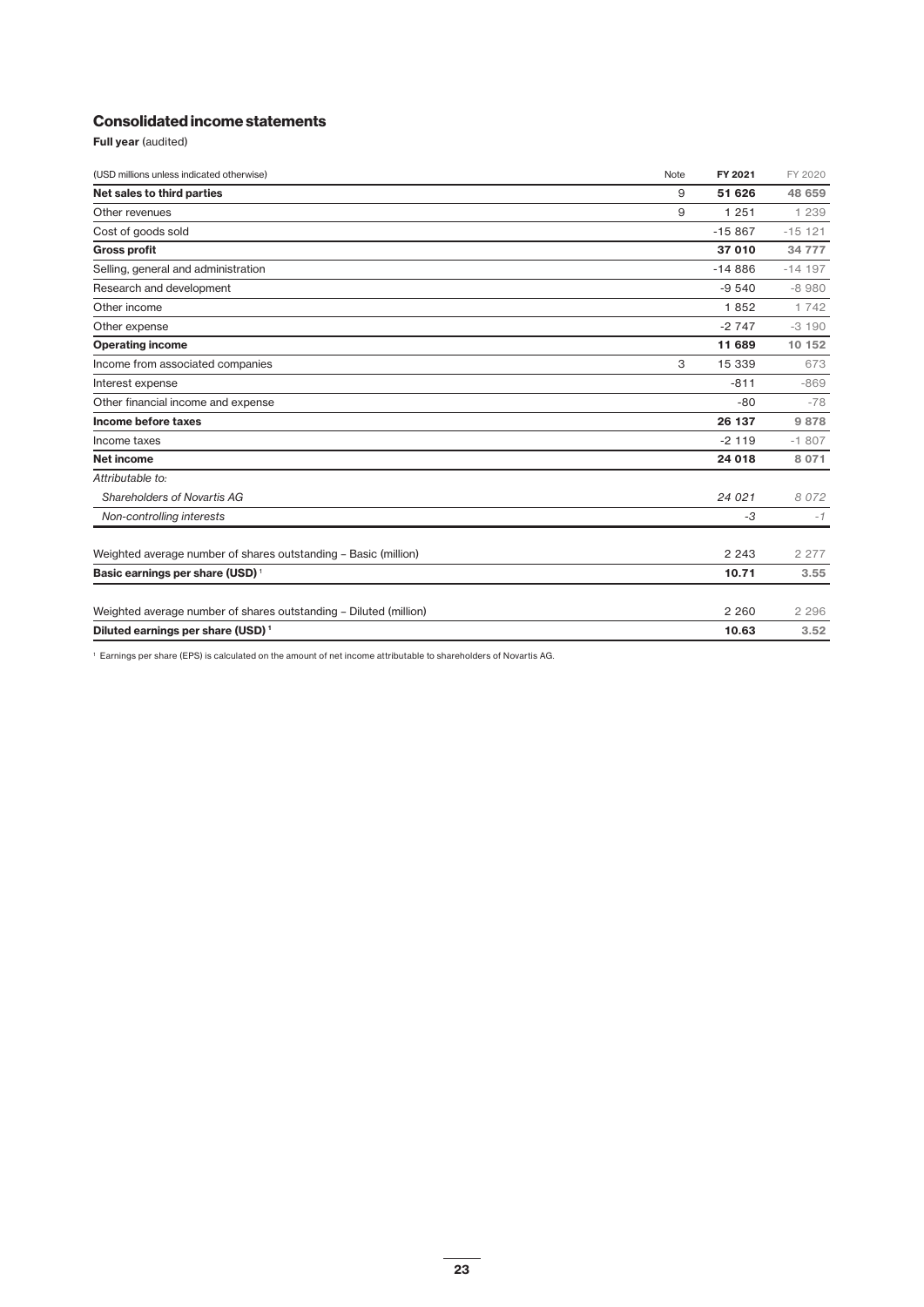## Consolidated income statements

**Full year** (audited)

| (USD millions unless indicated otherwise) | Note | FY 2021 | FY 2020 |
|---|---|---|---|
| **Net sales to third parties** | 9 | **51 626** | **48 659** |
| Other revenues | 9 | 1 251 | 1 239 |
| Cost of goods sold | | -15 867 | -15 121 |
| **Gross profit** | | **37 010** | **34 777** |
| Selling, general and administration | | -14 886 | -14 197 |
| Research and development | | -9 540 | -8 980 |
| Other income | | 1 852 | 1 742 |
| Other expense | | -2 747 | -3 190 |
| **Operating income** | | **11 689** | **10 152** |
| Income from associated companies | 3 | 15 339 | 673 |
| Interest expense | | -811 | -869 |
| Other financial income and expense | | -80 | -78 |
| **Income before taxes** | | **26 137** | **9 878** |
| Income taxes | | -2 119 | -1 807 |
| **Net income** | | **24 018** | **8 071** |
| *Attributable to:* | | | |
| *Shareholders of Novartis AG* | | *24 021* | *8 072* |
| *Non-controlling interests* | | *-3* | *-1* |
| | | | |
| Weighted average number of shares outstanding – Basic (million) | | 2 243 | 2 277 |
| **Basic earnings per share (USD)** [1] | | **10.71** | **3.55** |
| | | | |
| Weighted average number of shares outstanding – Diluted (million) | | 2 260 | 2 296 |
| **Diluted earnings per share (USD)** [1] | | **10.63** | **3.52** |

[1] Earnings per share (EPS) is calculated on the amount of net income attributable to shareholders of Novartis AG.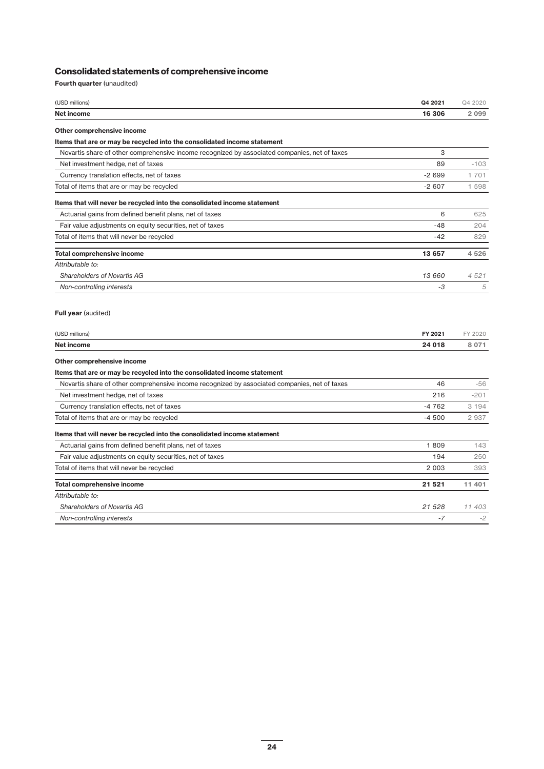## Consolidated statements of comprehensive income

**Fourth quarter** (unaudited)

| (USD millions) | Q4 2021 | Q4 2020 |
|---|---|---|
| **Net income** | **16 306** | **2 099** |
| **Other comprehensive income** | | |
| **Items that are or may be recycled into the consolidated income statement** | | |
| Novartis share of other comprehensive income recognized by associated companies, net of taxes | 3 | |
| Net investment hedge, net of taxes | 89 | -103 |
| Currency translation effects, net of taxes | -2 699 | 1 701 |
| Total of items that are or may be recycled | -2 607 | 1 598 |
| **Items that will never be recycled into the consolidated income statement** | | |
| Actuarial gains from defined benefit plans, net of taxes | 6 | 625 |
| Fair value adjustments on equity securities, net of taxes | -48 | 204 |
| Total of items that will never be recycled | -42 | 829 |
| **Total comprehensive income** | **13 657** | **4 526** |
| *Attributable to:* | | |
| *Shareholders of Novartis AG* | *13 660* | *4 521* |
| *Non-controlling interests* | *-3* | *5* |

**Full year** (audited)

| (USD millions) | FY 2021 | FY 2020 |
|---|---|---|
| **Net income** | **24 018** | **8 071** |
| **Other comprehensive income** | | |
| **Items that are or may be recycled into the consolidated income statement** | | |
| Novartis share of other comprehensive income recognized by associated companies, net of taxes | 46 | -56 |
| Net investment hedge, net of taxes | 216 | -201 |
| Currency translation effects, net of taxes | -4 762 | 3 194 |
| Total of items that are or may be recycled | -4 500 | 2 937 |
| **Items that will never be recycled into the consolidated income statement** | | |
| Actuarial gains from defined benefit plans, net of taxes | 1 809 | 143 |
| Fair value adjustments on equity securities, net of taxes | 194 | 250 |
| Total of items that will never be recycled | 2 003 | 393 |
| **Total comprehensive income** | **21 521** | **11 401** |
| *Attributable to:* | | |
| *Shareholders of Novartis AG* | *21 528* | *11 403* |
| *Non-controlling interests* | *-7* | *-2* |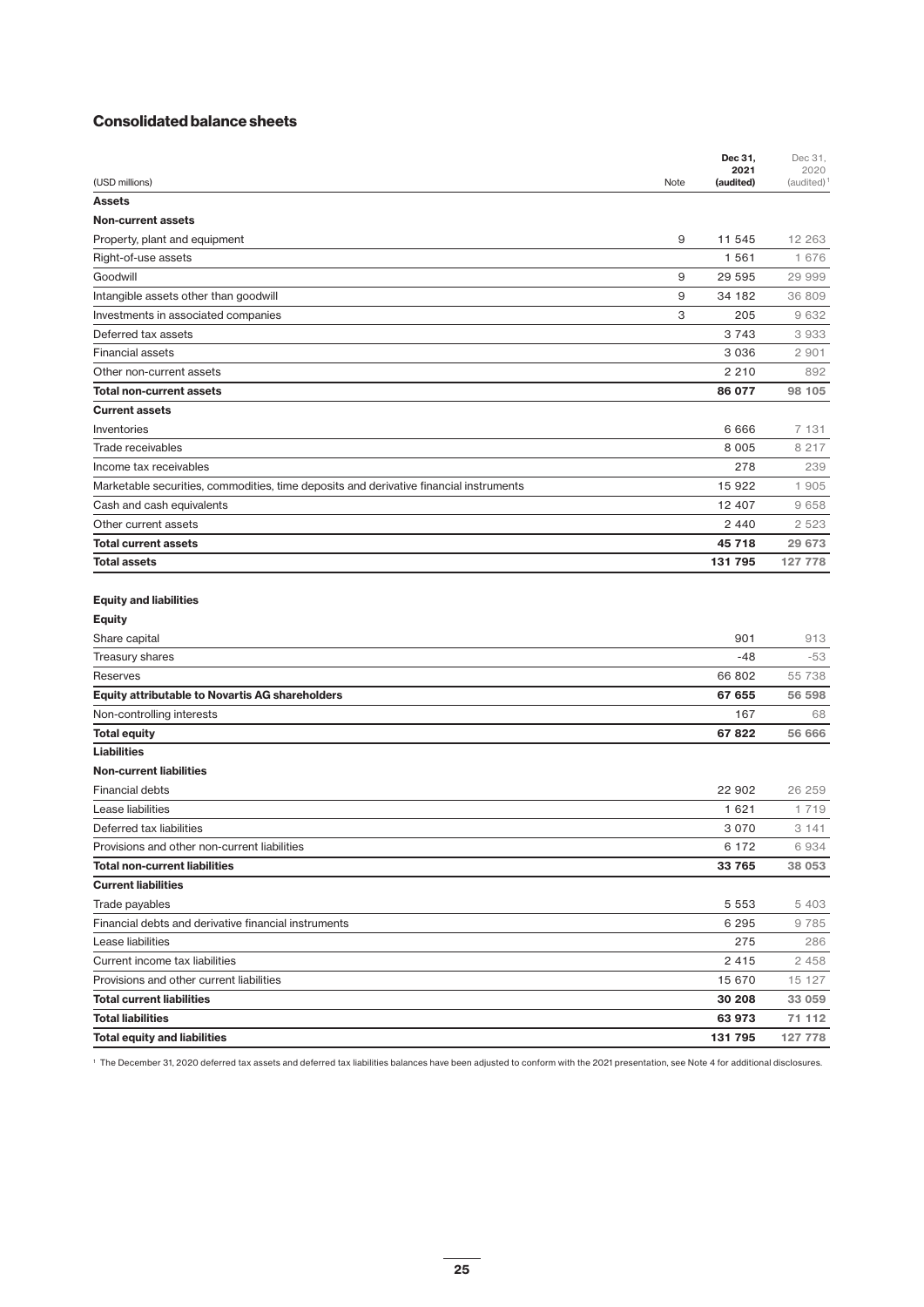## Consolidated balance sheets

| (USD millions) | Note | Dec 31, 2021 (audited) | Dec 31, 2020 (audited)[1] |
|---|---|---|---|
| **Assets** | | | |
| **Non-current assets** | | | |
| Property, plant and equipment | 9 | 11 545 | 12 263 |
| Right-of-use assets | | 1 561 | 1 676 |
| Goodwill | 9 | 29 595 | 29 999 |
| Intangible assets other than goodwill | 9 | 34 182 | 36 809 |
| Investments in associated companies | 3 | 205 | 9 632 |
| Deferred tax assets | | 3 743 | 3 933 |
| Financial assets | | 3 036 | 2 901 |
| Other non-current assets | | 2 210 | 892 |
| **Total non-current assets** | | **86 077** | **98 105** |
| **Current assets** | | | |
| Inventories | | 6 666 | 7 131 |
| Trade receivables | | 8 005 | 8 217 |
| Income tax receivables | | 278 | 239 |
| Marketable securities, commodities, time deposits and derivative financial instruments | | 15 922 | 1 905 |
| Cash and cash equivalents | | 12 407 | 9 658 |
| Other current assets | | 2 440 | 2 523 |
| **Total current assets** | | **45 718** | **29 673** |
| **Total assets** | | **131 795** | **127 778** |
| | | | |
| **Equity and liabilities** | | | |
| **Equity** | | | |
| Share capital | | 901 | 913 |
| Treasury shares | | -48 | -53 |
| Reserves | | 66 802 | 55 738 |
| **Equity attributable to Novartis AG shareholders** | | **67 655** | **56 598** |
| Non-controlling interests | | 167 | 68 |
| **Total equity** | | **67 822** | **56 666** |
| **Liabilities** | | | |
| **Non-current liabilities** | | | |
| Financial debts | | 22 902 | 26 259 |
| Lease liabilities | | 1 621 | 1 719 |
| Deferred tax liabilities | | 3 070 | 3 141 |
| Provisions and other non-current liabilities | | 6 172 | 6 934 |
| **Total non-current liabilities** | | **33 765** | **38 053** |
| **Current liabilities** | | | |
| Trade payables | | 5 553 | 5 403 |
| Financial debts and derivative financial instruments | | 6 295 | 9 785 |
| Lease liabilities | | 275 | 286 |
| Current income tax liabilities | | 2 415 | 2 458 |
| Provisions and other current liabilities | | 15 670 | 15 127 |
| **Total current liabilities** | | **30 208** | **33 059** |
| **Total liabilities** | | **63 973** | **71 112** |
| **Total equity and liabilities** | | **131 795** | **127 778** |

[1] The December 31, 2020 deferred tax assets and deferred tax liabilities balances have been adjusted to conform with the 2021 presentation, see Note 4 for additional disclosures.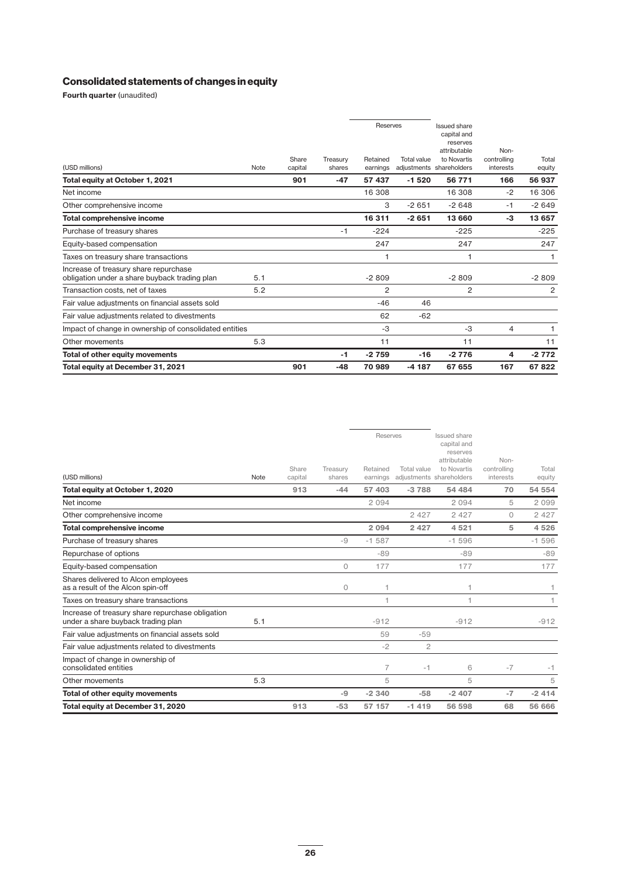## Consolidated statements of changes in equity

**Fourth quarter** (unaudited)

| (USD millions) | Note | Share capital | Treasury shares | Reserves: Retained earnings | Reserves: Total value adjustments | Issued share capital and reserves attributable to Novartis shareholders | Non-controlling interests | Total equity |
|---|---|---|---|---|---|---|---|---|
| **Total equity at October 1, 2021** | | **901** | **-47** | **57 437** | **-1 520** | **56 771** | **166** | **56 937** |
| Net income | | | | 16 308 | | 16 308 | -2 | 16 306 |
| Other comprehensive income | | | | 3 | -2 651 | -2 648 | -1 | -2 649 |
| **Total comprehensive income** | | | | **16 311** | **-2 651** | **13 660** | **-3** | **13 657** |
| Purchase of treasury shares | | | -1 | -224 | | -225 | | -225 |
| Equity-based compensation | | | | 247 | | 247 | | 247 |
| Taxes on treasury share transactions | | | | 1 | | 1 | | 1 |
| Increase of treasury share repurchase obligation under a share buyback trading plan | 5.1 | | | -2 809 | | -2 809 | | -2 809 |
| Transaction costs, net of taxes | 5.2 | | | 2 | | 2 | | 2 |
| Fair value adjustments on financial assets sold | | | | -46 | 46 | | | |
| Fair value adjustments related to divestments | | | | 62 | -62 | | | |
| Impact of change in ownership of consolidated entities | | | | -3 | | -3 | 4 | 1 |
| Other movements | 5.3 | | | 11 | | 11 | | 11 |
| **Total of other equity movements** | | | **-1** | **-2 759** | **-16** | **-2 776** | **4** | **-2 772** |
| **Total equity at December 31, 2021** | | **901** | **-48** | **70 989** | **-4 187** | **67 655** | **167** | **67 822** |

| (USD millions) | Note | Share capital | Treasury shares | Reserves: Retained earnings | Reserves: Total value adjustments | Issued share capital and reserves attributable to Novartis shareholders | Non-controlling interests | Total equity |
|---|---|---|---|---|---|---|---|---|
| **Total equity at October 1, 2020** | | **913** | **-44** | **57 403** | **-3 788** | **54 484** | **70** | **54 554** |
| Net income | | | | 2 094 | | 2 094 | 5 | 2 099 |
| Other comprehensive income | | | | | 2 427 | 2 427 | 0 | 2 427 |
| **Total comprehensive income** | | | | **2 094** | **2 427** | **4 521** | **5** | **4 526** |
| Purchase of treasury shares | | | -9 | -1 587 | | -1 596 | | -1 596 |
| Repurchase of options | | | | -89 | | -89 | | -89 |
| Equity-based compensation | | | 0 | 177 | | 177 | | 177 |
| Shares delivered to Alcon employees as a result of the Alcon spin-off | | | 0 | 1 | | 1 | | 1 |
| Taxes on treasury share transactions | | | | 1 | | 1 | | 1 |
| Increase of treasury share repurchase obligation under a share buyback trading plan | 5.1 | | | -912 | | -912 | | -912 |
| Fair value adjustments on financial assets sold | | | | 59 | -59 | | | |
| Fair value adjustments related to divestments | | | | -2 | 2 | | | |
| Impact of change in ownership of consolidated entities | | | | 7 | -1 | 6 | -7 | -1 |
| Other movements | 5.3 | | | 5 | | 5 | | 5 |
| **Total of other equity movements** | | | **-9** | **-2 340** | **-58** | **-2 407** | **-7** | **-2 414** |
| **Total equity at December 31, 2020** | | **913** | **-53** | **57 157** | **-1 419** | **56 598** | **68** | **56 666** |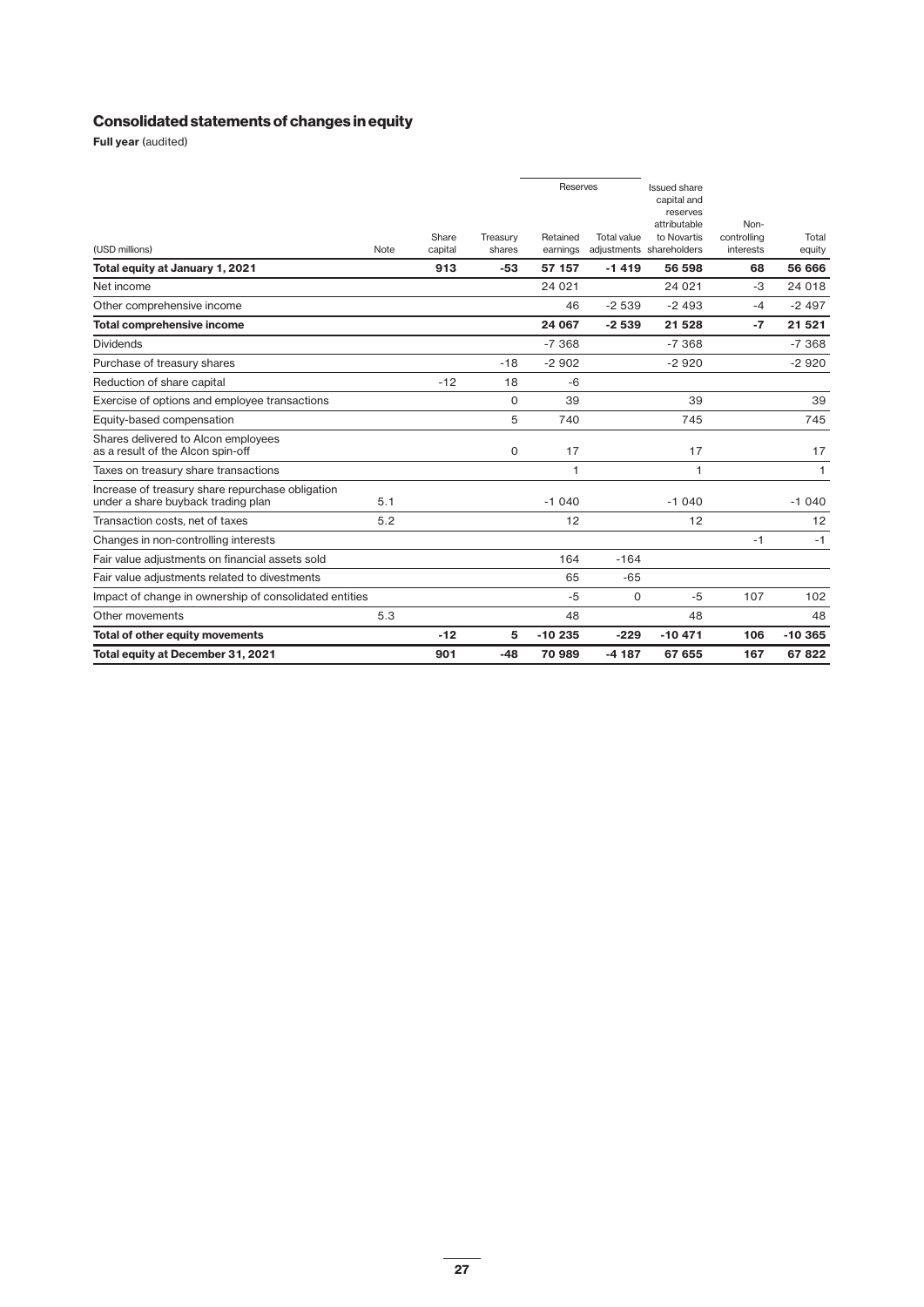## Consolidated statements of changes in equity

**Full year** (audited)

| (USD millions) | Note | Share capital | Treasury shares | Reserves | | Issued share capital and reserves attributable to Novartis shareholders | Non-controlling interests | Total equity |
|---|---|---|---|---|---|---|---|---|
| | | | | Retained earnings | Total value adjustments | | | |
| **Total equity at January 1, 2021** | | **913** | **-53** | **57 157** | **-1 419** | **56 598** | **68** | **56 666** |
| Net income | | | | 24 021 | | 24 021 | -3 | 24 018 |
| Other comprehensive income | | | | 46 | -2 539 | -2 493 | -4 | -2 497 |
| **Total comprehensive income** | | | | **24 067** | **-2 539** | **21 528** | **-7** | **21 521** |
| Dividends | | | | -7 368 | | -7 368 | | -7 368 |
| Purchase of treasury shares | | | -18 | -2 902 | | -2 920 | | -2 920 |
| Reduction of share capital | | -12 | 18 | -6 | | | | |
| Exercise of options and employee transactions | | | 0 | 39 | | 39 | | 39 |
| Equity-based compensation | | | 5 | 740 | | 745 | | 745 |
| Shares delivered to Alcon employees as a result of the Alcon spin-off | | | 0 | 17 | | 17 | | 17 |
| Taxes on treasury share transactions | | | | 1 | | 1 | | 1 |
| Increase of treasury share repurchase obligation under a share buyback trading plan | 5.1 | | | -1 040 | | -1 040 | | -1 040 |
| Transaction costs, net of taxes | 5.2 | | | 12 | | 12 | | 12 |
| Changes in non-controlling interests | | | | | | | -1 | -1 |
| Fair value adjustments on financial assets sold | | | | 164 | -164 | | | |
| Fair value adjustments related to divestments | | | | 65 | -65 | | | |
| Impact of change in ownership of consolidated entities | | | | -5 | 0 | -5 | 107 | 102 |
| Other movements | 5.3 | | | 48 | | 48 | | 48 |
| **Total of other equity movements** | | **-12** | **5** | **-10 235** | **-229** | **-10 471** | **106** | **-10 365** |
| **Total equity at December 31, 2021** | | **901** | **-48** | **70 989** | **-4 187** | **67 655** | **167** | **67 822** |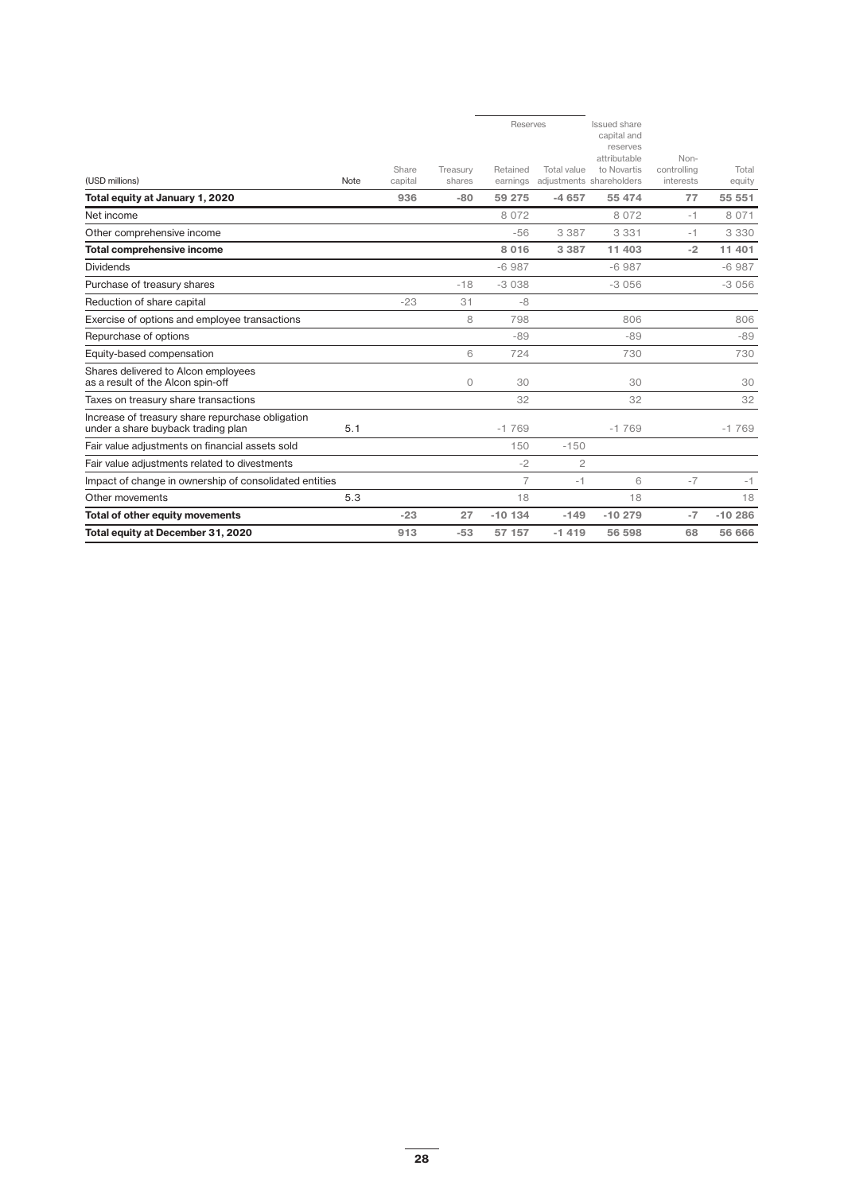| (USD millions) | Note | Share capital | Treasury shares | Reserves | | Issued share capital and reserves attributable to Novartis shareholders | Non-controlling interests | Total equity |
|---|---|---|---|---|---|---|---|---|
| | | | | Retained earnings | Total value adjustments | | | |
| **Total equity at January 1, 2020** | | **936** | **-80** | **59 275** | **-4 657** | **55 474** | **77** | **55 551** |
| Net income | | | | 8 072 | | 8 072 | -1 | 8 071 |
| Other comprehensive income | | | | -56 | 3 387 | 3 331 | -1 | 3 330 |
| **Total comprehensive income** | | | | **8 016** | **3 387** | **11 403** | **-2** | **11 401** |
| Dividends | | | | -6 987 | | -6 987 | | -6 987 |
| Purchase of treasury shares | | | -18 | -3 038 | | -3 056 | | -3 056 |
| Reduction of share capital | | -23 | 31 | -8 | | | | |
| Exercise of options and employee transactions | | | 8 | 798 | | 806 | | 806 |
| Repurchase of options | | | | -89 | | -89 | | -89 |
| Equity-based compensation | | | 6 | 724 | | 730 | | 730 |
| Shares delivered to Alcon employees as a result of the Alcon spin-off | | | 0 | 30 | | 30 | | 30 |
| Taxes on treasury share transactions | | | | 32 | | 32 | | 32 |
| Increase of treasury share repurchase obligation under a share buyback trading plan | 5.1 | | | -1 769 | | -1 769 | | -1 769 |
| Fair value adjustments on financial assets sold | | | | 150 | -150 | | | |
| Fair value adjustments related to divestments | | | | -2 | 2 | | | |
| Impact of change in ownership of consolidated entities | | | | 7 | -1 | 6 | -7 | -1 |
| Other movements | 5.3 | | | 18 | | 18 | | 18 |
| **Total of other equity movements** | | **-23** | **27** | **-10 134** | **-149** | **-10 279** | **-7** | **-10 286** |
| **Total equity at December 31, 2020** | | **913** | **-53** | **57 157** | **-1 419** | **56 598** | **68** | **56 666** |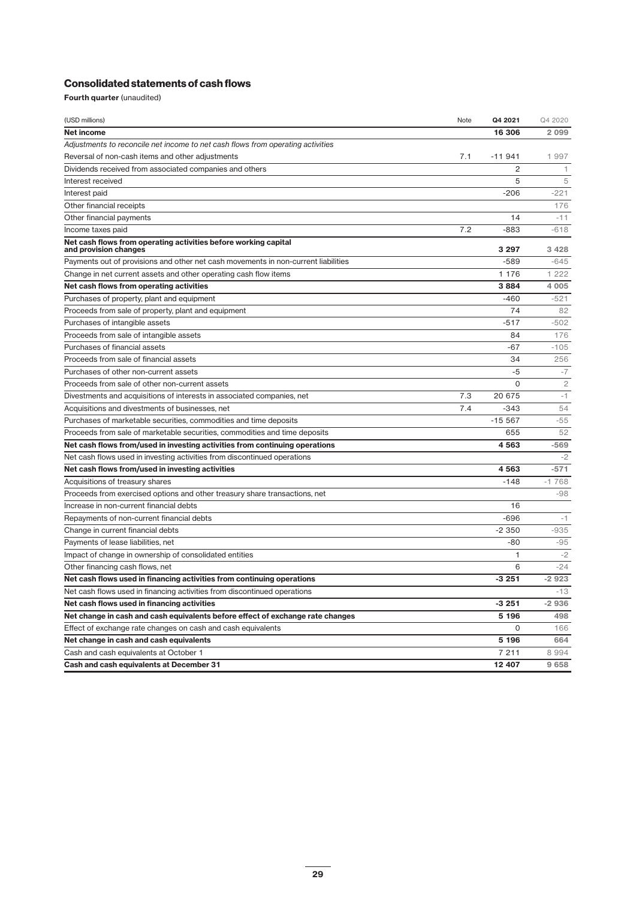## Consolidated statements of cash flows

**Fourth quarter** (unaudited)

| (USD millions) | Note | Q4 2021 | Q4 2020 |
|---|---|---|---|
| **Net income** | | **16 306** | **2 099** |
| *Adjustments to reconcile net income to net cash flows from operating activities* | | | |
| Reversal of non-cash items and other adjustments | 7.1 | -11 941 | 1 997 |
| Dividends received from associated companies and others | | 2 | 1 |
| Interest received | | 5 | 5 |
| Interest paid | | -206 | -221 |
| Other financial receipts | | | 176 |
| Other financial payments | | 14 | -11 |
| Income taxes paid | 7.2 | -883 | -618 |
| **Net cash flows from operating activities before working capital and provision changes** | | **3 297** | **3 428** |
| Payments out of provisions and other net cash movements in non-current liabilities | | -589 | -645 |
| Change in net current assets and other operating cash flow items | | 1 176 | 1 222 |
| **Net cash flows from operating activities** | | **3 884** | **4 005** |
| Purchases of property, plant and equipment | | -460 | -521 |
| Proceeds from sale of property, plant and equipment | | 74 | 82 |
| Purchases of intangible assets | | -517 | -502 |
| Proceeds from sale of intangible assets | | 84 | 176 |
| Purchases of financial assets | | -67 | -105 |
| Proceeds from sale of financial assets | | 34 | 256 |
| Purchases of other non-current assets | | -5 | -7 |
| Proceeds from sale of other non-current assets | | 0 | 2 |
| Divestments and acquisitions of interests in associated companies, net | 7.3 | 20 675 | -1 |
| Acquisitions and divestments of businesses, net | 7.4 | -343 | 54 |
| Purchases of marketable securities, commodities and time deposits | | -15 567 | -55 |
| Proceeds from sale of marketable securities, commodities and time deposits | | 655 | 52 |
| **Net cash flows from/used in investing activities from continuing operations** | | **4 563** | **-569** |
| Net cash flows used in investing activities from discontinued operations | | | -2 |
| **Net cash flows from/used in investing activities** | | **4 563** | **-571** |
| Acquisitions of treasury shares | | -148 | -1 768 |
| Proceeds from exercised options and other treasury share transactions, net | | | -98 |
| Increase in non-current financial debts | | 16 | |
| Repayments of non-current financial debts | | -696 | -1 |
| Change in current financial debts | | -2 350 | -935 |
| Payments of lease liabilities, net | | -80 | -95 |
| Impact of change in ownership of consolidated entities | | 1 | -2 |
| Other financing cash flows, net | | 6 | -24 |
| **Net cash flows used in financing activities from continuing operations** | | **-3 251** | **-2 923** |
| Net cash flows used in financing activities from discontinued operations | | | -13 |
| **Net cash flows used in financing activities** | | **-3 251** | **-2 936** |
| **Net change in cash and cash equivalents before effect of exchange rate changes** | | **5 196** | **498** |
| Effect of exchange rate changes on cash and cash equivalents | | 0 | 166 |
| **Net change in cash and cash equivalents** | | **5 196** | **664** |
| Cash and cash equivalents at October 1 | | 7 211 | 8 994 |
| **Cash and cash equivalents at December 31** | | **12 407** | **9 658** |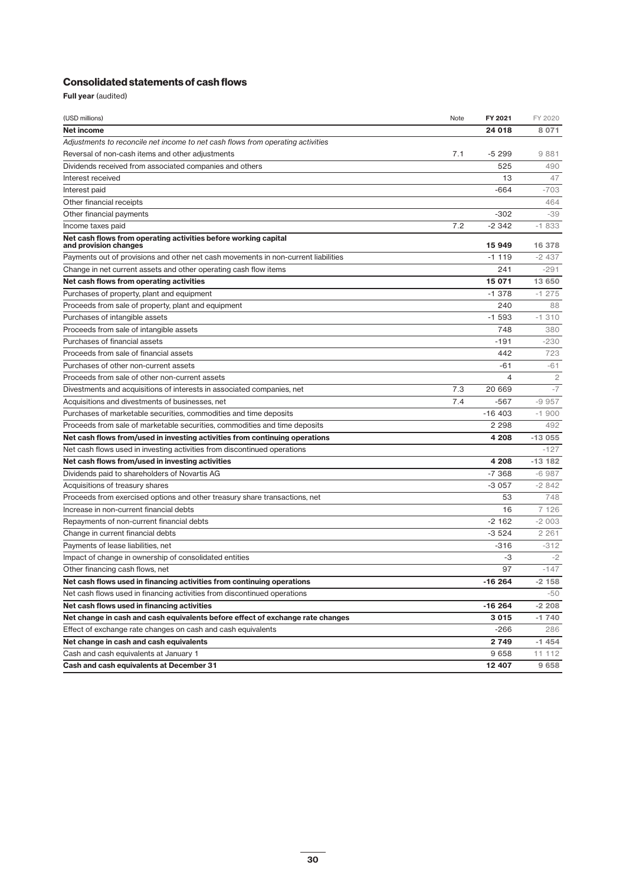## Consolidated statements of cash flows

**Full year** (audited)

| (USD millions) | Note | FY 2021 | FY 2020 |
|---|---|---|---|
| **Net income** | | **24 018** | **8 071** |
| *Adjustments to reconcile net income to net cash flows from operating activities* | | | |
| Reversal of non-cash items and other adjustments | 7.1 | -5 299 | 9 881 |
| Dividends received from associated companies and others | | 525 | 490 |
| Interest received | | 13 | 47 |
| Interest paid | | -664 | -703 |
| Other financial receipts | | | 464 |
| Other financial payments | | -302 | -39 |
| Income taxes paid | 7.2 | -2 342 | -1 833 |
| **Net cash flows from operating activities before working capital and provision changes** | | **15 949** | **16 378** |
| Payments out of provisions and other net cash movements in non-current liabilities | | -1 119 | -2 437 |
| Change in net current assets and other operating cash flow items | | 241 | -291 |
| **Net cash flows from operating activities** | | **15 071** | **13 650** |
| Purchases of property, plant and equipment | | -1 378 | -1 275 |
| Proceeds from sale of property, plant and equipment | | 240 | 88 |
| Purchases of intangible assets | | -1 593 | -1 310 |
| Proceeds from sale of intangible assets | | 748 | 380 |
| Purchases of financial assets | | -191 | -230 |
| Proceeds from sale of financial assets | | 442 | 723 |
| Purchases of other non-current assets | | -61 | -61 |
| Proceeds from sale of other non-current assets | | 4 | 2 |
| Divestments and acquisitions of interests in associated companies, net | 7.3 | 20 669 | -7 |
| Acquisitions and divestments of businesses, net | 7.4 | -567 | -9 957 |
| Purchases of marketable securities, commodities and time deposits | | -16 403 | -1 900 |
| Proceeds from sale of marketable securities, commodities and time deposits | | 2 298 | 492 |
| **Net cash flows from/used in investing activities from continuing operations** | | **4 208** | **-13 055** |
| Net cash flows used in investing activities from discontinued operations | | | -127 |
| **Net cash flows from/used in investing activities** | | **4 208** | **-13 182** |
| Dividends paid to shareholders of Novartis AG | | -7 368 | -6 987 |
| Acquisitions of treasury shares | | -3 057 | -2 842 |
| Proceeds from exercised options and other treasury share transactions, net | | 53 | 748 |
| Increase in non-current financial debts | | 16 | 7 126 |
| Repayments of non-current financial debts | | -2 162 | -2 003 |
| Change in current financial debts | | -3 524 | 2 261 |
| Payments of lease liabilities, net | | -316 | -312 |
| Impact of change in ownership of consolidated entities | | -3 | -2 |
| Other financing cash flows, net | | 97 | -147 |
| **Net cash flows used in financing activities from continuing operations** | | **-16 264** | **-2 158** |
| Net cash flows used in financing activities from discontinued operations | | | -50 |
| **Net cash flows used in financing activities** | | **-16 264** | **-2 208** |
| **Net change in cash and cash equivalents before effect of exchange rate changes** | | **3 015** | **-1 740** |
| Effect of exchange rate changes on cash and cash equivalents | | -266 | 286 |
| **Net change in cash and cash equivalents** | | **2 749** | **-1 454** |
| Cash and cash equivalents at January 1 | | 9 658 | 11 112 |
| **Cash and cash equivalents at December 31** | | **12 407** | **9 658** |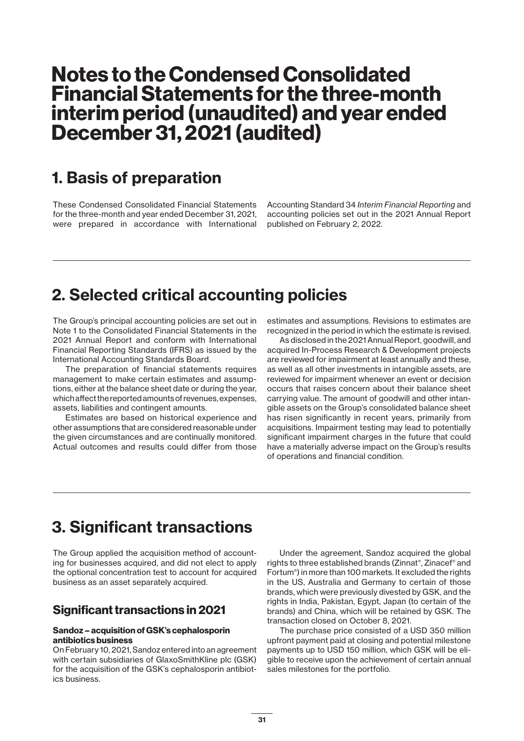# Notes to the Condensed Consolidated Financial Statements for the three-month interim period (unaudited) and year ended December 31, 2021 (audited)

## 1. Basis of preparation

These Condensed Consolidated Financial Statements for the three-month and year ended December 31, 2021, were prepared in accordance with International Accounting Standard 34 *Interim Financial Reporting* and accounting policies set out in the 2021 Annual Report published on February 2, 2022.

## 2. Selected critical accounting policies

The Group's principal accounting policies are set out in Note 1 to the Consolidated Financial Statements in the 2021 Annual Report and conform with International Financial Reporting Standards (IFRS) as issued by the International Accounting Standards Board.

The preparation of financial statements requires management to make certain estimates and assumptions, either at the balance sheet date or during the year, which affect the reported amounts of revenues, expenses, assets, liabilities and contingent amounts.

Estimates are based on historical experience and other assumptions that are considered reasonable under the given circumstances and are continually monitored. Actual outcomes and results could differ from those estimates and assumptions. Revisions to estimates are recognized in the period in which the estimate is revised.

As disclosed in the 2021 Annual Report, goodwill, and acquired In-Process Research & Development projects are reviewed for impairment at least annually and these, as well as all other investments in intangible assets, are reviewed for impairment whenever an event or decision occurs that raises concern about their balance sheet carrying value. The amount of goodwill and other intangible assets on the Group's consolidated balance sheet has risen significantly in recent years, primarily from acquisitions. Impairment testing may lead to potentially significant impairment charges in the future that could have a materially adverse impact on the Group's results of operations and financial condition.

## 3. Significant transactions

The Group applied the acquisition method of accounting for businesses acquired, and did not elect to apply the optional concentration test to account for acquired business as an asset separately acquired.

### Significant transactions in 2021

#### Sandoz – acquisition of GSK's cephalosporin antibiotics business

On February 10, 2021, Sandoz entered into an agreement with certain subsidiaries of GlaxoSmithKline plc (GSK) for the acquisition of the GSK's cephalosporin antibiotics business.

Under the agreement, Sandoz acquired the global rights to three established brands (Zinnat®, Zinacef® and Fortum®) in more than 100 markets. It excluded the rights in the US, Australia and Germany to certain of those brands, which were previously divested by GSK, and the rights in India, Pakistan, Egypt, Japan (to certain of the brands) and China, which will be retained by GSK. The transaction closed on October 8, 2021.

The purchase price consisted of a USD 350 million upfront payment paid at closing and potential milestone payments up to USD 150 million, which GSK will be eligible to receive upon the achievement of certain annual sales milestones for the portfolio.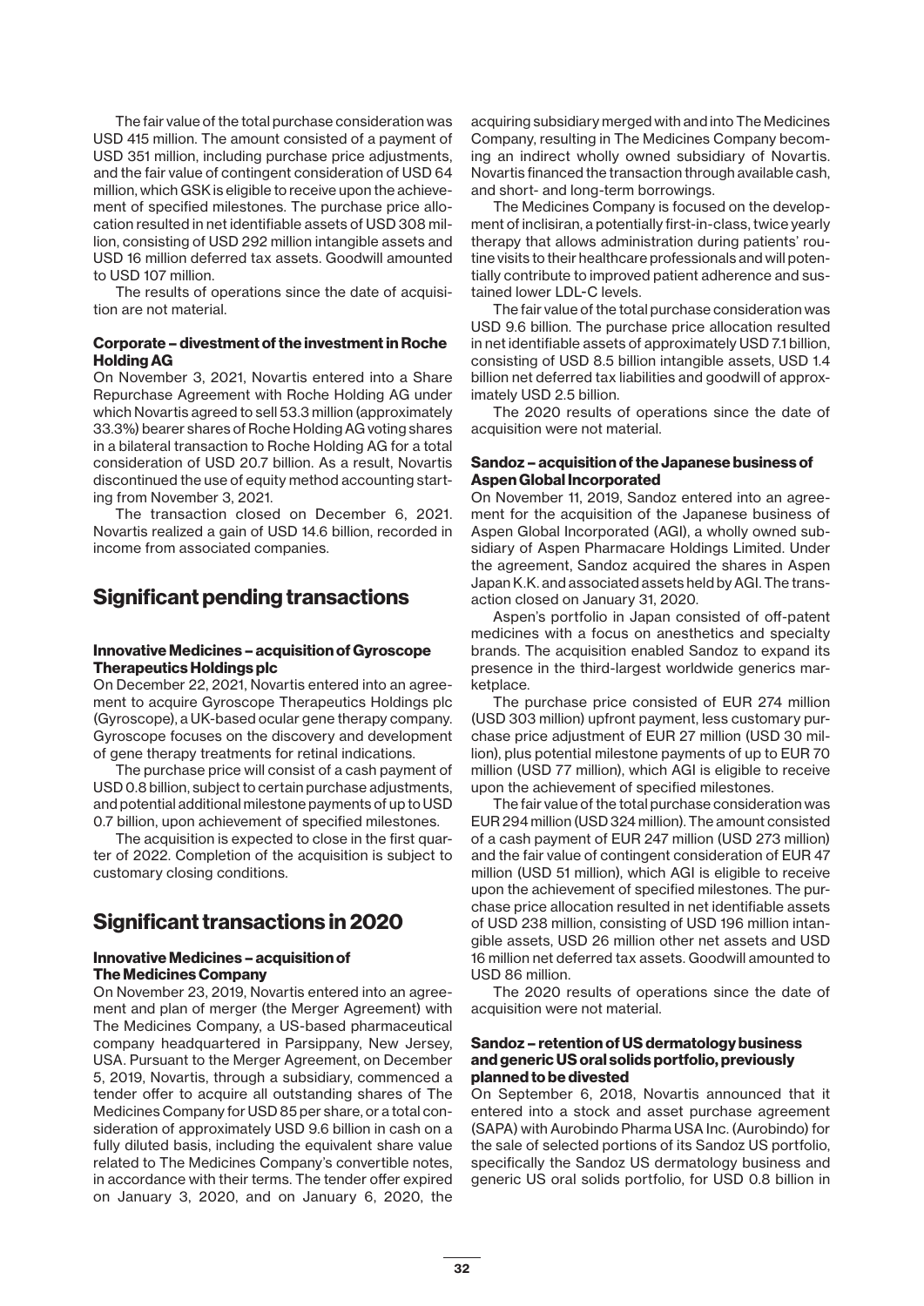The fair value of the total purchase consideration was USD 415 million. The amount consisted of a payment of USD 351 million, including purchase price adjustments, and the fair value of contingent consideration of USD 64 million, which GSK is eligible to receive upon the achievement of specified milestones. The purchase price allocation resulted in net identifiable assets of USD 308 million, consisting of USD 292 million intangible assets and USD 16 million deferred tax assets. Goodwill amounted to USD 107 million.

The results of operations since the date of acquisition are not material.

#### Corporate – divestment of the investment in Roche Holding AG

On November 3, 2021, Novartis entered into a Share Repurchase Agreement with Roche Holding AG under which Novartis agreed to sell 53.3 million (approximately 33.3%) bearer shares of Roche Holding AG voting shares in a bilateral transaction to Roche Holding AG for a total consideration of USD 20.7 billion. As a result, Novartis discontinued the use of equity method accounting starting from November 3, 2021.

The transaction closed on December 6, 2021. Novartis realized a gain of USD 14.6 billion, recorded in income from associated companies.

## Significant pending transactions

#### Innovative Medicines – acquisition of Gyroscope Therapeutics Holdings plc

On December 22, 2021, Novartis entered into an agreement to acquire Gyroscope Therapeutics Holdings plc (Gyroscope), a UK-based ocular gene therapy company. Gyroscope focuses on the discovery and development of gene therapy treatments for retinal indications.

The purchase price will consist of a cash payment of USD 0.8 billion, subject to certain purchase adjustments, and potential additional milestone payments of up to USD 0.7 billion, upon achievement of specified milestones.

The acquisition is expected to close in the first quarter of 2022. Completion of the acquisition is subject to customary closing conditions.

## Significant transactions in 2020

#### Innovative Medicines – acquisition of The Medicines Company

On November 23, 2019, Novartis entered into an agreement and plan of merger (the Merger Agreement) with The Medicines Company, a US-based pharmaceutical company headquartered in Parsippany, New Jersey, USA. Pursuant to the Merger Agreement, on December 5, 2019, Novartis, through a subsidiary, commenced a tender offer to acquire all outstanding shares of The Medicines Company for USD 85 per share, or a total consideration of approximately USD 9.6 billion in cash on a fully diluted basis, including the equivalent share value related to The Medicines Company's convertible notes, in accordance with their terms. The tender offer expired on January 3, 2020, and on January 6, 2020, the acquiring subsidiary merged with and into The Medicines Company, resulting in The Medicines Company becoming an indirect wholly owned subsidiary of Novartis. Novartis financed the transaction through available cash, and short- and long-term borrowings.

The Medicines Company is focused on the development of inclisiran, a potentially first-in-class, twice yearly therapy that allows administration during patients' routine visits to their healthcare professionals and will potentially contribute to improved patient adherence and sustained lower LDL-C levels.

The fair value of the total purchase consideration was USD 9.6 billion. The purchase price allocation resulted in net identifiable assets of approximately USD 7.1 billion, consisting of USD 8.5 billion intangible assets, USD 1.4 billion net deferred tax liabilities and goodwill of approximately USD 2.5 billion.

The 2020 results of operations since the date of acquisition were not material.

#### Sandoz – acquisition of the Japanese business of Aspen Global Incorporated

On November 11, 2019, Sandoz entered into an agreement for the acquisition of the Japanese business of Aspen Global Incorporated (AGI), a wholly owned subsidiary of Aspen Pharmacare Holdings Limited. Under the agreement, Sandoz acquired the shares in Aspen Japan K.K. and associated assets held by AGI. The transaction closed on January 31, 2020.

Aspen's portfolio in Japan consisted of off-patent medicines with a focus on anesthetics and specialty brands. The acquisition enabled Sandoz to expand its presence in the third-largest worldwide generics marketplace.

The purchase price consisted of EUR 274 million (USD 303 million) upfront payment, less customary purchase price adjustment of EUR 27 million (USD 30 million), plus potential milestone payments of up to EUR 70 million (USD 77 million), which AGI is eligible to receive upon the achievement of specified milestones.

The fair value of the total purchase consideration was EUR 294 million (USD 324 million). The amount consisted of a cash payment of EUR 247 million (USD 273 million) and the fair value of contingent consideration of EUR 47 million (USD 51 million), which AGI is eligible to receive upon the achievement of specified milestones. The purchase price allocation resulted in net identifiable assets of USD 238 million, consisting of USD 196 million intangible assets, USD 26 million other net assets and USD 16 million net deferred tax assets. Goodwill amounted to USD 86 million.

The 2020 results of operations since the date of acquisition were not material.

#### Sandoz – retention of US dermatology business and generic US oral solids portfolio, previously planned to be divested

On September 6, 2018, Novartis announced that it entered into a stock and asset purchase agreement (SAPA) with Aurobindo Pharma USA Inc. (Aurobindo) for the sale of selected portions of its Sandoz US portfolio, specifically the Sandoz US dermatology business and generic US oral solids portfolio, for USD 0.8 billion in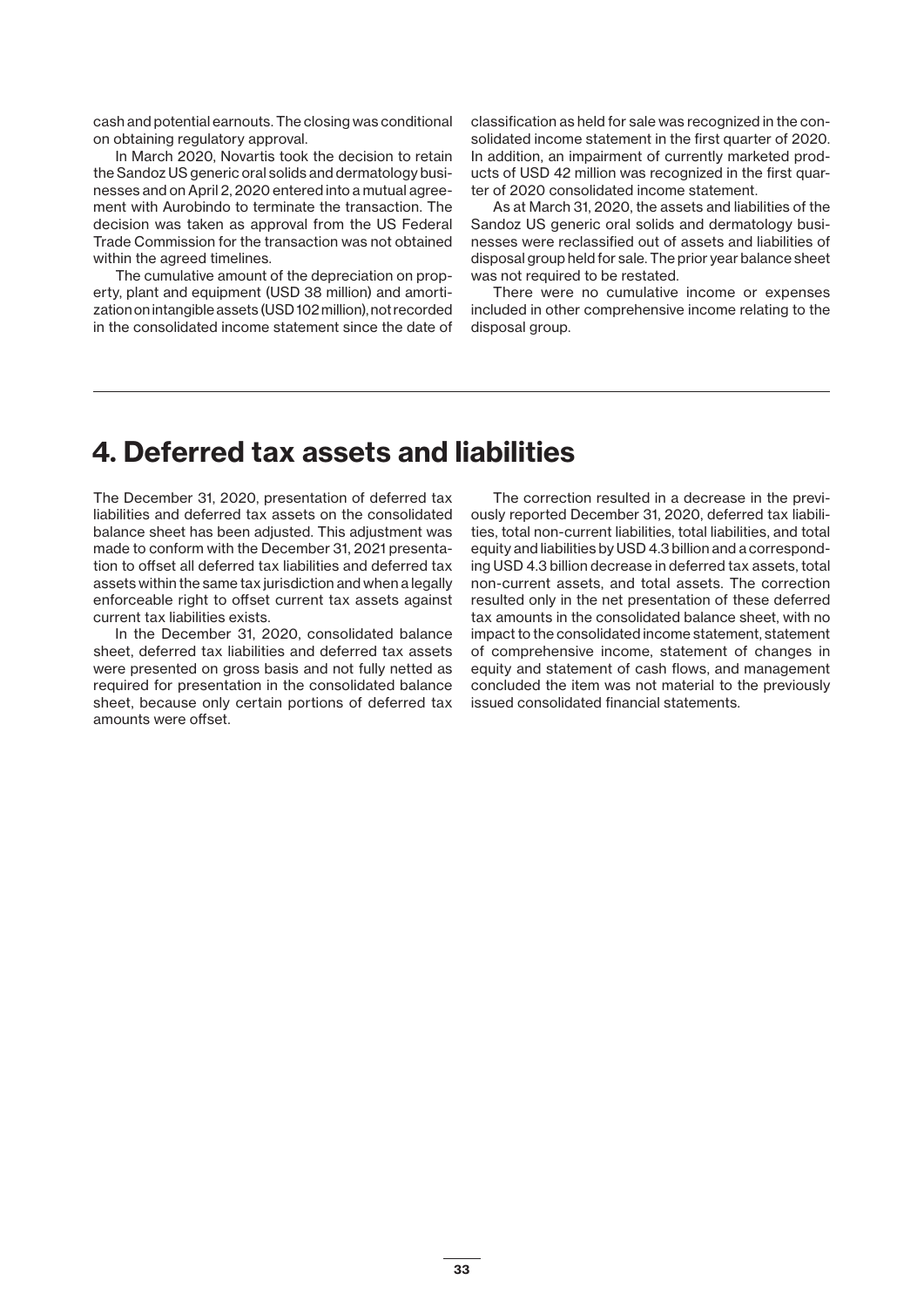cash and potential earnouts. The closing was conditional on obtaining regulatory approval.

In March 2020, Novartis took the decision to retain the Sandoz US generic oral solids and dermatology businesses and on April 2, 2020 entered into a mutual agreement with Aurobindo to terminate the transaction. The decision was taken as approval from the US Federal Trade Commission for the transaction was not obtained within the agreed timelines.

The cumulative amount of the depreciation on property, plant and equipment (USD 38 million) and amortization on intangible assets (USD 102 million), not recorded in the consolidated income statement since the date of classification as held for sale was recognized in the consolidated income statement in the first quarter of 2020. In addition, an impairment of currently marketed products of USD 42 million was recognized in the first quarter of 2020 consolidated income statement.

As at March 31, 2020, the assets and liabilities of the Sandoz US generic oral solids and dermatology businesses were reclassified out of assets and liabilities of disposal group held for sale. The prior year balance sheet was not required to be restated.

There were no cumulative income or expenses included in other comprehensive income relating to the disposal group.

# 4. Deferred tax assets and liabilities

The December 31, 2020, presentation of deferred tax liabilities and deferred tax assets on the consolidated balance sheet has been adjusted. This adjustment was made to conform with the December 31, 2021 presentation to offset all deferred tax liabilities and deferred tax assets within the same tax jurisdiction and when a legally enforceable right to offset current tax assets against current tax liabilities exists.

In the December 31, 2020, consolidated balance sheet, deferred tax liabilities and deferred tax assets were presented on gross basis and not fully netted as required for presentation in the consolidated balance sheet, because only certain portions of deferred tax amounts were offset.

The correction resulted in a decrease in the previously reported December 31, 2020, deferred tax liabilities, total non-current liabilities, total liabilities, and total equity and liabilities by USD 4.3 billion and a corresponding USD 4.3 billion decrease in deferred tax assets, total non-current assets, and total assets. The correction resulted only in the net presentation of these deferred tax amounts in the consolidated balance sheet, with no impact to the consolidated income statement, statement of comprehensive income, statement of changes in equity and statement of cash flows, and management concluded the item was not material to the previously issued consolidated financial statements.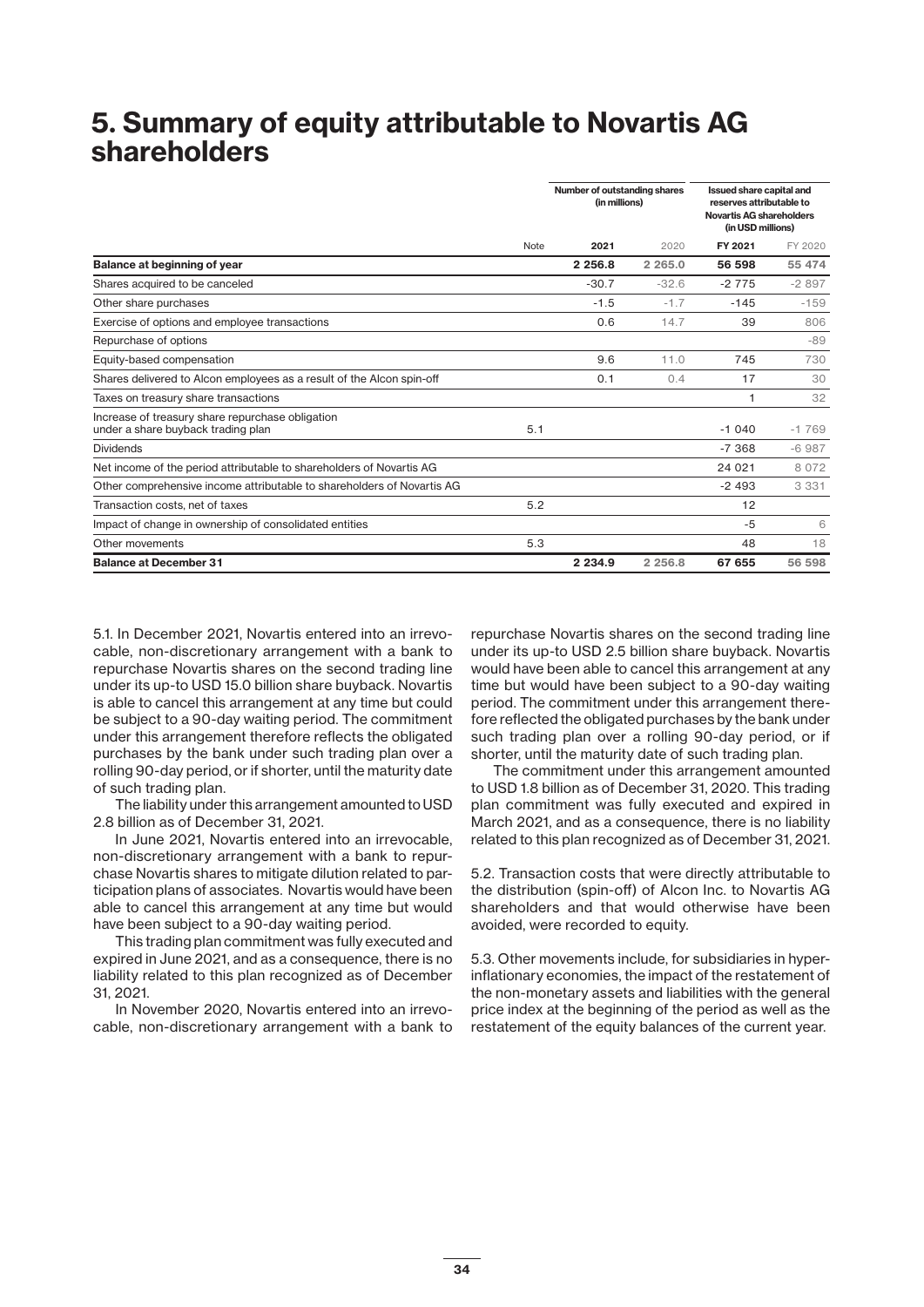# 5. Summary of equity attributable to Novartis AG shareholders

| | Note | Number of outstanding shares (in millions) | | Issued share capital and reserves attributable to Novartis AG shareholders (in USD millions) | |
|---|---|---|---|---|---|
| | | 2021 | 2020 | FY 2021 | FY 2020 |
| **Balance at beginning of year** | | **2 256.8** | 2 265.0 | **56 598** | 55 474 |
| Shares acquired to be canceled | | -30.7 | -32.6 | -2 775 | -2 897 |
| Other share purchases | | -1.5 | -1.7 | -145 | -159 |
| Exercise of options and employee transactions | | 0.6 | 14.7 | 39 | 806 |
| Repurchase of options | | | | | -89 |
| Equity-based compensation | | 9.6 | 11.0 | 745 | 730 |
| Shares delivered to Alcon employees as a result of the Alcon spin-off | | 0.1 | 0.4 | 17 | 30 |
| Taxes on treasury share transactions | | | | 1 | 32 |
| Increase of treasury share repurchase obligation under a share buyback trading plan | 5.1 | | | -1 040 | -1 769 |
| Dividends | | | | -7 368 | -6 987 |
| Net income of the period attributable to shareholders of Novartis AG | | | | 24 021 | 8 072 |
| Other comprehensive income attributable to shareholders of Novartis AG | | | | -2 493 | 3 331 |
| Transaction costs, net of taxes | 5.2 | | | 12 | |
| Impact of change in ownership of consolidated entities | | | | -5 | 6 |
| Other movements | 5.3 | | | 48 | 18 |
| **Balance at December 31** | | **2 234.9** | 2 256.8 | **67 655** | 56 598 |

5.1. In December 2021, Novartis entered into an irrevocable, non-discretionary arrangement with a bank to repurchase Novartis shares on the second trading line under its up-to USD 15.0 billion share buyback. Novartis is able to cancel this arrangement at any time but could be subject to a 90-day waiting period. The commitment under this arrangement therefore reflects the obligated purchases by the bank under such trading plan over a rolling 90-day period, or if shorter, until the maturity date of such trading plan.

The liability under this arrangement amounted to USD 2.8 billion as of December 31, 2021.

In June 2021, Novartis entered into an irrevocable, non-discretionary arrangement with a bank to repurchase Novartis shares to mitigate dilution related to participation plans of associates. Novartis would have been able to cancel this arrangement at any time but would have been subject to a 90-day waiting period.

This trading plan commitment was fully executed and expired in June 2021, and as a consequence, there is no liability related to this plan recognized as of December 31, 2021.

In November 2020, Novartis entered into an irrevocable, non-discretionary arrangement with a bank to repurchase Novartis shares on the second trading line under its up-to USD 2.5 billion share buyback. Novartis would have been able to cancel this arrangement at any time but would have been subject to a 90-day waiting period. The commitment under this arrangement therefore reflected the obligated purchases by the bank under such trading plan over a rolling 90-day period, or if shorter, until the maturity date of such trading plan.

The commitment under this arrangement amounted to USD 1.8 billion as of December 31, 2020. This trading plan commitment was fully executed and expired in March 2021, and as a consequence, there is no liability related to this plan recognized as of December 31, 2021.

5.2. Transaction costs that were directly attributable to the distribution (spin-off) of Alcon Inc. to Novartis AG shareholders and that would otherwise have been avoided, were recorded to equity.

5.3. Other movements include, for subsidiaries in hyperinflationary economies, the impact of the restatement of the non-monetary assets and liabilities with the general price index at the beginning of the period as well as the restatement of the equity balances of the current year.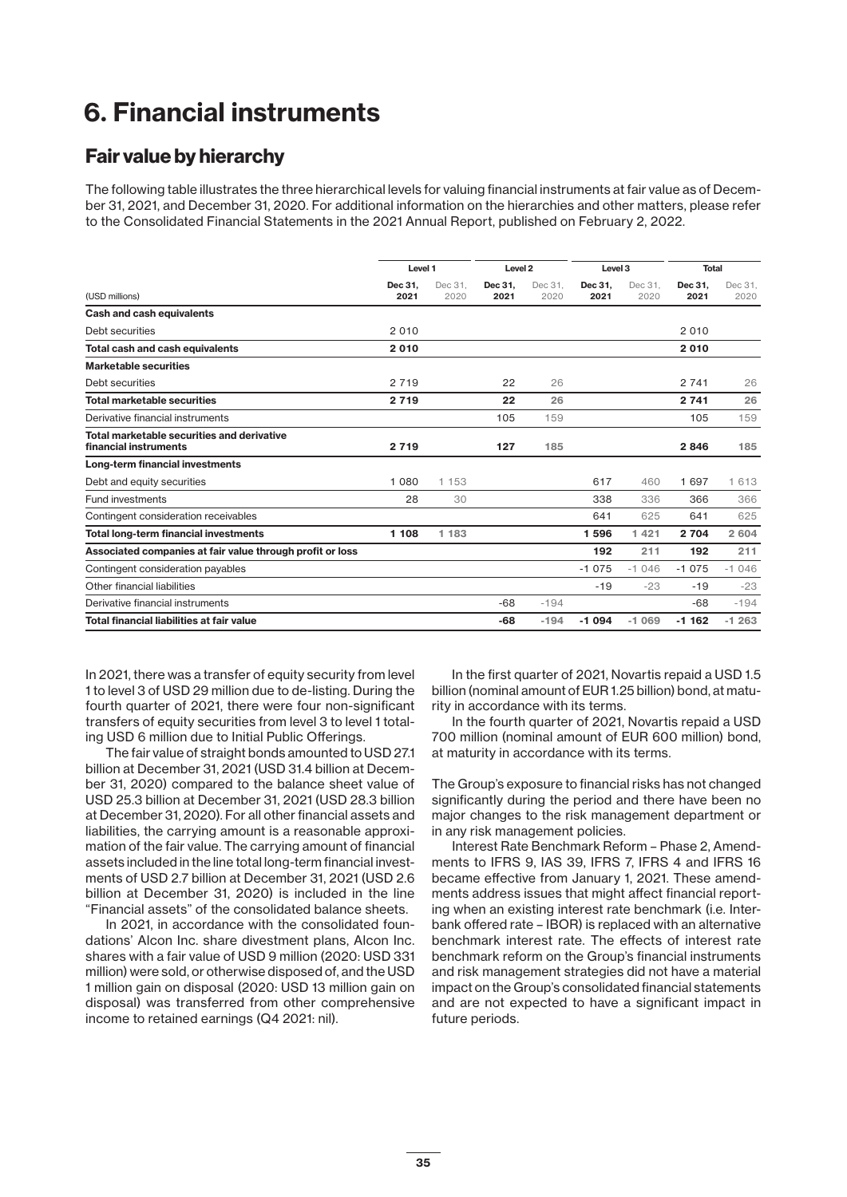# 6. Financial instruments

## Fair value by hierarchy

The following table illustrates the three hierarchical levels for valuing financial instruments at fair value as of December 31, 2021, and December 31, 2020. For additional information on the hierarchies and other matters, please refer to the Consolidated Financial Statements in the 2021 Annual Report, published on February 2, 2022.

| | Level 1 | | Level 2 | | Level 3 | | Total | |
|---|---|---|---|---|---|---|---|---|
| (USD millions) | Dec 31, 2021 | Dec 31, 2020 | Dec 31, 2021 | Dec 31, 2020 | Dec 31, 2021 | Dec 31, 2020 | Dec 31, 2021 | Dec 31, 2020 |
| **Cash and cash equivalents** | | | | | | | | |
| Debt securities | 2 010 | | | | | | 2 010 | |
| **Total cash and cash equivalents** | **2 010** | | | | | | **2 010** | |
| **Marketable securities** | | | | | | | | |
| Debt securities | 2 719 | | 22 | 26 | | | 2 741 | 26 |
| **Total marketable securities** | **2 719** | | **22** | **26** | | | **2 741** | **26** |
| Derivative financial instruments | | | 105 | 159 | | | 105 | 159 |
| **Total marketable securities and derivative financial instruments** | **2 719** | | **127** | **185** | | | **2 846** | **185** |
| **Long-term financial investments** | | | | | | | | |
| Debt and equity securities | 1 080 | 1 153 | | | 617 | 460 | 1 697 | 1 613 |
| Fund investments | 28 | 30 | | | 338 | 336 | 366 | 366 |
| Contingent consideration receivables | | | | | 641 | 625 | 641 | 625 |
| **Total long-term financial investments** | **1 108** | **1 183** | | | **1 596** | **1 421** | **2 704** | **2 604** |
| **Associated companies at fair value through profit or loss** | | | | | **192** | **211** | **192** | **211** |
| Contingent consideration payables | | | | | -1 075 | -1 046 | -1 075 | -1 046 |
| Other financial liabilities | | | | | -19 | -23 | -19 | -23 |
| Derivative financial instruments | | | -68 | -194 | | | -68 | -194 |
| **Total financial liabilities at fair value** | | | **-68** | **-194** | **-1 094** | **-1 069** | **-1 162** | **-1 263** |

In 2021, there was a transfer of equity security from level 1 to level 3 of USD 29 million due to de-listing. During the fourth quarter of 2021, there were four non-significant transfers of equity securities from level 3 to level 1 totaling USD 6 million due to Initial Public Offerings.

The fair value of straight bonds amounted to USD 27.1 billion at December 31, 2021 (USD 31.4 billion at December 31, 2020) compared to the balance sheet value of USD 25.3 billion at December 31, 2021 (USD 28.3 billion at December 31, 2020). For all other financial assets and liabilities, the carrying amount is a reasonable approximation of the fair value. The carrying amount of financial assets included in the line total long-term financial investments of USD 2.7 billion at December 31, 2021 (USD 2.6 billion at December 31, 2020) is included in the line "Financial assets" of the consolidated balance sheets.

In 2021, in accordance with the consolidated foundations' Alcon Inc. share divestment plans, Alcon Inc. shares with a fair value of USD 9 million (2020: USD 331 million) were sold, or otherwise disposed of, and the USD 1 million gain on disposal (2020: USD 13 million gain on disposal) was transferred from other comprehensive income to retained earnings (Q4 2021: nil).

In the first quarter of 2021, Novartis repaid a USD 1.5 billion (nominal amount of EUR 1.25 billion) bond, at maturity in accordance with its terms.

In the fourth quarter of 2021, Novartis repaid a USD 700 million (nominal amount of EUR 600 million) bond, at maturity in accordance with its terms.

The Group's exposure to financial risks has not changed significantly during the period and there have been no major changes to the risk management department or in any risk management policies.

Interest Rate Benchmark Reform – Phase 2, Amendments to IFRS 9, IAS 39, IFRS 7, IFRS 4 and IFRS 16 became effective from January 1, 2021. These amendments address issues that might affect financial reporting when an existing interest rate benchmark (i.e. Interbank offered rate – IBOR) is replaced with an alternative benchmark interest rate. The effects of interest rate benchmark reform on the Group's financial instruments and risk management strategies did not have a material impact on the Group's consolidated financial statements and are not expected to have a significant impact in future periods.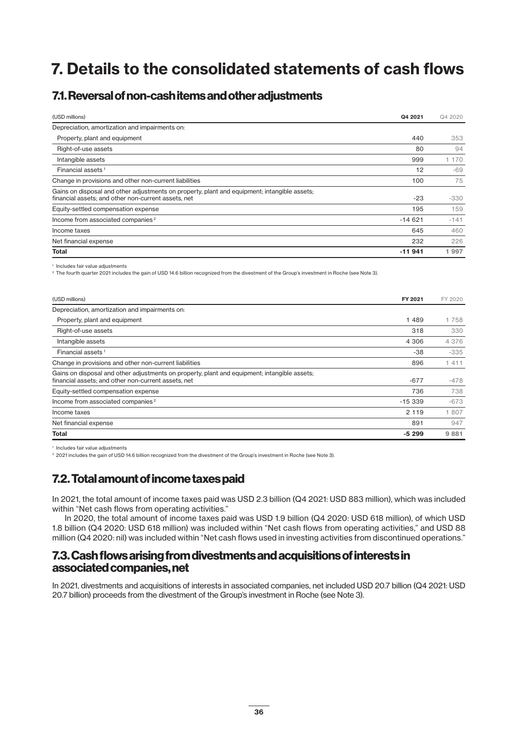// 7. Details to the consolidated statements of cash flows

## 7.1. Reversal of non-cash items and other adjustments

| (USD millions) | Q4 2021 | Q4 2020 |
|---|---|---|
| Depreciation, amortization and impairments on: | | |
| Property, plant and equipment | 440 | 353 |
| Right-of-use assets | 80 | 94 |
| Intangible assets | 999 | 1 170 |
| Financial assets [1] | 12 | -69 |
| Change in provisions and other non-current liabilities | 100 | 75 |
| Gains on disposal and other adjustments on property, plant and equipment; intangible assets; financial assets; and other non-current assets, net | -23 | -330 |
| Equity-settled compensation expense | 195 | 159 |
| Income from associated companies [2] | -14 621 | -141 |
| Income taxes | 645 | 460 |
| Net financial expense | 232 | 226 |
| **Total** | **-11 941** | **1 997** |

[1] Includes fair value adjustments

[2] The fourth quarter 2021 includes the gain of USD 14.6 billion recognized from the divestment of the Group's investment in Roche (see Note 3).

| (USD millions) | FY 2021 | FY 2020 |
|---|---|---|
| Depreciation, amortization and impairments on: | | |
| Property, plant and equipment | 1 489 | 1 758 |
| Right-of-use assets | 318 | 330 |
| Intangible assets | 4 306 | 4 376 |
| Financial assets [1] | -38 | -335 |
| Change in provisions and other non-current liabilities | 896 | 1 411 |
| Gains on disposal and other adjustments on property, plant and equipment; intangible assets; financial assets; and other non-current assets, net | -677 | -478 |
| Equity-settled compensation expense | 736 | 738 |
| Income from associated companies [2] | -15 339 | -673 |
| Income taxes | 2 119 | 1 807 |
| Net financial expense | 891 | 947 |
| **Total** | **-5 299** | **9 881** |

[1] Includes fair value adjustments

[2] 2021 includes the gain of USD 14.6 billion recognized from the divestment of the Group's investment in Roche (see Note 3).

## 7.2. Total amount of income taxes paid

In 2021, the total amount of income taxes paid was USD 2.3 billion (Q4 2021: USD 883 million), which was included within "Net cash flows from operating activities."

In 2020, the total amount of income taxes paid was USD 1.9 billion (Q4 2020: USD 618 million), of which USD 1.8 billion (Q4 2020: USD 618 million) was included within "Net cash flows from operating activities," and USD 88 million (Q4 2020: nil) was included within "Net cash flows used in investing activities from discontinued operations."

## 7.3. Cash flows arising from divestments and acquisitions of interests in associated companies, net

In 2021, divestments and acquisitions of interests in associated companies, net included USD 20.7 billion (Q4 2021: USD 20.7 billion) proceeds from the divestment of the Group's investment in Roche (see Note 3).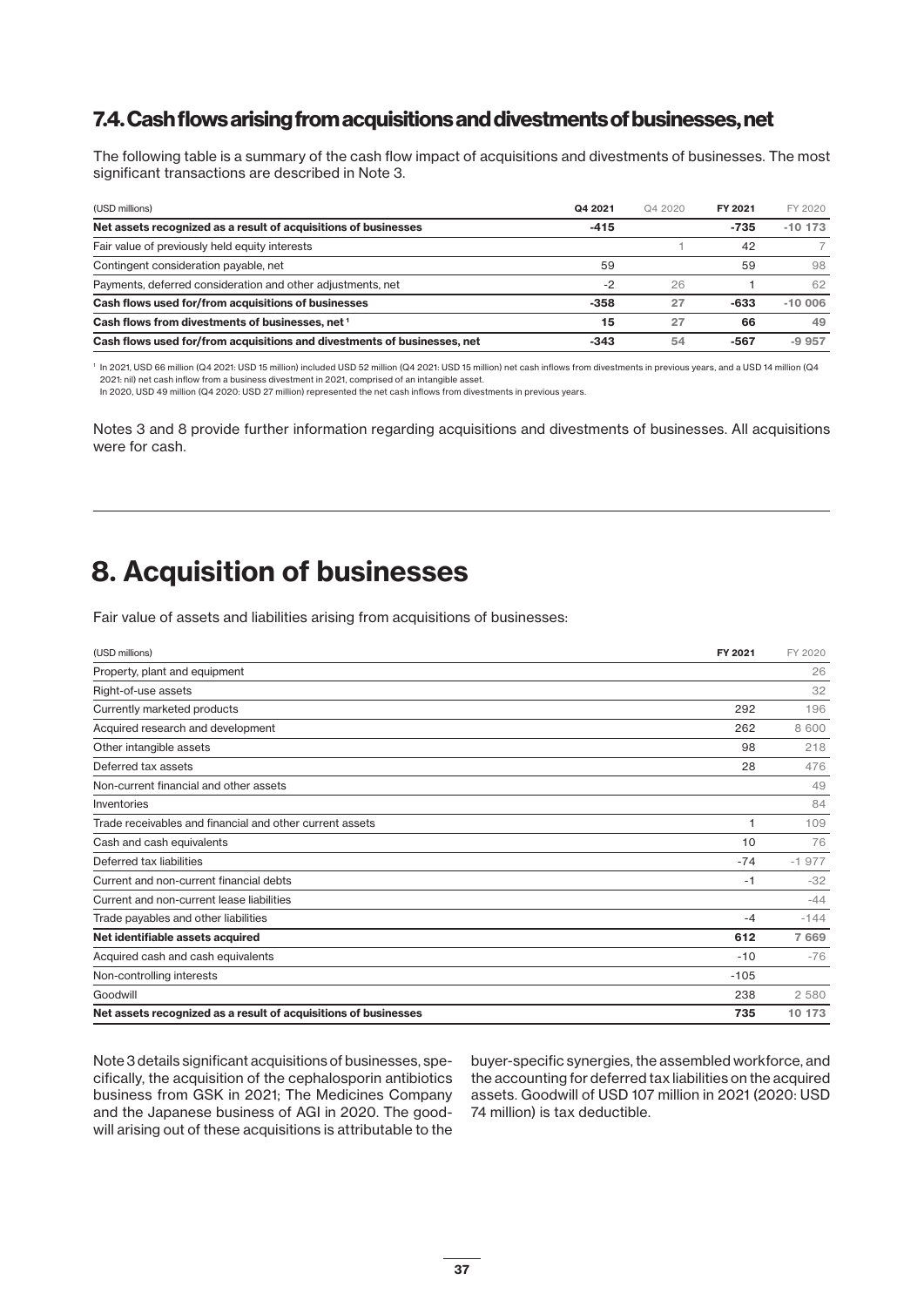## 7.4. Cash flows arising from acquisitions and divestments of businesses, net

The following table is a summary of the cash flow impact of acquisitions and divestments of businesses. The most significant transactions are described in Note 3.

| (USD millions) | Q4 2021 | Q4 2020 | FY 2021 | FY 2020 |
|---|---|---|---|---|
| **Net assets recognized as a result of acquisitions of businesses** | **-415** | | **-735** | **-10 173** |
| Fair value of previously held equity interests | | 1 | 42 | 7 |
| Contingent consideration payable, net | 59 | | 59 | 98 |
| Payments, deferred consideration and other adjustments, net | -2 | 26 | 1 | 62 |
| **Cash flows used for/from acquisitions of businesses** | **-358** | **27** | **-633** | **-10 006** |
| **Cash flows from divestments of businesses, net** [1] | **15** | **27** | **66** | **49** |
| **Cash flows used for/from acquisitions and divestments of businesses, net** | **-343** | **54** | **-567** | **-9 957** |

[1] In 2021, USD 66 million (Q4 2021: USD 15 million) included USD 52 million (Q4 2021: USD 15 million) net cash inflows from divestments in previous years, and a USD 14 million (Q4 2021: nil) net cash inflow from a business divestment in 2021, comprised of an intangible asset.
In 2020, USD 49 million (Q4 2020: USD 27 million) represented the net cash inflows from divestments in previous years.

Notes 3 and 8 provide further information regarding acquisitions and divestments of businesses. All acquisitions were for cash.

# 8. Acquisition of businesses

Fair value of assets and liabilities arising from acquisitions of businesses:

| (USD millions) | FY 2021 | FY 2020 |
|---|---|---|
| Property, plant and equipment | | 26 |
| Right-of-use assets | | 32 |
| Currently marketed products | 292 | 196 |
| Acquired research and development | 262 | 8 600 |
| Other intangible assets | 98 | 218 |
| Deferred tax assets | 28 | 476 |
| Non-current financial and other assets | | 49 |
| Inventories | | 84 |
| Trade receivables and financial and other current assets | 1 | 109 |
| Cash and cash equivalents | 10 | 76 |
| Deferred tax liabilities | -74 | -1 977 |
| Current and non-current financial debts | -1 | -32 |
| Current and non-current lease liabilities | | -44 |
| Trade payables and other liabilities | -4 | -144 |
| **Net identifiable assets acquired** | **612** | **7 669** |
| Acquired cash and cash equivalents | -10 | -76 |
| Non-controlling interests | -105 | |
| Goodwill | 238 | 2 580 |
| **Net assets recognized as a result of acquisitions of businesses** | **735** | **10 173** |

Note 3 details significant acquisitions of businesses, specifically, the acquisition of the cephalosporin antibiotics business from GSK in 2021; The Medicines Company and the Japanese business of AGI in 2020. The goodwill arising out of these acquisitions is attributable to the buyer-specific synergies, the assembled workforce, and the accounting for deferred tax liabilities on the acquired assets. Goodwill of USD 107 million in 2021 (2020: USD 74 million) is tax deductible.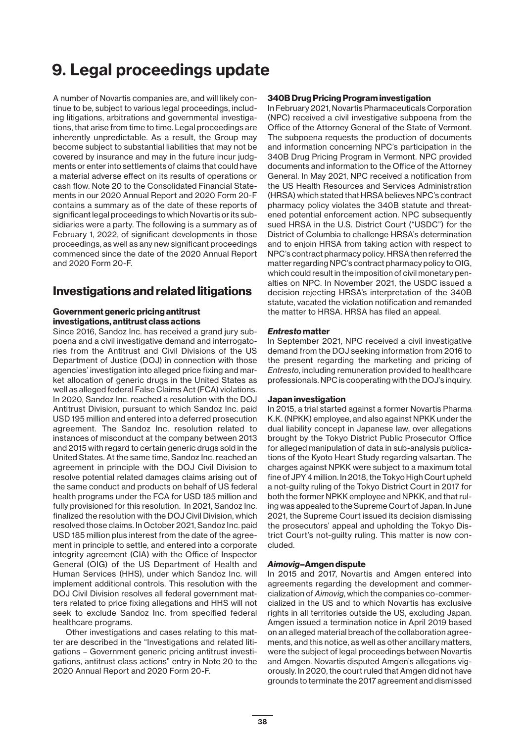# 9. Legal proceedings update

A number of Novartis companies are, and will likely continue to be, subject to various legal proceedings, including litigations, arbitrations and governmental investigations, that arise from time to time. Legal proceedings are inherently unpredictable. As a result, the Group may become subject to substantial liabilities that may not be covered by insurance and may in the future incur judgments or enter into settlements of claims that could have a material adverse effect on its results of operations or cash flow. Note 20 to the Consolidated Financial Statements in our 2020 Annual Report and 2020 Form 20-F contains a summary as of the date of these reports of significant legal proceedings to which Novartis or its subsidiaries were a party. The following is a summary as of February 1, 2022, of significant developments in those proceedings, as well as any new significant proceedings commenced since the date of the 2020 Annual Report and 2020 Form 20-F.

## Investigations and related litigations

### Government generic pricing antitrust investigations, antitrust class actions

Since 2016, Sandoz Inc. has received a grand jury subpoena and a civil investigative demand and interrogatories from the Antitrust and Civil Divisions of the US Department of Justice (DOJ) in connection with those agencies' investigation into alleged price fixing and market allocation of generic drugs in the United States as well as alleged federal False Claims Act (FCA) violations. In 2020, Sandoz Inc. reached a resolution with the DOJ Antitrust Division, pursuant to which Sandoz Inc. paid USD 195 million and entered into a deferred prosecution agreement. The Sandoz Inc. resolution related to instances of misconduct at the company between 2013 and 2015 with regard to certain generic drugs sold in the United States. At the same time, Sandoz Inc. reached an agreement in principle with the DOJ Civil Division to resolve potential related damages claims arising out of the same conduct and products on behalf of US federal health programs under the FCA for USD 185 million and fully provisioned for this resolution. In 2021, Sandoz Inc. finalized the resolution with the DOJ Civil Division, which resolved those claims. In October 2021, Sandoz Inc. paid USD 185 million plus interest from the date of the agreement in principle to settle, and entered into a corporate integrity agreement (CIA) with the Office of Inspector General (OIG) of the US Department of Health and Human Services (HHS), under which Sandoz Inc. will implement additional controls. This resolution with the DOJ Civil Division resolves all federal government matters related to price fixing allegations and HHS will not seek to exclude Sandoz Inc. from specified federal healthcare programs.

Other investigations and cases relating to this matter are described in the "Investigations and related litigations – Government generic pricing antitrust investigations, antitrust class actions" entry in Note 20 to the 2020 Annual Report and 2020 Form 20-F.

### 340B Drug Pricing Program investigation

In February 2021, Novartis Pharmaceuticals Corporation (NPC) received a civil investigative subpoena from the Office of the Attorney General of the State of Vermont. The subpoena requests the production of documents and information concerning NPC's participation in the 340B Drug Pricing Program in Vermont. NPC provided documents and information to the Office of the Attorney General. In May 2021, NPC received a notification from the US Health Resources and Services Administration (HRSA) which stated that HRSA believes NPC's contract pharmacy policy violates the 340B statute and threatened potential enforcement action. NPC subsequently sued HRSA in the U.S. District Court ("USDC") for the District of Columbia to challenge HRSA's determination and to enjoin HRSA from taking action with respect to NPC's contract pharmacy policy. HRSA then referred the matter regarding NPC's contract pharmacy policy to OIG, which could result in the imposition of civil monetary penalties on NPC. In November 2021, the USDC issued a decision rejecting HRSA's interpretation of the 340B statute, vacated the violation notification and remanded the matter to HRSA. HRSA has filed an appeal.

### *Entresto* matter

In September 2021, NPC received a civil investigative demand from the DOJ seeking information from 2016 to the present regarding the marketing and pricing of *Entresto*, including remuneration provided to healthcare professionals. NPC is cooperating with the DOJ's inquiry.

### Japan investigation

In 2015, a trial started against a former Novartis Pharma K.K. (NPKK) employee, and also against NPKK under the dual liability concept in Japanese law, over allegations brought by the Tokyo District Public Prosecutor Office for alleged manipulation of data in sub-analysis publications of the Kyoto Heart Study regarding valsartan. The charges against NPKK were subject to a maximum total fine of JPY 4 million. In 2018, the Tokyo High Court upheld a not-guilty ruling of the Tokyo District Court in 2017 for both the former NPKK employee and NPKK, and that ruling was appealed to the Supreme Court of Japan. In June 2021, the Supreme Court issued its decision dismissing the prosecutors' appeal and upholding the Tokyo District Court's not-guilty ruling. This matter is now concluded.

### *Aimovig*–Amgen dispute

In 2015 and 2017, Novartis and Amgen entered into agreements regarding the development and commercialization of *Aimovig*, which the companies co-commercialized in the US and to which Novartis has exclusive rights in all territories outside the US, excluding Japan. Amgen issued a termination notice in April 2019 based on an alleged material breach of the collaboration agreements, and this notice, as well as other ancillary matters, were the subject of legal proceedings between Novartis and Amgen. Novartis disputed Amgen's allegations vigorously. In 2020, the court ruled that Amgen did not have grounds to terminate the 2017 agreement and dismissed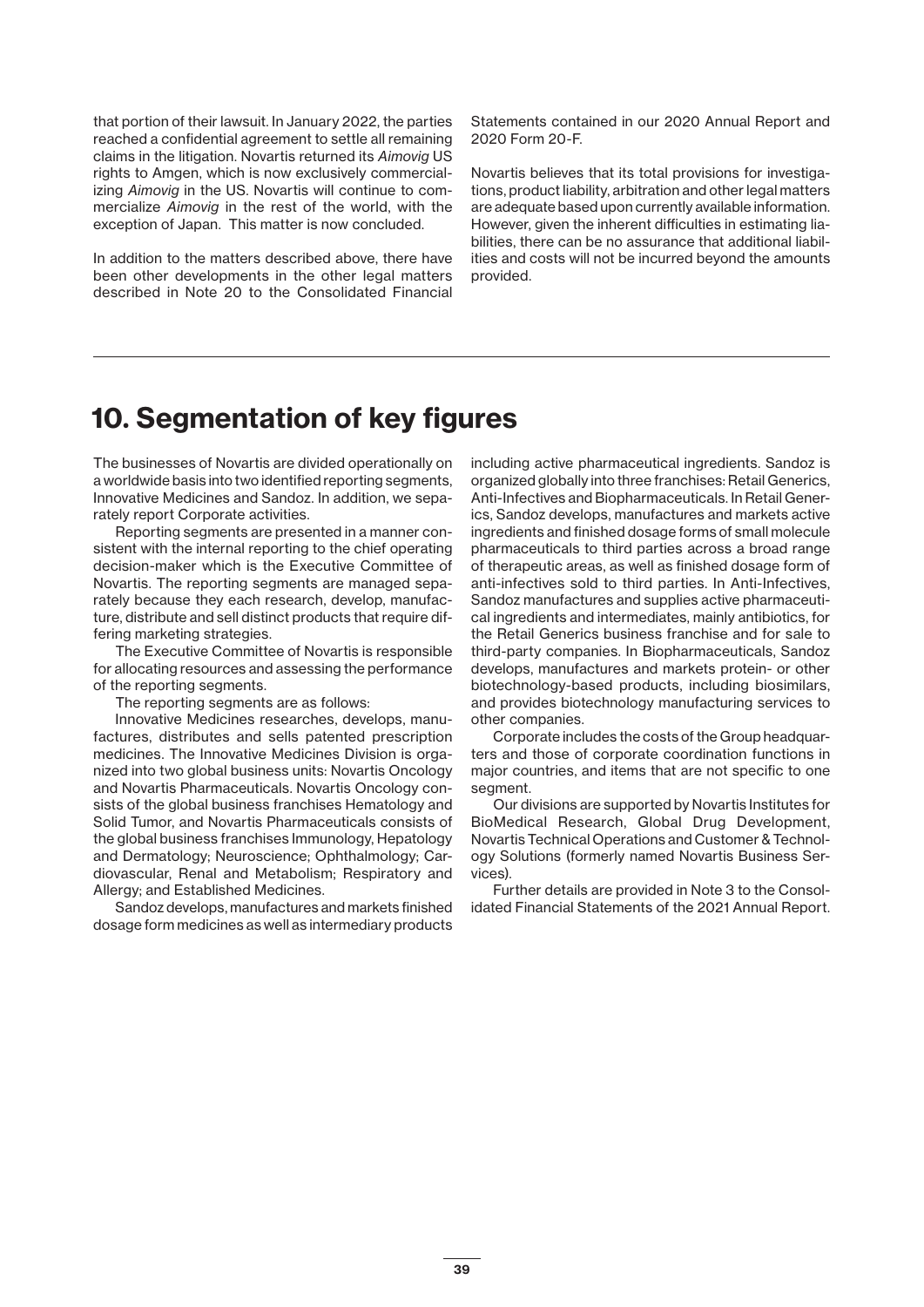that portion of their lawsuit. In January 2022, the parties reached a confidential agreement to settle all remaining claims in the litigation. Novartis returned its *Aimovig* US rights to Amgen, which is now exclusively commercializing *Aimovig* in the US. Novartis will continue to commercialize *Aimovig* in the rest of the world, with the exception of Japan. This matter is now concluded.

In addition to the matters described above, there have been other developments in the other legal matters described in Note 20 to the Consolidated Financial Statements contained in our 2020 Annual Report and 2020 Form 20-F.

Novartis believes that its total provisions for investigations, product liability, arbitration and other legal matters are adequate based upon currently available information. However, given the inherent difficulties in estimating liabilities, there can be no assurance that additional liabilities and costs will not be incurred beyond the amounts provided.

# 10. Segmentation of key figures

The businesses of Novartis are divided operationally on a worldwide basis into two identified reporting segments, Innovative Medicines and Sandoz. In addition, we separately report Corporate activities.

Reporting segments are presented in a manner consistent with the internal reporting to the chief operating decision-maker which is the Executive Committee of Novartis. The reporting segments are managed separately because they each research, develop, manufacture, distribute and sell distinct products that require differing marketing strategies.

The Executive Committee of Novartis is responsible for allocating resources and assessing the performance of the reporting segments.

The reporting segments are as follows:

Innovative Medicines researches, develops, manufactures, distributes and sells patented prescription medicines. The Innovative Medicines Division is organized into two global business units: Novartis Oncology and Novartis Pharmaceuticals. Novartis Oncology consists of the global business franchises Hematology and Solid Tumor, and Novartis Pharmaceuticals consists of the global business franchises Immunology, Hepatology and Dermatology; Neuroscience; Ophthalmology; Cardiovascular, Renal and Metabolism; Respiratory and Allergy; and Established Medicines.

Sandoz develops, manufactures and markets finished dosage form medicines as well as intermediary products including active pharmaceutical ingredients. Sandoz is organized globally into three franchises: Retail Generics, Anti-Infectives and Biopharmaceuticals. In Retail Generics, Sandoz develops, manufactures and markets active ingredients and finished dosage forms of small molecule pharmaceuticals to third parties across a broad range of therapeutic areas, as well as finished dosage form of anti-infectives sold to third parties. In Anti-Infectives, Sandoz manufactures and supplies active pharmaceutical ingredients and intermediates, mainly antibiotics, for the Retail Generics business franchise and for sale to third-party companies. In Biopharmaceuticals, Sandoz develops, manufactures and markets protein- or other biotechnology-based products, including biosimilars, and provides biotechnology manufacturing services to other companies.

Corporate includes the costs of the Group headquarters and those of corporate coordination functions in major countries, and items that are not specific to one segment.

Our divisions are supported by Novartis Institutes for BioMedical Research, Global Drug Development, Novartis Technical Operations and Customer & Technology Solutions (formerly named Novartis Business Services).

Further details are provided in Note 3 to the Consolidated Financial Statements of the 2021 Annual Report.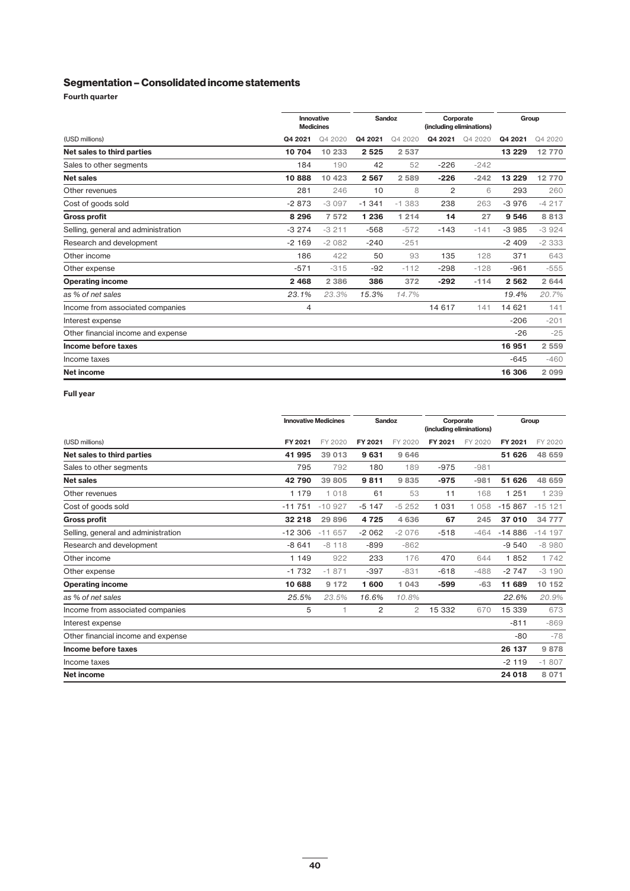## Segmentation – Consolidated income statements

**Fourth quarter**

| (USD millions) | Innovative Medicines | | Sandoz | | Corporate (including eliminations) | | Group | |
|---|---|---|---|---|---|---|---|---|
| | Q4 2021 | Q4 2020 | Q4 2021 | Q4 2020 | Q4 2021 | Q4 2020 | Q4 2021 | Q4 2020 |
| **Net sales to third parties** | **10 704** | **10 233** | **2 525** | **2 537** | | | **13 229** | **12 770** |
| Sales to other segments | 184 | 190 | 42 | 52 | -226 | -242 | | |
| **Net sales** | **10 888** | **10 423** | **2 567** | **2 589** | **-226** | **-242** | **13 229** | **12 770** |
| Other revenues | 281 | 246 | 10 | 8 | 2 | 6 | 293 | 260 |
| Cost of goods sold | -2 873 | -3 097 | -1 341 | -1 383 | 238 | 263 | -3 976 | -4 217 |
| **Gross profit** | **8 296** | **7 572** | **1 236** | **1 214** | **14** | **27** | **9 546** | **8 813** |
| Selling, general and administration | -3 274 | -3 211 | -568 | -572 | -143 | -141 | -3 985 | -3 924 |
| Research and development | -2 169 | -2 082 | -240 | -251 | | | -2 409 | -2 333 |
| Other income | 186 | 422 | 50 | 93 | 135 | 128 | 371 | 643 |
| Other expense | -571 | -315 | -92 | -112 | -298 | -128 | -961 | -555 |
| **Operating income** | **2 468** | **2 386** | **386** | **372** | **-292** | **-114** | **2 562** | **2 644** |
| *as % of net sales* | *23.1%* | *23.3%* | *15.3%* | *14.7%* | | | *19.4%* | *20.7%* |
| Income from associated companies | 4 | | | | 14 617 | 141 | 14 621 | 141 |
| Interest expense | | | | | | | -206 | -201 |
| Other financial income and expense | | | | | | | -26 | -25 |
| **Income before taxes** | | | | | | | **16 951** | **2 559** |
| Income taxes | | | | | | | -645 | -460 |
| **Net income** | | | | | | | **16 306** | **2 099** |

**Full year**

| (USD millions) | Innovative Medicines | | Sandoz | | Corporate (including eliminations) | | Group | |
|---|---|---|---|---|---|---|---|---|
| | FY 2021 | FY 2020 | FY 2021 | FY 2020 | FY 2021 | FY 2020 | FY 2021 | FY 2020 |
| **Net sales to third parties** | **41 995** | **39 013** | **9 631** | **9 646** | | | **51 626** | **48 659** |
| Sales to other segments | 795 | 792 | 180 | 189 | -975 | -981 | | |
| **Net sales** | **42 790** | **39 805** | **9 811** | **9 835** | **-975** | **-981** | **51 626** | **48 659** |
| Other revenues | 1 179 | 1 018 | 61 | 53 | 11 | 168 | 1 251 | 1 239 |
| Cost of goods sold | -11 751 | -10 927 | -5 147 | -5 252 | 1 031 | 1 058 | -15 867 | -15 121 |
| **Gross profit** | **32 218** | **29 896** | **4 725** | **4 636** | **67** | **245** | **37 010** | **34 777** |
| Selling, general and administration | -12 306 | -11 657 | -2 062 | -2 076 | -518 | -464 | -14 886 | -14 197 |
| Research and development | -8 641 | -8 118 | -899 | -862 | | | -9 540 | -8 980 |
| Other income | 1 149 | 922 | 233 | 176 | 470 | 644 | 1 852 | 1 742 |
| Other expense | -1 732 | -1 871 | -397 | -831 | -618 | -488 | -2 747 | -3 190 |
| **Operating income** | **10 688** | **9 172** | **1 600** | **1 043** | **-599** | **-63** | **11 689** | **10 152** |
| *as % of net sales* | *25.5%* | *23.5%* | *16.6%* | *10.8%* | | | *22.6%* | *20.9%* |
| Income from associated companies | 5 | 1 | 2 | 2 | 15 332 | 670 | 15 339 | 673 |
| Interest expense | | | | | | | -811 | -869 |
| Other financial income and expense | | | | | | | -80 | -78 |
| **Income before taxes** | | | | | | | **26 137** | **9 878** |
| Income taxes | | | | | | | -2 119 | -1 807 |
| **Net income** | | | | | | | **24 018** | **8 071** |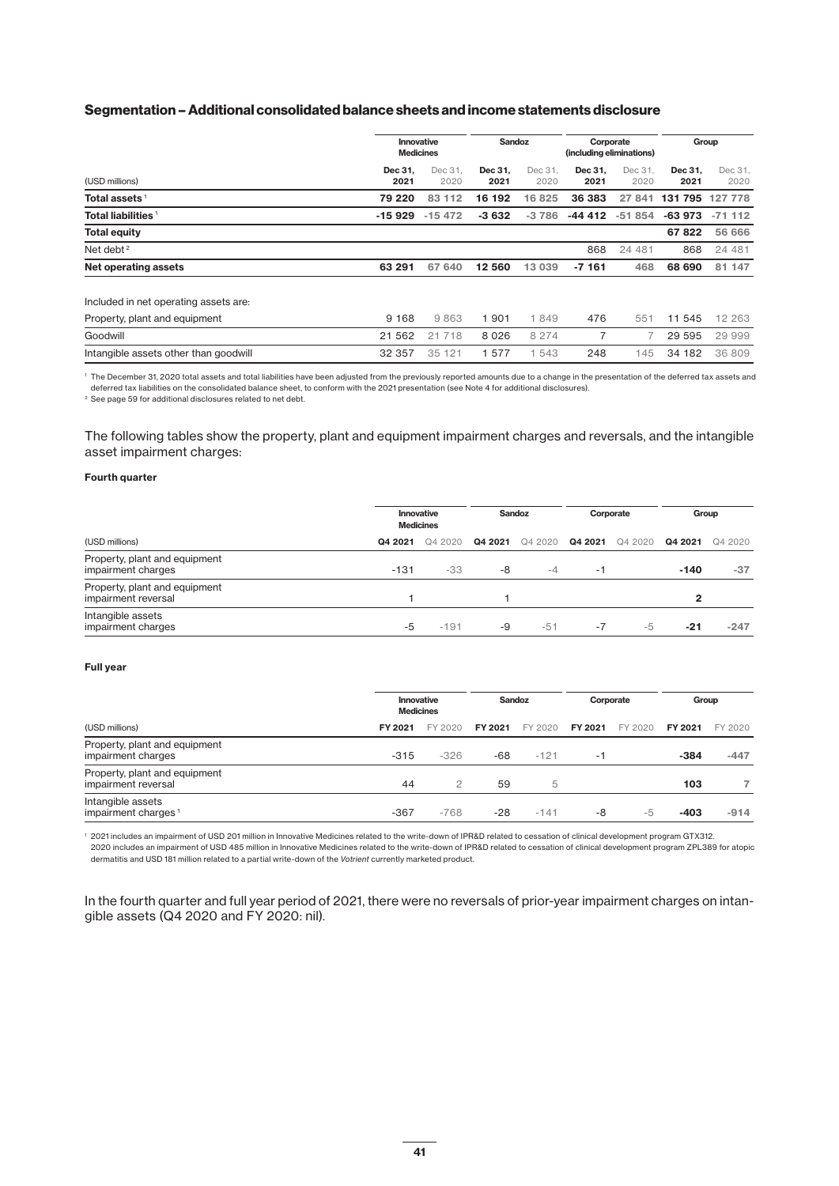## Segmentation – Additional consolidated balance sheets and income statements disclosure

| (USD millions) | Innovative Medicines | | Sandoz | | Corporate (including eliminations) | | Group | |
|---|---|---|---|---|---|---|---|---|
| | Dec 31, 2021 | Dec 31, 2020 | Dec 31, 2021 | Dec 31, 2020 | Dec 31, 2021 | Dec 31, 2020 | Dec 31, 2021 | Dec 31, 2020 |
| **Total assets** [1] | **79 220** | 83 112 | **16 192** | 16 825 | **36 383** | 27 841 | **131 795** | 127 778 |
| **Total liabilities** [1] | **-15 929** | -15 472 | **-3 632** | -3 786 | **-44 412** | -51 854 | **-63 973** | -71 112 |
| **Total equity** | | | | | | | **67 822** | 56 666 |
| Net debt [2] | | | | | 868 | 24 481 | 868 | 24 481 |
| **Net operating assets** | **63 291** | 67 640 | **12 560** | 13 039 | **-7 161** | 468 | **68 690** | 81 147 |
| Included in net operating assets are: | | | | | | | | |
| Property, plant and equipment | 9 168 | 9 863 | 1 901 | 1 849 | 476 | 551 | 11 545 | 12 263 |
| Goodwill | 21 562 | 21 718 | 8 026 | 8 274 | 7 | 7 | 29 595 | 29 999 |
| Intangible assets other than goodwill | 32 357 | 35 121 | 1 577 | 1 543 | 248 | 145 | 34 182 | 36 809 |

[1] The December 31, 2020 total assets and total liabilities have been adjusted from the previously reported amounts due to a change in the presentation of the deferred tax assets and deferred tax liabilities on the consolidated balance sheet, to conform with the 2021 presentation (see Note 4 for additional disclosures).

[2] See page 59 for additional disclosures related to net debt.

The following tables show the property, plant and equipment impairment charges and reversals, and the intangible asset impairment charges:

**Fourth quarter**

| (USD millions) | Innovative Medicines | | Sandoz | | Corporate | | Group | |
|---|---|---|---|---|---|---|---|---|
| | Q4 2021 | Q4 2020 | Q4 2021 | Q4 2020 | Q4 2021 | Q4 2020 | Q4 2021 | Q4 2020 |
| Property, plant and equipment impairment charges | -131 | -33 | -8 | -4 | -1 | | **-140** | -37 |
| Property, plant and equipment impairment reversal | 1 | | 1 | | | | **2** | |
| Intangible assets impairment charges | -5 | -191 | -9 | -51 | -7 | -5 | **-21** | -247 |

**Full year**

| (USD millions) | Innovative Medicines | | Sandoz | | Corporate | | Group | |
|---|---|---|---|---|---|---|---|---|
| | FY 2021 | FY 2020 | FY 2021 | FY 2020 | FY 2021 | FY 2020 | FY 2021 | FY 2020 |
| Property, plant and equipment impairment charges | -315 | -326 | -68 | -121 | -1 | | **-384** | -447 |
| Property, plant and equipment impairment reversal | 44 | 2 | 59 | 5 | | | **103** | 7 |
| Intangible assets impairment charges [1] | -367 | -768 | -28 | -141 | -8 | -5 | **-403** | -914 |

[1] 2021 includes an impairment of USD 201 million in Innovative Medicines related to the write-down of IPR&D related to cessation of clinical development program GTX312.
2020 includes an impairment of USD 485 million in Innovative Medicines related to the write-down of IPR&D related to cessation of clinical development program ZPL389 for atopic dermatitis and USD 181 million related to a partial write-down of the *Votrient* currently marketed product.

In the fourth quarter and full year period of 2021, there were no reversals of prior-year impairment charges on intangible assets (Q4 2020 and FY 2020: nil).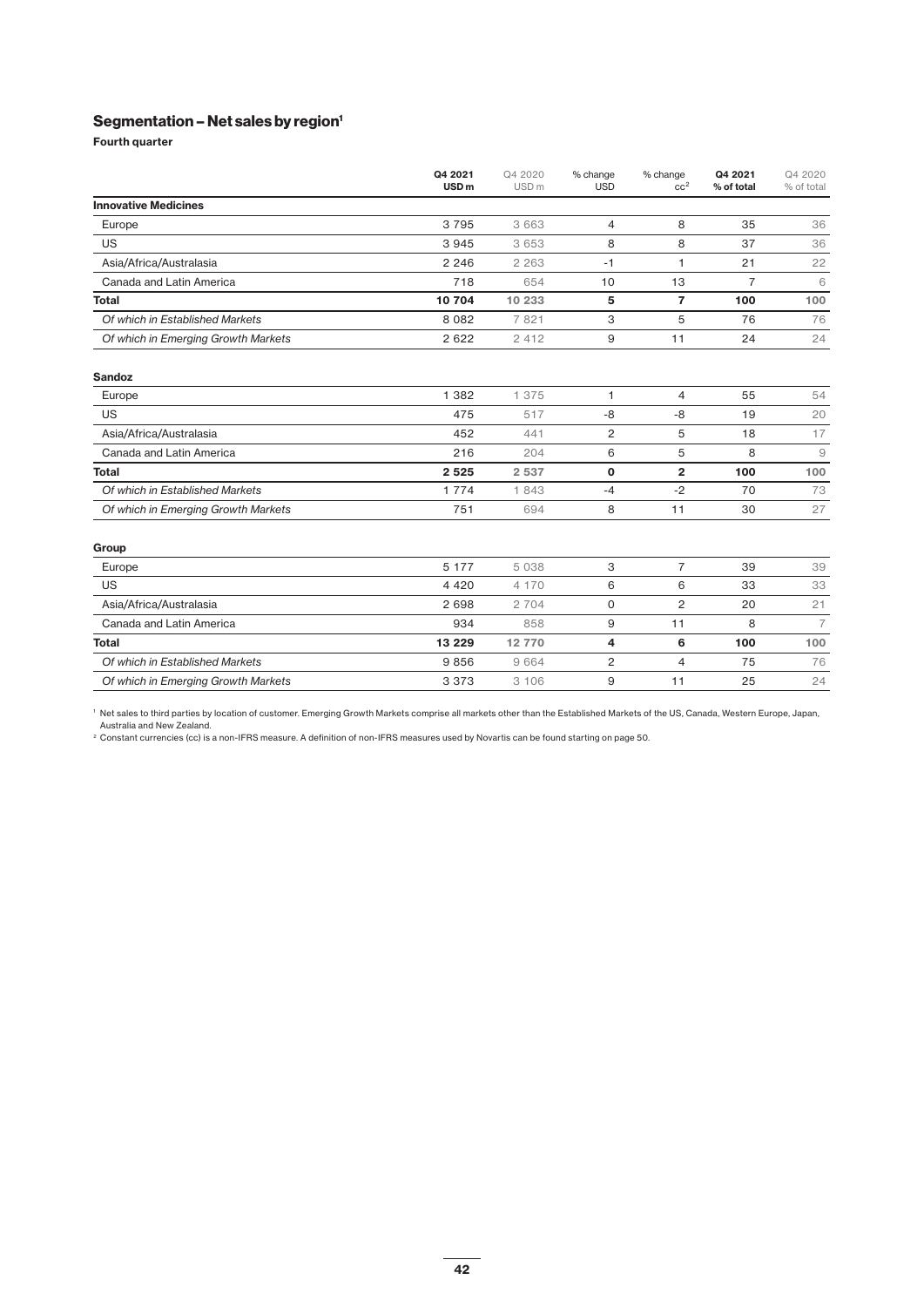## Segmentation – Net sales by region[1]

**Fourth quarter**

| | Q4 2021 USD m | Q4 2020 USD m | % change USD | % change cc[2] | Q4 2021 % of total | Q4 2020 % of total |
|---|---|---|---|---|---|---|
| **Innovative Medicines** | | | | | | |
| Europe | 3 795 | 3 663 | 4 | 8 | 35 | 36 |
| US | 3 945 | 3 653 | 8 | 8 | 37 | 36 |
| Asia/Africa/Australasia | 2 246 | 2 263 | -1 | 1 | 21 | 22 |
| Canada and Latin America | 718 | 654 | 10 | 13 | 7 | 6 |
| **Total** | **10 704** | **10 233** | **5** | **7** | **100** | **100** |
| *Of which in Established Markets* | 8 082 | 7 821 | 3 | 5 | 76 | 76 |
| *Of which in Emerging Growth Markets* | 2 622 | 2 412 | 9 | 11 | 24 | 24 |
| **Sandoz** | | | | | | |
| Europe | 1 382 | 1 375 | 1 | 4 | 55 | 54 |
| US | 475 | 517 | -8 | -8 | 19 | 20 |
| Asia/Africa/Australasia | 452 | 441 | 2 | 5 | 18 | 17 |
| Canada and Latin America | 216 | 204 | 6 | 5 | 8 | 9 |
| **Total** | **2 525** | **2 537** | **0** | **2** | **100** | **100** |
| *Of which in Established Markets* | 1 774 | 1 843 | -4 | -2 | 70 | 73 |
| *Of which in Emerging Growth Markets* | 751 | 694 | 8 | 11 | 30 | 27 |
| **Group** | | | | | | |
| Europe | 5 177 | 5 038 | 3 | 7 | 39 | 39 |
| US | 4 420 | 4 170 | 6 | 6 | 33 | 33 |
| Asia/Africa/Australasia | 2 698 | 2 704 | 0 | 2 | 20 | 21 |
| Canada and Latin America | 934 | 858 | 9 | 11 | 8 | 7 |
| **Total** | **13 229** | **12 770** | **4** | **6** | **100** | **100** |
| *Of which in Established Markets* | 9 856 | 9 664 | 2 | 4 | 75 | 76 |
| *Of which in Emerging Growth Markets* | 3 373 | 3 106 | 9 | 11 | 25 | 24 |

[1] Net sales to third parties by location of customer. Emerging Growth Markets comprise all markets other than the Established Markets of the US, Canada, Western Europe, Japan, Australia and New Zealand.

[2] Constant currencies (cc) is a non-IFRS measure. A definition of non-IFRS measures used by Novartis can be found starting on page 50.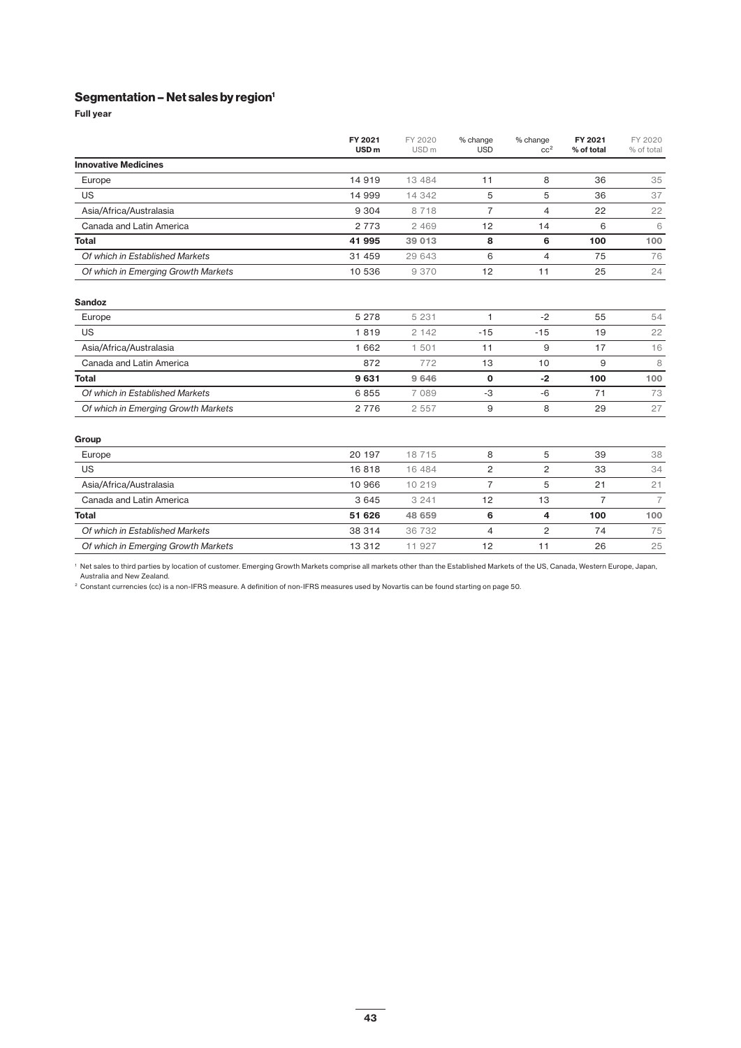## Segmentation – Net sales by region[1]

**Full year**

| | FY 2021 USD m | FY 2020 USD m | % change USD | % change cc[2] | FY 2021 % of total | FY 2020 % of total |
|---|---|---|---|---|---|---|
| **Innovative Medicines** | | | | | | |
| Europe | 14 919 | 13 484 | 11 | 8 | 36 | 35 |
| US | 14 999 | 14 342 | 5 | 5 | 36 | 37 |
| Asia/Africa/Australasia | 9 304 | 8 718 | 7 | 4 | 22 | 22 |
| Canada and Latin America | 2 773 | 2 469 | 12 | 14 | 6 | 6 |
| **Total** | **41 995** | **39 013** | **8** | **6** | **100** | **100** |
| *Of which in Established Markets* | 31 459 | 29 643 | 6 | 4 | 75 | 76 |
| *Of which in Emerging Growth Markets* | 10 536 | 9 370 | 12 | 11 | 25 | 24 |
| **Sandoz** | | | | | | |
| Europe | 5 278 | 5 231 | 1 | -2 | 55 | 54 |
| US | 1 819 | 2 142 | -15 | -15 | 19 | 22 |
| Asia/Africa/Australasia | 1 662 | 1 501 | 11 | 9 | 17 | 16 |
| Canada and Latin America | 872 | 772 | 13 | 10 | 9 | 8 |
| **Total** | **9 631** | **9 646** | **0** | **-2** | **100** | **100** |
| *Of which in Established Markets* | 6 855 | 7 089 | -3 | -6 | 71 | 73 |
| *Of which in Emerging Growth Markets* | 2 776 | 2 557 | 9 | 8 | 29 | 27 |
| **Group** | | | | | | |
| Europe | 20 197 | 18 715 | 8 | 5 | 39 | 38 |
| US | 16 818 | 16 484 | 2 | 2 | 33 | 34 |
| Asia/Africa/Australasia | 10 966 | 10 219 | 7 | 5 | 21 | 21 |
| Canada and Latin America | 3 645 | 3 241 | 12 | 13 | 7 | 7 |
| **Total** | **51 626** | **48 659** | **6** | **4** | **100** | **100** |
| *Of which in Established Markets* | 38 314 | 36 732 | 4 | 2 | 74 | 75 |
| *Of which in Emerging Growth Markets* | 13 312 | 11 927 | 12 | 11 | 26 | 25 |

[1] Net sales to third parties by location of customer. Emerging Growth Markets comprise all markets other than the Established Markets of the US, Canada, Western Europe, Japan, Australia and New Zealand.

[2] Constant currencies (cc) is a non-IFRS measure. A definition of non-IFRS measures used by Novartis can be found starting on page 50.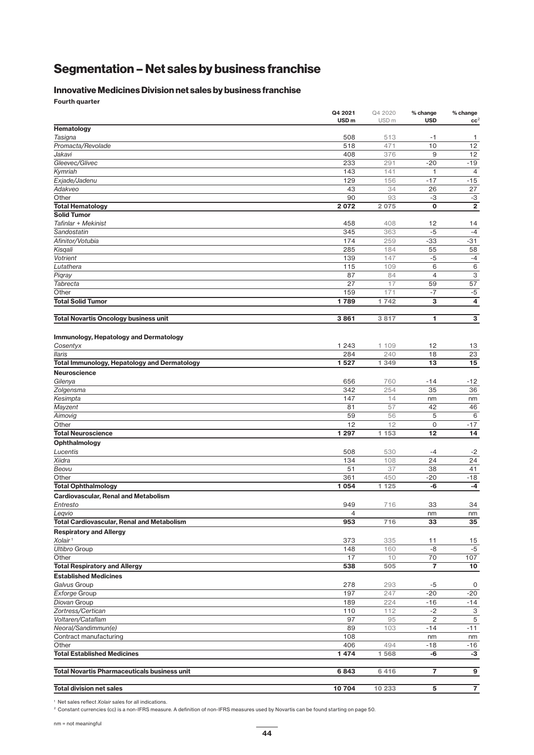# Segmentation – Net sales by business franchise

## Innovative Medicines Division net sales by business franchise

**Fourth quarter**

| | Q4 2021 USD m | Q4 2020 USD m | % change USD | % change cc[2] |
|---|---|---|---|---|
| **Hematology** | | | | |
| *Tasigna* | 508 | 513 | -1 | 1 |
| *Promacta/Revolade* | 518 | 471 | 10 | 12 |
| *Jakavi* | 408 | 376 | 9 | 12 |
| *Gleevec/Glivec* | 233 | 291 | -20 | -19 |
| *Kymriah* | 143 | 141 | 1 | 4 |
| *Exjade/Jadenu* | 129 | 156 | -17 | -15 |
| *Adakveo* | 43 | 34 | 26 | 27 |
| Other | 90 | 93 | -3 | -3 |
| **Total Hematology** | **2 072** | **2 075** | **0** | **2** |
| **Solid Tumor** | | | | |
| *Tafinlar + Mekinist* | 458 | 408 | 12 | 14 |
| *Sandostatin* | 345 | 363 | -5 | -4 |
| *Afinitor/Votubia* | 174 | 259 | -33 | -31 |
| *Kisqali* | 285 | 184 | 55 | 58 |
| *Votrient* | 139 | 147 | -5 | -4 |
| *Lutathera* | 115 | 109 | 6 | 6 |
| *Piqray* | 87 | 84 | 4 | 3 |
| *Tabrecta* | 27 | 17 | 59 | 57 |
| Other | 159 | 171 | -7 | -5 |
| **Total Solid Tumor** | **1 789** | **1 742** | **3** | **4** |
| **Total Novartis Oncology business unit** | **3 861** | **3 817** | **1** | **3** |
| **Immunology, Hepatology and Dermatology** | | | | |
| *Cosentyx* | 1 243 | 1 109 | 12 | 13 |
| *Ilaris* | 284 | 240 | 18 | 23 |
| **Total Immunology, Hepatology and Dermatology** | **1 527** | **1 349** | **13** | **15** |
| **Neuroscience** | | | | |
| *Gilenya* | 656 | 760 | -14 | -12 |
| *Zolgensma* | 342 | 254 | 35 | 36 |
| *Kesimpta* | 147 | 14 | nm | nm |
| *Mayzent* | 81 | 57 | 42 | 46 |
| *Aimovig* | 59 | 56 | 5 | 6 |
| Other | 12 | 12 | 0 | -17 |
| **Total Neuroscience** | **1 297** | **1 153** | **12** | **14** |
| **Ophthalmology** | | | | |
| *Lucentis* | 508 | 530 | -4 | -2 |
| *Xiidra* | 134 | 108 | 24 | 24 |
| *Beovu* | 51 | 37 | 38 | 41 |
| Other | 361 | 450 | -20 | -18 |
| **Total Ophthalmology** | **1 054** | **1 125** | **-6** | **-4** |
| **Cardiovascular, Renal and Metabolism** | | | | |
| *Entresto* | 949 | 716 | 33 | 34 |
| *Leqvio* | 4 | | nm | nm |
| **Total Cardiovascular, Renal and Metabolism** | **953** | **716** | **33** | **35** |
| **Respiratory and Allergy** | | | | |
| *Xolair*[1] | 373 | 335 | 11 | 15 |
| *Ultibro* Group | 148 | 160 | -8 | -5 |
| Other | 17 | 10 | 70 | 107 |
| **Total Respiratory and Allergy** | **538** | **505** | **7** | **10** |
| **Established Medicines** | | | | |
| *Galvus* Group | 278 | 293 | -5 | 0 |
| *Exforge* Group | 197 | 247 | -20 | -20 |
| *Diovan* Group | 189 | 224 | -16 | -14 |
| *Zortress/Certican* | 110 | 112 | -2 | 3 |
| *Voltaren/Cataflam* | 97 | 95 | 2 | 5 |
| *Neoral/Sandimmun(e)* | 89 | 103 | -14 | -11 |
| Contract manufacturing | 108 | | nm | nm |
| Other | 406 | 494 | -18 | -16 |
| **Total Established Medicines** | **1 474** | **1 568** | **-6** | **-3** |
| **Total Novartis Pharmaceuticals business unit** | **6 843** | **6 416** | **7** | **9** |
| **Total division net sales** | **10 704** | **10 233** | **5** | **7** |

[1] Net sales reflect *Xolair* sales for all indications.

[2] Constant currencies (cc) is a non-IFRS measure. A definition of non-IFRS measures used by Novartis can be found starting on page 50.

nm = not meaningful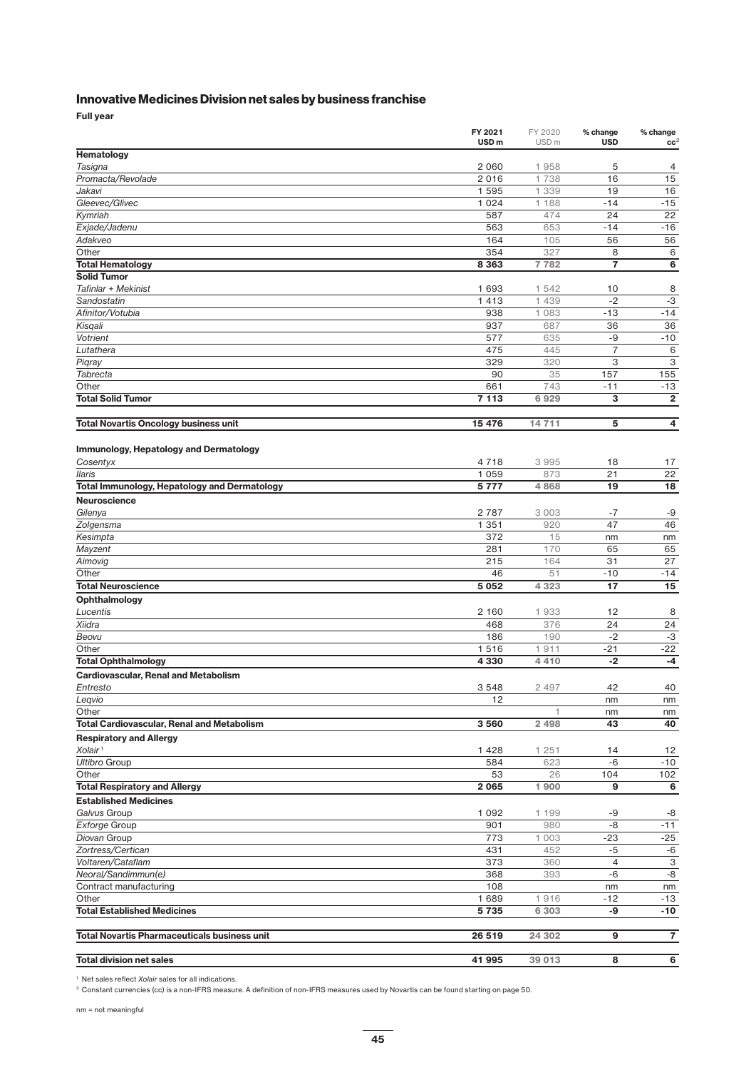## Innovative Medicines Division net sales by business franchise

**Full year**

| | FY 2021 USD m | FY 2020 USD m | % change USD | % change cc[2] |
|---|---|---|---|---|
| **Hematology** | | | | |
| *Tasigna* | 2 060 | 1 958 | 5 | 4 |
| *Promacta/Revolade* | 2 016 | 1 738 | 16 | 15 |
| *Jakavi* | 1 595 | 1 339 | 19 | 16 |
| *Gleevec/Glivec* | 1 024 | 1 188 | -14 | -15 |
| *Kymriah* | 587 | 474 | 24 | 22 |
| *Exjade/Jadenu* | 563 | 653 | -14 | -16 |
| *Adakveo* | 164 | 105 | 56 | 56 |
| Other | 354 | 327 | 8 | 6 |
| **Total Hematology** | **8 363** | **7 782** | **7** | **6** |
| **Solid Tumor** | | | | |
| *Tafinlar + Mekinist* | 1 693 | 1 542 | 10 | 8 |
| *Sandostatin* | 1 413 | 1 439 | -2 | -3 |
| *Afinitor/Votubia* | 938 | 1 083 | -13 | -14 |
| *Kisqali* | 937 | 687 | 36 | 36 |
| *Votrient* | 577 | 635 | -9 | -10 |
| *Lutathera* | 475 | 445 | 7 | 6 |
| *Piqray* | 329 | 320 | 3 | 3 |
| *Tabrecta* | 90 | 35 | 157 | 155 |
| Other | 661 | 743 | -11 | -13 |
| **Total Solid Tumor** | **7 113** | **6 929** | **3** | **2** |
| **Total Novartis Oncology business unit** | **15 476** | **14 711** | **5** | **4** |
| **Immunology, Hepatology and Dermatology** | | | | |
| *Cosentyx* | 4 718 | 3 995 | 18 | 17 |
| *Ilaris* | 1 059 | 873 | 21 | 22 |
| **Total Immunology, Hepatology and Dermatology** | **5 777** | **4 868** | **19** | **18** |
| **Neuroscience** | | | | |
| *Gilenya* | 2 787 | 3 003 | -7 | -9 |
| *Zolgensma* | 1 351 | 920 | 47 | 46 |
| *Kesimpta* | 372 | 15 | nm | nm |
| *Mayzent* | 281 | 170 | 65 | 65 |
| *Aimovig* | 215 | 164 | 31 | 27 |
| Other | 46 | 51 | -10 | -14 |
| **Total Neuroscience** | **5 052** | **4 323** | **17** | **15** |
| **Ophthalmology** | | | | |
| *Lucentis* | 2 160 | 1 933 | 12 | 8 |
| *Xiidra* | 468 | 376 | 24 | 24 |
| *Beovu* | 186 | 190 | -2 | -3 |
| Other | 1 516 | 1 911 | -21 | -22 |
| **Total Ophthalmology** | **4 330** | **4 410** | **-2** | **-4** |
| **Cardiovascular, Renal and Metabolism** | | | | |
| *Entresto* | 3 548 | 2 497 | 42 | 40 |
| *Leqvio* | 12 | | nm | nm |
| Other | | 1 | nm | nm |
| **Total Cardiovascular, Renal and Metabolism** | **3 560** | **2 498** | **43** | **40** |
| **Respiratory and Allergy** | | | | |
| *Xolair*[1] | 1 428 | 1 251 | 14 | 12 |
| *Ultibro* Group | 584 | 623 | -6 | -10 |
| Other | 53 | 26 | 104 | 102 |
| **Total Respiratory and Allergy** | **2 065** | **1 900** | **9** | **6** |
| **Established Medicines** | | | | |
| *Galvus* Group | 1 092 | 1 199 | -9 | -8 |
| *Exforge* Group | 901 | 980 | -8 | -11 |
| *Diovan* Group | 773 | 1 003 | -23 | -25 |
| *Zortress/Certican* | 431 | 452 | -5 | -6 |
| *Voltaren/Cataflam* | 373 | 360 | 4 | 3 |
| *Neoral/Sandimmun(e)* | 368 | 393 | -6 | -8 |
| Contract manufacturing | 108 | | nm | nm |
| Other | 1 689 | 1 916 | -12 | -13 |
| **Total Established Medicines** | **5 735** | **6 303** | **-9** | **-10** |
| **Total Novartis Pharmaceuticals business unit** | **26 519** | **24 302** | **9** | **7** |
| **Total division net sales** | **41 995** | **39 013** | **8** | **6** |

[1] Net sales reflect *Xolair* sales for all indications.

[2] Constant currencies (cc) is a non-IFRS measure. A definition of non-IFRS measures used by Novartis can be found starting on page 50.

nm = not meaningful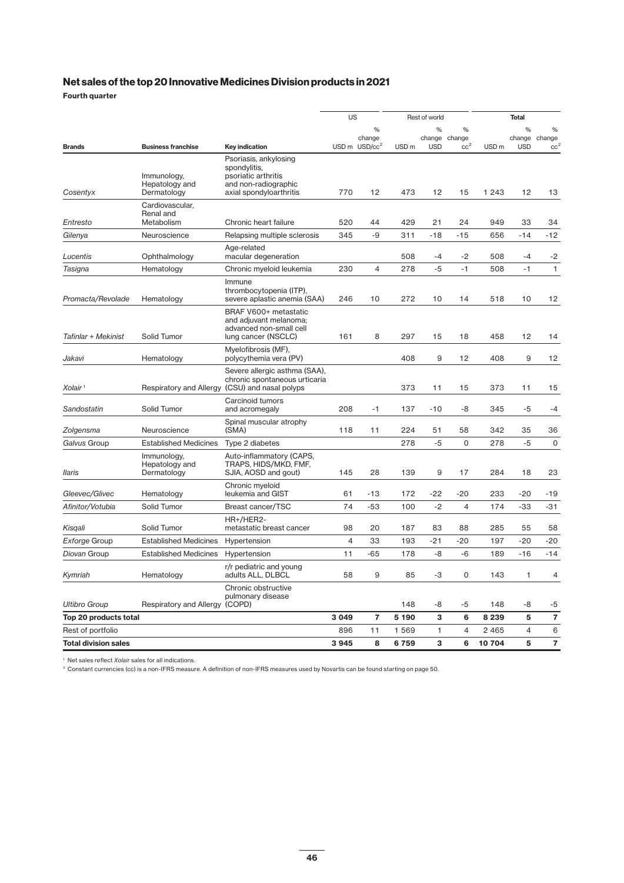## Net sales of the top 20 Innovative Medicines Division products in 2021

**Fourth quarter**

| | | | US | | Rest of world | | | Total | | |
|---|---|---|---|---|---|---|---|---|---|---|
| **Brands** | **Business franchise** | **Key indication** | USD m | % change USD/cc[2] | USD m | % change USD | % change cc[2] | USD m | % change USD | % change cc[2] |
| *Cosentyx* | Immunology, Hepatology and Dermatology | Psoriasis, ankylosing spondylitis, psoriatic arthritis and non-radiographic axial spondyloarthritis | 770 | 12 | 473 | 12 | 15 | 1 243 | 12 | 13 |
| *Entresto* | Cardiovascular, Renal and Metabolism | Chronic heart failure | 520 | 44 | 429 | 21 | 24 | 949 | 33 | 34 |
| *Gilenya* | Neuroscience | Relapsing multiple sclerosis | 345 | -9 | 311 | -18 | -15 | 656 | -14 | -12 |
| *Lucentis* | Ophthalmology | Age-related macular degeneration | | | 508 | -4 | -2 | 508 | -4 | -2 |
| *Tasigna* | Hematology | Chronic myeloid leukemia | 230 | 4 | 278 | -5 | -1 | 508 | -1 | 1 |
| *Promacta/Revolade* | Hematology | Immune thrombocytopenia (ITP), severe aplastic anemia (SAA) | 246 | 10 | 272 | 10 | 14 | 518 | 10 | 12 |
| *Tafinlar + Mekinist* | Solid Tumor | BRAF V600+ metastatic and adjuvant melanoma; advanced non-small cell lung cancer (NSCLC) | 161 | 8 | 297 | 15 | 18 | 458 | 12 | 14 |
| *Jakavi* | Hematology | Myelofibrosis (MF), polycythemia vera (PV) | | | 408 | 9 | 12 | 408 | 9 | 12 |
| *Xolair*[1] | Respiratory and Allergy | Severe allergic asthma (SAA), chronic spontaneous urticaria (CSU) and nasal polyps | | | 373 | 11 | 15 | 373 | 11 | 15 |
| *Sandostatin* | Solid Tumor | Carcinoid tumors and acromegaly | 208 | -1 | 137 | -10 | -8 | 345 | -5 | -4 |
| *Zolgensma* | Neuroscience | Spinal muscular atrophy (SMA) | 118 | 11 | 224 | 51 | 58 | 342 | 35 | 36 |
| *Galvus* Group | Established Medicines | Type 2 diabetes | | | 278 | -5 | 0 | 278 | -5 | 0 |
| *Ilaris* | Immunology, Hepatology and Dermatology | Auto-inflammatory (CAPS, TRAPS, HIDS/MKD, FMF, SJIA, AOSD and gout) | 145 | 28 | 139 | 9 | 17 | 284 | 18 | 23 |
| *Gleevec/Glivec* | Hematology | Chronic myeloid leukemia and GIST | 61 | -13 | 172 | -22 | -20 | 233 | -20 | -19 |
| *Afinitor/Votubia* | Solid Tumor | Breast cancer/TSC | 74 | -53 | 100 | -2 | 4 | 174 | -33 | -31 |
| *Kisqali* | Solid Tumor | HR+/HER2- metastatic breast cancer | 98 | 20 | 187 | 83 | 88 | 285 | 55 | 58 |
| *Exforge* Group | Established Medicines | Hypertension | 4 | 33 | 193 | -21 | -20 | 197 | -20 | -20 |
| *Diovan* Group | Established Medicines | Hypertension | 11 | -65 | 178 | -8 | -6 | 189 | -16 | -14 |
| *Kymriah* | Hematology | r/r pediatric and young adults ALL, DLBCL | 58 | 9 | 85 | -3 | 0 | 143 | 1 | 4 |
| *Ultibro Group* | Respiratory and Allergy | Chronic obstructive pulmonary disease (COPD) | | | 148 | -8 | -5 | 148 | -8 | -5 |
| **Top 20 products total** | | | **3 049** | **7** | **5 190** | **3** | **6** | **8 239** | **5** | **7** |
| Rest of portfolio | | | 896 | 11 | 1 569 | 1 | 4 | 2 465 | 4 | 6 |
| **Total division sales** | | | **3 945** | **8** | **6 759** | **3** | **6** | **10 704** | **5** | **7** |

[1] Net sales reflect *Xolair* sales for all indications.

[2] Constant currencies (cc) is a non-IFRS measure. A definition of non-IFRS measures used by Novartis can be found starting on page 50.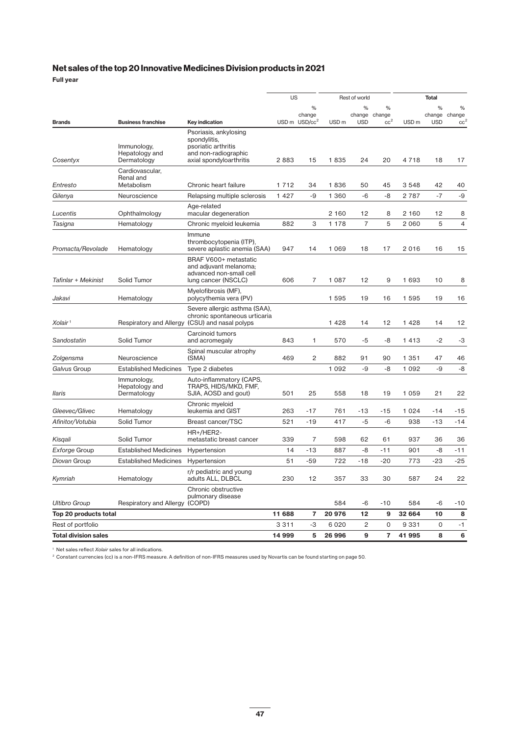## Net sales of the top 20 Innovative Medicines Division products in 2021

**Full year**

| | | | US | | Rest of world | | | Total | | |
|---|---|---|---|---|---|---|---|---|---|---|
| **Brands** | **Business franchise** | **Key indication** | USD m | % change USD/cc[2] | USD m | % change USD | % change cc[2] | USD m | % change USD | % change cc[2] |
| *Cosentyx* | Immunology, Hepatology and Dermatology | Psoriasis, ankylosing spondylitis, psoriatic arthritis and non-radiographic axial spondyloarthritis | 2 883 | 15 | 1 835 | 24 | 20 | 4 718 | 18 | 17 |
| *Entresto* | Cardiovascular, Renal and Metabolism | Chronic heart failure | 1 712 | 34 | 1 836 | 50 | 45 | 3 548 | 42 | 40 |
| *Gilenya* | Neuroscience | Relapsing multiple sclerosis | 1 427 | -9 | 1 360 | -6 | -8 | 2 787 | -7 | -9 |
| *Lucentis* | Ophthalmology | Age-related macular degeneration | | | 2 160 | 12 | 8 | 2 160 | 12 | 8 |
| *Tasigna* | Hematology | Chronic myeloid leukemia | 882 | 3 | 1 178 | 7 | 5 | 2 060 | 5 | 4 |
| *Promacta/Revolade* | Hematology | Immune thrombocytopenia (ITP), severe aplastic anemia (SAA) | 947 | 14 | 1 069 | 18 | 17 | 2 016 | 16 | 15 |
| *Tafinlar + Mekinist* | Solid Tumor | BRAF V600+ metastatic and adjuvant melanoma; advanced non-small cell lung cancer (NSCLC) | 606 | 7 | 1 087 | 12 | 9 | 1 693 | 10 | 8 |
| *Jakavi* | Hematology | Myelofibrosis (MF), polycythemia vera (PV) | | | 1 595 | 19 | 16 | 1 595 | 19 | 16 |
| *Xolair*[1] | Respiratory and Allergy | Severe allergic asthma (SAA), chronic spontaneous urticaria (CSU) and nasal polyps | | | 1 428 | 14 | 12 | 1 428 | 14 | 12 |
| *Sandostatin* | Solid Tumor | Carcinoid tumors and acromegaly | 843 | 1 | 570 | -5 | -8 | 1 413 | -2 | -3 |
| *Zolgensma* | Neuroscience | Spinal muscular atrophy (SMA) | 469 | 2 | 882 | 91 | 90 | 1 351 | 47 | 46 |
| *Galvus* Group | Established Medicines | Type 2 diabetes | | | 1 092 | -9 | -8 | 1 092 | -9 | -8 |
| *Ilaris* | Immunology, Hepatology and Dermatology | Auto-inflammatory (CAPS, TRAPS, HIDS/MKD, FMF, SJIA, AOSD and gout) | 501 | 25 | 558 | 18 | 19 | 1 059 | 21 | 22 |
| *Gleevec/Glivec* | Hematology | Chronic myeloid leukemia and GIST | 263 | -17 | 761 | -13 | -15 | 1 024 | -14 | -15 |
| *Afinitor/Votubia* | Solid Tumor | Breast cancer/TSC | 521 | -19 | 417 | -5 | -6 | 938 | -13 | -14 |
| *Kisqali* | Solid Tumor | HR+/HER2- metastatic breast cancer | 339 | 7 | 598 | 62 | 61 | 937 | 36 | 36 |
| *Exforge* Group | Established Medicines | Hypertension | 14 | -13 | 887 | -8 | -11 | 901 | -8 | -11 |
| *Diovan* Group | Established Medicines | Hypertension | 51 | -59 | 722 | -18 | -20 | 773 | -23 | -25 |
| *Kymriah* | Hematology | r/r pediatric and young adults ALL, DLBCL | 230 | 12 | 357 | 33 | 30 | 587 | 24 | 22 |
| *Ultibro Group* | Respiratory and Allergy | Chronic obstructive pulmonary disease (COPD) | | | 584 | -6 | -10 | 584 | -6 | -10 |
| **Top 20 products total** | | | **11 688** | **7** | **20 976** | **12** | **9** | **32 664** | **10** | **8** |
| Rest of portfolio | | | 3 311 | -3 | 6 020 | 2 | 0 | 9 331 | 0 | -1 |
| **Total division sales** | | | **14 999** | **5** | **26 996** | **9** | **7** | **41 995** | **8** | **6** |

[1] Net sales reflect *Xolair* sales for all indications.

[2] Constant currencies (cc) is a non-IFRS measure. A definition of non-IFRS measures used by Novartis can be found starting on page 50.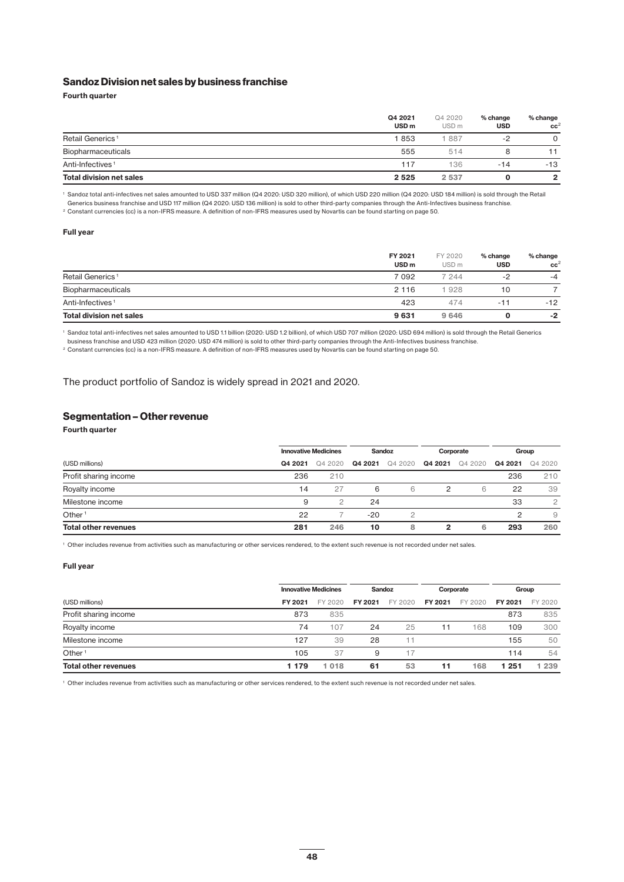## Sandoz Division net sales by business franchise

**Fourth quarter**

| | Q4 2021 USD m | Q4 2020 USD m | % change USD | % change cc[2] |
|---|---|---|---|---|
| Retail Generics[1] | 1 853 | 1 887 | -2 | 0 |
| Biopharmaceuticals | 555 | 514 | 8 | 11 |
| Anti-Infectives[1] | 117 | 136 | -14 | -13 |
| **Total division net sales** | **2 525** | **2 537** | **0** | **2** |

[1] Sandoz total anti-infectives net sales amounted to USD 337 million (Q4 2020: USD 320 million), of which USD 220 million (Q4 2020: USD 184 million) is sold through the Retail Generics business franchise and USD 117 million (Q4 2020: USD 136 million) is sold to other third-party companies through the Anti-Infectives business franchise.
[2] Constant currencies (cc) is a non-IFRS measure. A definition of non-IFRS measures used by Novartis can be found starting on page 50.

**Full year**

| | FY 2021 USD m | FY 2020 USD m | % change USD | % change cc[2] |
|---|---|---|---|---|
| Retail Generics[1] | 7 092 | 7 244 | -2 | -4 |
| Biopharmaceuticals | 2 116 | 1 928 | 10 | 7 |
| Anti-Infectives[1] | 423 | 474 | -11 | -12 |
| **Total division net sales** | **9 631** | **9 646** | **0** | **-2** |

[1] Sandoz total anti-infectives net sales amounted to USD 1.1 billion (2020: USD 1.2 billion), of which USD 707 million (2020: USD 694 million) is sold through the Retail Generics business franchise and USD 423 million (2020: USD 474 million) is sold to other third-party companies through the Anti-Infectives business franchise.
[2] Constant currencies (cc) is a non-IFRS measure. A definition of non-IFRS measures used by Novartis can be found starting on page 50.

The product portfolio of Sandoz is widely spread in 2021 and 2020.

## Segmentation – Other revenue

**Fourth quarter**

| | Innovative Medicines | | Sandoz | | Corporate | | Group | |
|---|---|---|---|---|---|---|---|---|
| (USD millions) | Q4 2021 | Q4 2020 | Q4 2021 | Q4 2020 | Q4 2021 | Q4 2020 | Q4 2021 | Q4 2020 |
| Profit sharing income | 236 | 210 | | | | | 236 | 210 |
| Royalty income | 14 | 27 | 6 | 6 | 2 | 6 | 22 | 39 |
| Milestone income | 9 | 2 | 24 | | | | 33 | 2 |
| Other[1] | 22 | 7 | -20 | 2 | | | 2 | 9 |
| **Total other revenues** | **281** | **246** | **10** | **8** | **2** | **6** | **293** | **260** |

[1] Other includes revenue from activities such as manufacturing or other services rendered, to the extent such revenue is not recorded under net sales.

**Full year**

| | Innovative Medicines | | Sandoz | | Corporate | | Group | |
|---|---|---|---|---|---|---|---|---|
| (USD millions) | FY 2021 | FY 2020 | FY 2021 | FY 2020 | FY 2021 | FY 2020 | FY 2021 | FY 2020 |
| Profit sharing income | 873 | 835 | | | | | 873 | 835 |
| Royalty income | 74 | 107 | 24 | 25 | 11 | 168 | 109 | 300 |
| Milestone income | 127 | 39 | 28 | 11 | | | 155 | 50 |
| Other[1] | 105 | 37 | 9 | 17 | | | 114 | 54 |
| **Total other revenues** | **1 179** | **1 018** | **61** | **53** | **11** | **168** | **1 251** | **1 239** |

[1] Other includes revenue from activities such as manufacturing or other services rendered, to the extent such revenue is not recorded under net sales.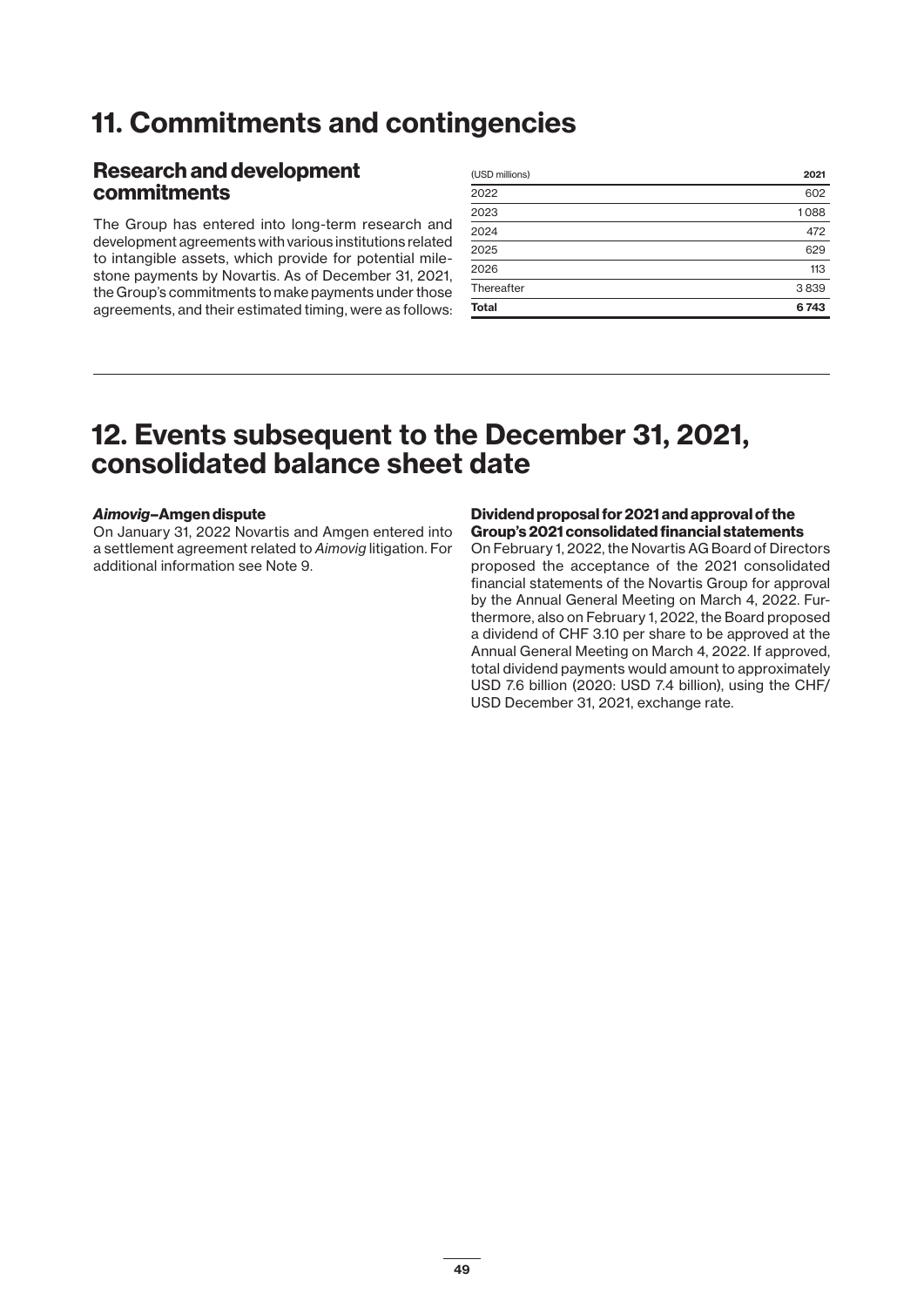# 11. Commitments and contingencies

## Research and development commitments

The Group has entered into long-term research and development agreements with various institutions related to intangible assets, which provide for potential milestone payments by Novartis. As of December 31, 2021, the Group's commitments to make payments under those agreements, and their estimated timing, were as follows:

| (USD millions) | 2021 |
|---|---|
| 2022 | 602 |
| 2023 | 1 088 |
| 2024 | 472 |
| 2025 | 629 |
| 2026 | 113 |
| Thereafter | 3 839 |
| **Total** | **6 743** |

# 12. Events subsequent to the December 31, 2021, consolidated balance sheet date

### *Aimovig*–Amgen dispute

On January 31, 2022 Novartis and Amgen entered into a settlement agreement related to *Aimovig* litigation. For additional information see Note 9.

### Dividend proposal for 2021 and approval of the Group's 2021 consolidated financial statements

On February 1, 2022, the Novartis AG Board of Directors proposed the acceptance of the 2021 consolidated financial statements of the Novartis Group for approval by the Annual General Meeting on March 4, 2022. Furthermore, also on February 1, 2022, the Board proposed a dividend of CHF 3.10 per share to be approved at the Annual General Meeting on March 4, 2022. If approved, total dividend payments would amount to approximately USD 7.6 billion (2020: USD 7.4 billion), using the CHF/USD December 31, 2021, exchange rate.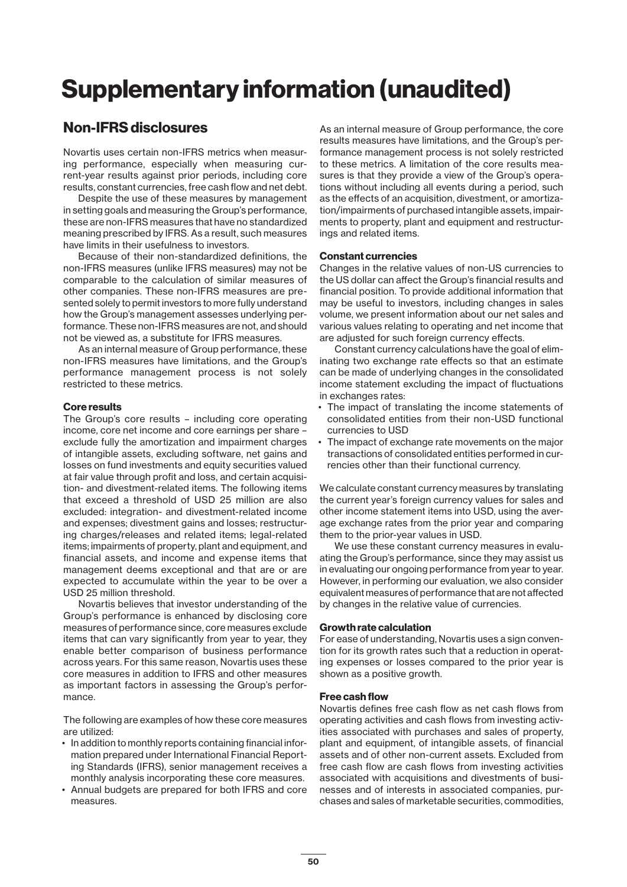# Supplementary information (unaudited)

## Non-IFRS disclosures

Novartis uses certain non-IFRS metrics when measuring performance, especially when measuring current-year results against prior periods, including core results, constant currencies, free cash flow and net debt.

Despite the use of these measures by management in setting goals and measuring the Group's performance, these are non-IFRS measures that have no standardized meaning prescribed by IFRS. As a result, such measures have limits in their usefulness to investors.

Because of their non-standardized definitions, the non-IFRS measures (unlike IFRS measures) may not be comparable to the calculation of similar measures of other companies. These non-IFRS measures are presented solely to permit investors to more fully understand how the Group's management assesses underlying performance. These non-IFRS measures are not, and should not be viewed as, a substitute for IFRS measures.

As an internal measure of Group performance, these non-IFRS measures have limitations, and the Group's performance management process is not solely restricted to these metrics.

### Core results

The Group's core results – including core operating income, core net income and core earnings per share – exclude fully the amortization and impairment charges of intangible assets, excluding software, net gains and losses on fund investments and equity securities valued at fair value through profit and loss, and certain acquisition- and divestment-related items. The following items that exceed a threshold of USD 25 million are also excluded: integration- and divestment-related income and expenses; divestment gains and losses; restructuring charges/releases and related items; legal-related items; impairments of property, plant and equipment, and financial assets, and income and expense items that management deems exceptional and that are or are expected to accumulate within the year to be over a USD 25 million threshold.

Novartis believes that investor understanding of the Group's performance is enhanced by disclosing core measures of performance since, core measures exclude items that can vary significantly from year to year, they enable better comparison of business performance across years. For this same reason, Novartis uses these core measures in addition to IFRS and other measures as important factors in assessing the Group's performance.

The following are examples of how these core measures are utilized:

- In addition to monthly reports containing financial information prepared under International Financial Reporting Standards (IFRS), senior management receives a monthly analysis incorporating these core measures.
- Annual budgets are prepared for both IFRS and core measures.

As an internal measure of Group performance, the core results measures have limitations, and the Group's performance management process is not solely restricted to these metrics. A limitation of the core results measures is that they provide a view of the Group's operations without including all events during a period, such as the effects of an acquisition, divestment, or amortization/impairments of purchased intangible assets, impairments to property, plant and equipment and restructurings and related items.

### Constant currencies

Changes in the relative values of non-US currencies to the US dollar can affect the Group's financial results and financial position. To provide additional information that may be useful to investors, including changes in sales volume, we present information about our net sales and various values relating to operating and net income that are adjusted for such foreign currency effects.

Constant currency calculations have the goal of eliminating two exchange rate effects so that an estimate can be made of underlying changes in the consolidated income statement excluding the impact of fluctuations in exchanges rates:

- The impact of translating the income statements of consolidated entities from their non-USD functional currencies to USD
- The impact of exchange rate movements on the major transactions of consolidated entities performed in currencies other than their functional currency.

We calculate constant currency measures by translating the current year's foreign currency values for sales and other income statement items into USD, using the average exchange rates from the prior year and comparing them to the prior-year values in USD.

We use these constant currency measures in evaluating the Group's performance, since they may assist us in evaluating our ongoing performance from year to year. However, in performing our evaluation, we also consider equivalent measures of performance that are not affected by changes in the relative value of currencies.

### Growth rate calculation

For ease of understanding, Novartis uses a sign convention for its growth rates such that a reduction in operating expenses or losses compared to the prior year is shown as a positive growth.

### Free cash flow

Novartis defines free cash flow as net cash flows from operating activities and cash flows from investing activities associated with purchases and sales of property, plant and equipment, of intangible assets, of financial assets and of other non-current assets. Excluded from free cash flow are cash flows from investing activities associated with acquisitions and divestments of businesses and of interests in associated companies, purchases and sales of marketable securities, commodities,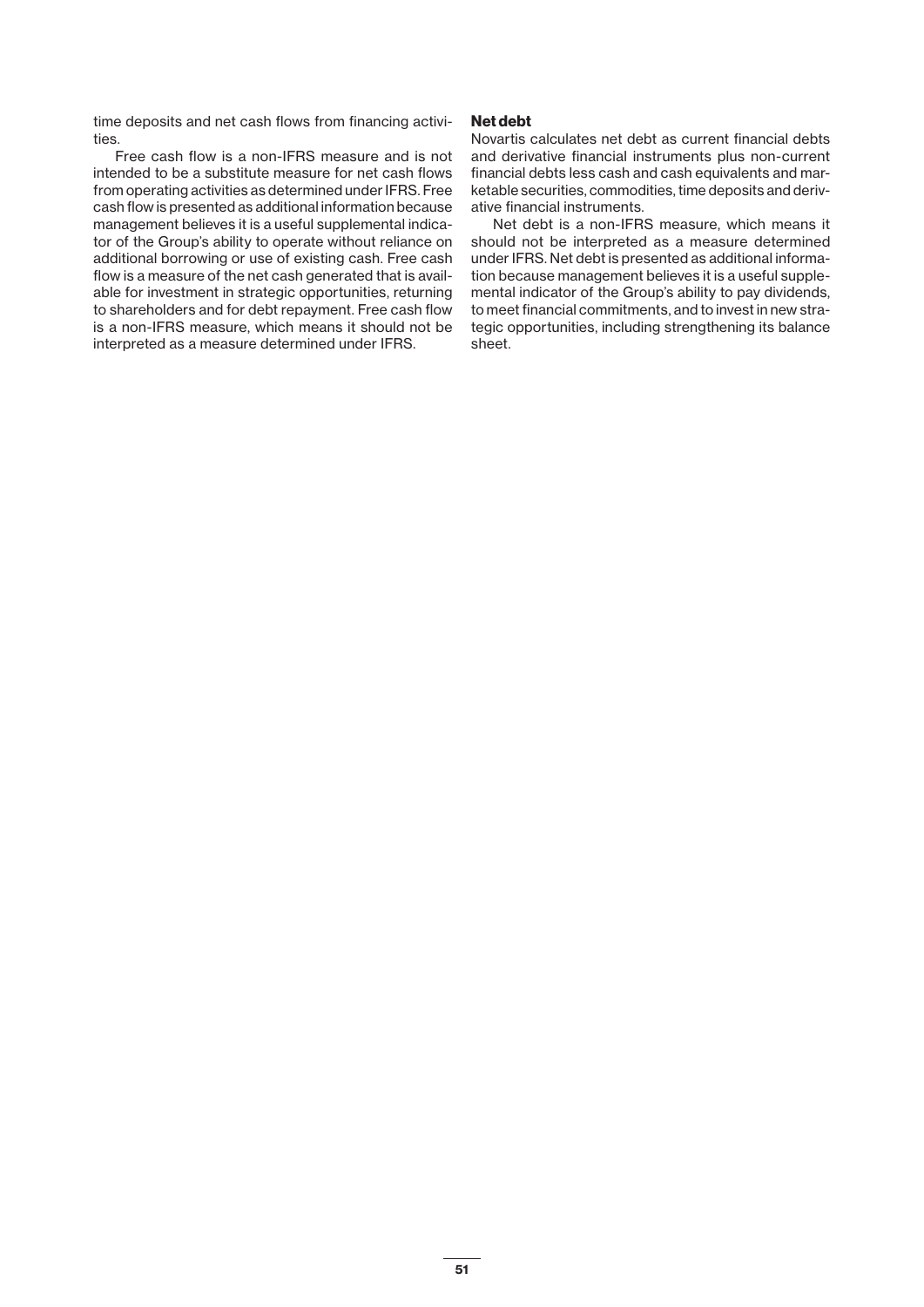time deposits and net cash flows from financing activities.

Free cash flow is a non-IFRS measure and is not intended to be a substitute measure for net cash flows from operating activities as determined under IFRS. Free cash flow is presented as additional information because management believes it is a useful supplemental indicator of the Group's ability to operate without reliance on additional borrowing or use of existing cash. Free cash flow is a measure of the net cash generated that is available for investment in strategic opportunities, returning to shareholders and for debt repayment. Free cash flow is a non-IFRS measure, which means it should not be interpreted as a measure determined under IFRS.

### Net debt

Novartis calculates net debt as current financial debts and derivative financial instruments plus non-current financial debts less cash and cash equivalents and marketable securities, commodities, time deposits and derivative financial instruments.

Net debt is a non-IFRS measure, which means it should not be interpreted as a measure determined under IFRS. Net debt is presented as additional information because management believes it is a useful supplemental indicator of the Group's ability to pay dividends, to meet financial commitments, and to invest in new strategic opportunities, including strengthening its balance sheet.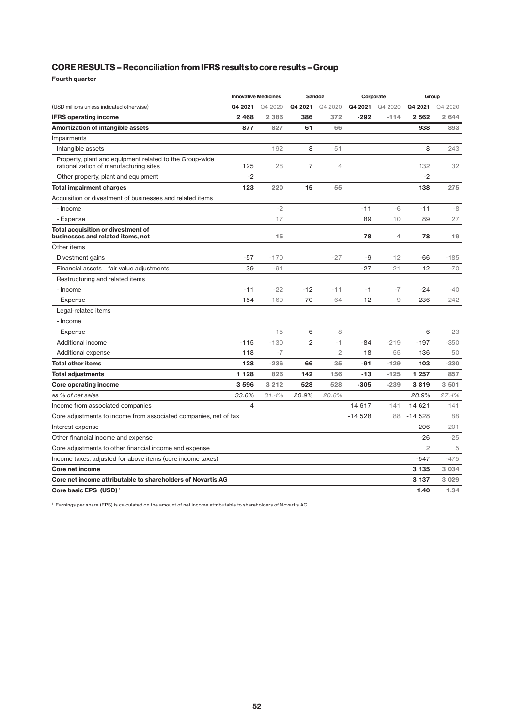## CORE RESULTS – Reconciliation from IFRS results to core results – Group

**Fourth quarter**

| (USD millions unless indicated otherwise) | Innovative Medicines | | Sandoz | | Corporate | | Group | |
|---|---|---|---|---|---|---|---|---|
| | Q4 2021 | Q4 2020 | Q4 2021 | Q4 2020 | Q4 2021 | Q4 2020 | Q4 2021 | Q4 2020 |
| **IFRS operating income** | **2 468** | **2 386** | **386** | **372** | **-292** | **-114** | **2 562** | **2 644** |
| **Amortization of intangible assets** | **877** | **827** | **61** | **66** | | | **938** | **893** |
| Impairments | | | | | | | | |
| Intangible assets | | 192 | 8 | 51 | | | 8 | 243 |
| Property, plant and equipment related to the Group-wide rationalization of manufacturing sites | 125 | 28 | 7 | 4 | | | 132 | 32 |
| Other property, plant and equipment | -2 | | | | | | -2 | |
| **Total impairment charges** | **123** | **220** | **15** | **55** | | | **138** | **275** |
| Acquisition or divestment of businesses and related items | | | | | | | | |
| - Income | | -2 | | | -11 | -6 | -11 | -8 |
| - Expense | | 17 | | | 89 | 10 | 89 | 27 |
| **Total acquisition or divestment of businesses and related items, net** | | **15** | | | **78** | **4** | **78** | **19** |
| Other items | | | | | | | | |
| Divestment gains | -57 | -170 | | -27 | -9 | 12 | -66 | -185 |
| Financial assets – fair value adjustments | 39 | -91 | | | -27 | 21 | 12 | -70 |
| Restructuring and related items | | | | | | | | |
| - Income | -11 | -22 | -12 | -11 | -1 | -7 | -24 | -40 |
| - Expense | 154 | 169 | 70 | 64 | 12 | 9 | 236 | 242 |
| Legal-related items | | | | | | | | |
| - Income | | | | | | | | |
| - Expense | | 15 | 6 | 8 | | | 6 | 23 |
| Additional income | -115 | -130 | 2 | -1 | -84 | -219 | -197 | -350 |
| Additional expense | 118 | -7 | | 2 | 18 | 55 | 136 | 50 |
| **Total other items** | **128** | **-236** | **66** | **35** | **-91** | **-129** | **103** | **-330** |
| **Total adjustments** | **1 128** | **826** | **142** | **156** | **-13** | **-125** | **1 257** | **857** |
| **Core operating income** | **3 596** | **3 212** | **528** | **528** | **-305** | **-239** | **3 819** | **3 501** |
| *as % of net sales* | *33.6%* | *31.4%* | *20.9%* | *20.8%* | | | *28.9%* | *27.4%* |
| Income from associated companies | 4 | | | | 14 617 | 141 | 14 621 | 141 |
| Core adjustments to income from associated companies, net of tax | | | | | -14 528 | 88 | -14 528 | 88 |
| Interest expense | | | | | | | -206 | -201 |
| Other financial income and expense | | | | | | | -26 | -25 |
| Core adjustments to other financial income and expense | | | | | | | 2 | 5 |
| Income taxes, adjusted for above items (core income taxes) | | | | | | | -547 | -475 |
| **Core net income** | | | | | | | **3 135** | **3 034** |
| **Core net income attributable to shareholders of Novartis AG** | | | | | | | **3 137** | **3 029** |
| **Core basic EPS (USD)** [1] | | | | | | | **1.40** | **1.34** |

[1] Earnings per share (EPS) is calculated on the amount of net income attributable to shareholders of Novartis AG.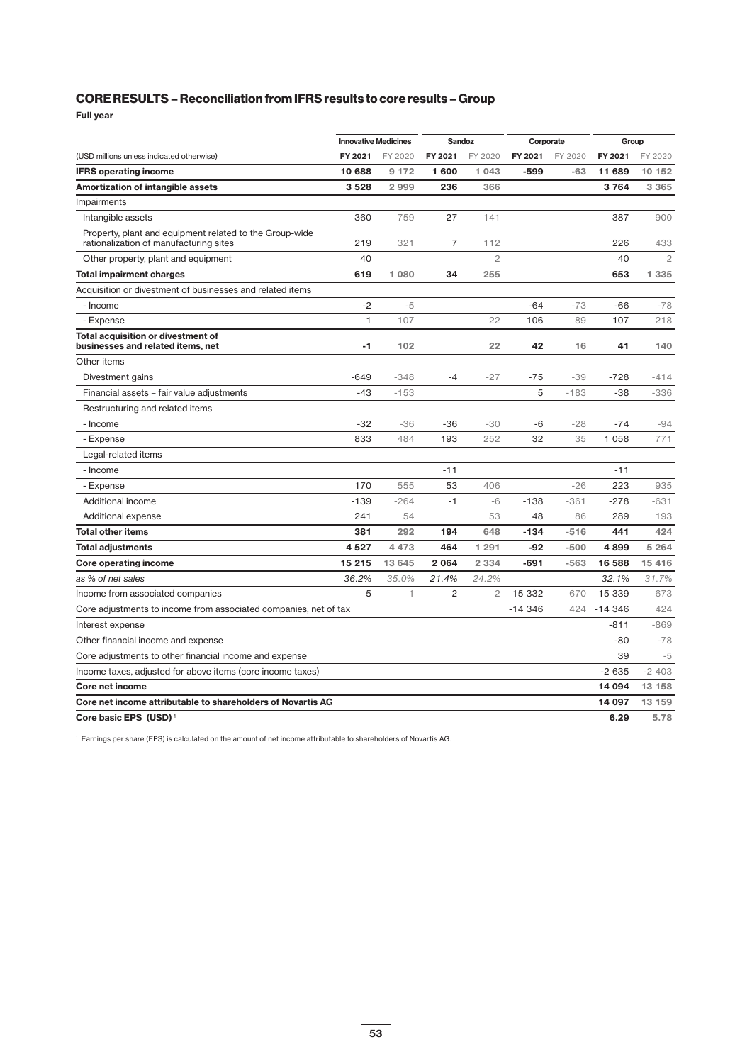## CORE RESULTS – Reconciliation from IFRS results to core results – Group

**Full year**

| (USD millions unless indicated otherwise) | Innovative Medicines | | Sandoz | | Corporate | | Group | |
|---|---|---|---|---|---|---|---|---|
| | FY 2021 | FY 2020 | FY 2021 | FY 2020 | FY 2021 | FY 2020 | FY 2021 | FY 2020 |
| **IFRS operating income** | **10 688** | **9 172** | **1 600** | **1 043** | **-599** | **-63** | **11 689** | **10 152** |
| **Amortization of intangible assets** | **3 528** | **2 999** | **236** | **366** | | | **3 764** | **3 365** |
| Impairments | | | | | | | | |
| Intangible assets | 360 | 759 | 27 | 141 | | | 387 | 900 |
| Property, plant and equipment related to the Group-wide rationalization of manufacturing sites | 219 | 321 | 7 | 112 | | | 226 | 433 |
| Other property, plant and equipment | 40 | | | 2 | | | 40 | 2 |
| **Total impairment charges** | **619** | **1 080** | **34** | **255** | | | **653** | **1 335** |
| Acquisition or divestment of businesses and related items | | | | | | | | |
| - Income | -2 | -5 | | | -64 | -73 | -66 | -78 |
| - Expense | 1 | 107 | | 22 | 106 | 89 | 107 | 218 |
| **Total acquisition or divestment of businesses and related items, net** | **-1** | **102** | | **22** | **42** | **16** | **41** | **140** |
| Other items | | | | | | | | |
| Divestment gains | -649 | -348 | -4 | -27 | -75 | -39 | -728 | -414 |
| Financial assets – fair value adjustments | -43 | -153 | | | 5 | -183 | -38 | -336 |
| Restructuring and related items | | | | | | | | |
| - Income | -32 | -36 | -36 | -30 | -6 | -28 | -74 | -94 |
| - Expense | 833 | 484 | 193 | 252 | 32 | 35 | 1 058 | 771 |
| Legal-related items | | | | | | | | |
| - Income | | | -11 | | | | -11 | |
| - Expense | 170 | 555 | 53 | 406 | | -26 | 223 | 935 |
| Additional income | -139 | -264 | -1 | -6 | -138 | -361 | -278 | -631 |
| Additional expense | 241 | 54 | | 53 | 48 | 86 | 289 | 193 |
| **Total other items** | **381** | **292** | **194** | **648** | **-134** | **-516** | **441** | **424** |
| **Total adjustments** | **4 527** | **4 473** | **464** | **1 291** | **-92** | **-500** | **4 899** | **5 264** |
| **Core operating income** | **15 215** | **13 645** | **2 064** | **2 334** | **-691** | **-563** | **16 588** | **15 416** |
| *as % of net sales* | *36.2%* | *35.0%* | *21.4%* | *24.2%* | | | *32.1%* | *31.7%* |
| Income from associated companies | 5 | 1 | 2 | 2 | 15 332 | 670 | 15 339 | 673 |
| Core adjustments to income from associated companies, net of tax | | | | | -14 346 | 424 | -14 346 | 424 |
| Interest expense | | | | | | | -811 | -869 |
| Other financial income and expense | | | | | | | -80 | -78 |
| Core adjustments to other financial income and expense | | | | | | | 39 | -5 |
| Income taxes, adjusted for above items (core income taxes) | | | | | | | -2 635 | -2 403 |
| **Core net income** | | | | | | | **14 094** | **13 158** |
| **Core net income attributable to shareholders of Novartis AG** | | | | | | | **14 097** | **13 159** |
| **Core basic EPS (USD)** [1] | | | | | | | **6.29** | **5.78** |

[1] Earnings per share (EPS) is calculated on the amount of net income attributable to shareholders of Novartis AG.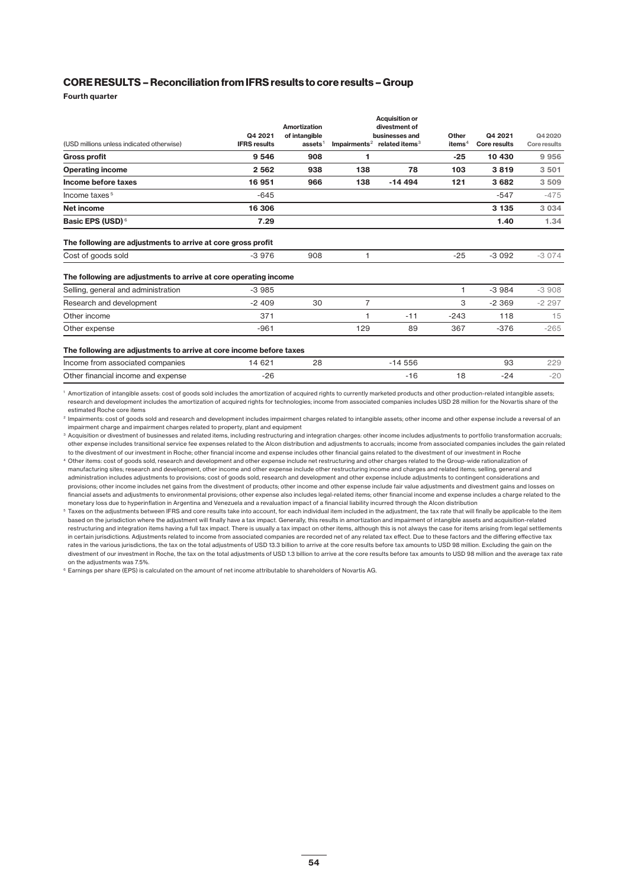## CORE RESULTS – Reconciliation from IFRS results to core results – Group

**Fourth quarter**

| (USD millions unless indicated otherwise) | Q4 2021 IFRS results | Amortization of intangible assets[1] | Impairments[2] | Acquisition or divestment of businesses and related items[3] | Other items[4] | Q4 2021 Core results | Q4 2020 Core results |
|---|---|---|---|---|---|---|---|
| **Gross profit** | **9 546** | **908** | **1** | | **-25** | **10 430** | **9 956** |
| **Operating income** | **2 562** | **938** | **138** | **78** | **103** | **3 819** | **3 501** |
| **Income before taxes** | **16 951** | **966** | **138** | **-14 494** | **121** | **3 682** | **3 509** |
| Income taxes[5] | -645 | | | | | -547 | -475 |
| **Net income** | **16 306** | | | | | **3 135** | **3 034** |
| **Basic EPS (USD)[6]** | **7.29** | | | | | **1.40** | **1.34** |
| **The following are adjustments to arrive at core gross profit** | | | | | | | |
| Cost of goods sold | -3 976 | 908 | 1 | | -25 | -3 092 | -3 074 |
| **The following are adjustments to arrive at core operating income** | | | | | | | |
| Selling, general and administration | -3 985 | | | | 1 | -3 984 | -3 908 |
| Research and development | -2 409 | 30 | 7 | | 3 | -2 369 | -2 297 |
| Other income | 371 | | 1 | -11 | -243 | 118 | 15 |
| Other expense | -961 | | 129 | 89 | 367 | -376 | -265 |
| **The following are adjustments to arrive at core income before taxes** | | | | | | | |
| Income from associated companies | 14 621 | 28 | | -14 556 | | 93 | 229 |
| Other financial income and expense | -26 | | | -16 | 18 | -24 | -20 |

[1] Amortization of intangible assets: cost of goods sold includes the amortization of acquired rights to currently marketed products and other production-related intangible assets; research and development includes the amortization of acquired rights for technologies; income from associated companies includes USD 28 million for the Novartis share of the estimated Roche core items

[2] Impairments: cost of goods sold and research and development includes impairment charges related to intangible assets; other income and other expense include a reversal of an impairment charge and impairment charges related to property, plant and equipment

[3] Acquisition or divestment of businesses and related items, including restructuring and integration charges: other income includes adjustments to portfolio transformation accruals; other expense includes transitional service fee expenses related to the Alcon distribution and adjustments to accruals; income from associated companies includes the gain related to the divestment of our investment in Roche; other financial income and expense includes other financial gains related to the divestment of our investment in Roche

[4] Other items: cost of goods sold, research and development and other expense include net restructuring and other charges related to the Group-wide rationalization of manufacturing sites; research and development, other income and other expense include other restructuring income and charges and related items; selling, general and administration includes adjustments to provisions; cost of goods sold, research and development and other expense include adjustments to contingent considerations and provisions; other income includes net gains from the divestment of products; other income and other expense include fair value adjustments and divestment gains and losses on financial assets and adjustments to environmental provisions; other expense also includes legal-related items; other financial income and expense includes a charge related to the monetary loss due to hyperinflation in Argentina and Venezuela and a revaluation impact of a financial liability incurred through the Alcon distribution

[5] Taxes on the adjustments between IFRS and core results take into account, for each individual item included in the adjustment, the tax rate that will finally be applicable to the item based on the jurisdiction where the adjustment will finally have a tax impact. Generally, this results in amortization and impairment of intangible assets and acquisition-related restructuring and integration items having a full tax impact. There is usually a tax impact on other items, although this is not always the case for items arising from legal settlements in certain jurisdictions. Adjustments related to income from associated companies are recorded net of any related tax effect. Due to these factors and the differing effective tax rates in the various jurisdictions, the tax on the total adjustments of USD 13.3 billion to arrive at the core results before tax amounts to USD 98 million. Excluding the gain on the divestment of our investment in Roche, the tax on the total adjustments of USD 1.3 billion to arrive at the core results before tax amounts to USD 98 million and the average tax rate on the adjustments was 7.5%.

[6] Earnings per share (EPS) is calculated on the amount of net income attributable to shareholders of Novartis AG.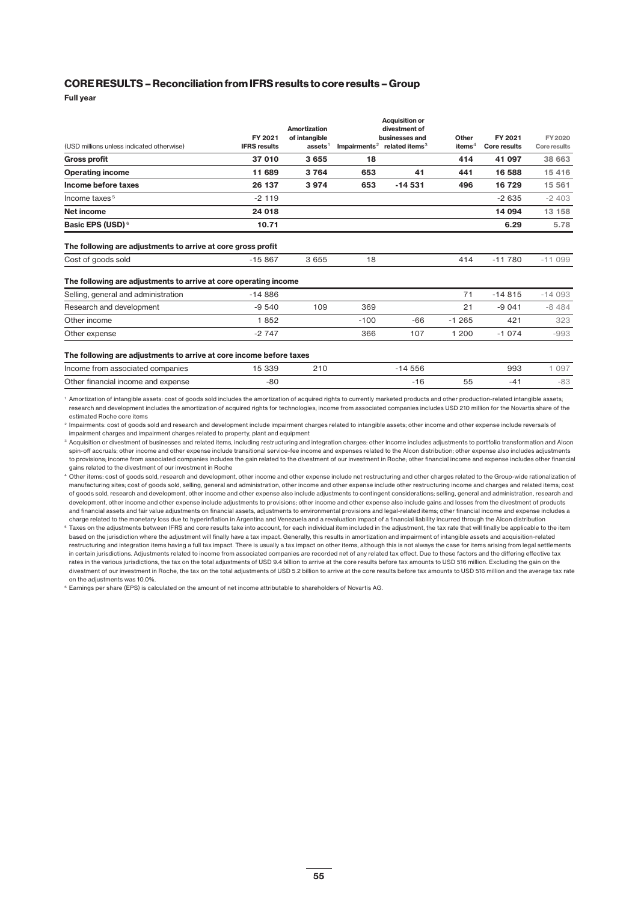## CORE RESULTS – Reconciliation from IFRS results to core results – Group

**Full year**

| (USD millions unless indicated otherwise) | FY 2021 IFRS results | Amortization of intangible assets[1] | Impairments[2] | Acquisition or divestment of businesses and related items[3] | Other items[4] | FY 2021 Core results | FY 2020 Core results |
|---|---|---|---|---|---|---|---|
| **Gross profit** | **37 010** | **3 655** | **18** | | **414** | **41 097** | **38 663** |
| **Operating income** | **11 689** | **3 764** | **653** | **41** | **441** | **16 588** | **15 416** |
| **Income before taxes** | **26 137** | **3 974** | **653** | **-14 531** | **496** | **16 729** | **15 561** |
| Income taxes[5] | -2 119 | | | | | -2 635 | -2 403 |
| **Net income** | **24 018** | | | | | **14 094** | **13 158** |
| **Basic EPS (USD)[6]** | **10.71** | | | | | **6.29** | **5.78** |
| **The following are adjustments to arrive at core gross profit** | | | | | | | |
| Cost of goods sold | -15 867 | 3 655 | 18 | | 414 | -11 780 | -11 099 |
| **The following are adjustments to arrive at core operating income** | | | | | | | |
| Selling, general and administration | -14 886 | | | | 71 | -14 815 | -14 093 |
| Research and development | -9 540 | 109 | 369 | | 21 | -9 041 | -8 484 |
| Other income | 1 852 | | -100 | -66 | -1 265 | 421 | 323 |
| Other expense | -2 747 | | 366 | 107 | 1 200 | -1 074 | -993 |
| **The following are adjustments to arrive at core income before taxes** | | | | | | | |
| Income from associated companies | 15 339 | 210 | | -14 556 | | 993 | 1 097 |
| Other financial income and expense | -80 | | | -16 | 55 | -41 | -83 |

[1] Amortization of intangible assets: cost of goods sold includes the amortization of acquired rights to currently marketed products and other production-related intangible assets; research and development includes the amortization of acquired rights for technologies; income from associated companies includes USD 210 million for the Novartis share of the estimated Roche core items

[2] Impairments: cost of goods sold and research and development include impairment charges related to intangible assets; other income and other expense include reversals of impairment charges and impairment charges related to property, plant and equipment

[3] Acquisition or divestment of businesses and related items, including restructuring and integration charges: other income includes adjustments to portfolio transformation and Alcon spin-off accruals; other income and other expense include transitional service-fee income and expenses related to the Alcon distribution; other expense also includes adjustments to provisions; income from associated companies includes the gain related to the divestment of our investment in Roche; other financial income and expense includes other financial gains related to the divestment of our investment in Roche

[4] Other items: cost of goods sold, research and development, other income and other expense include net restructuring and other charges related to the Group-wide rationalization of manufacturing sites; cost of goods sold, selling, general and administration, other income and other expense include other restructuring income and charges and related items; cost of goods sold, research and development, other income and other expense also include adjustments to contingent considerations; selling, general and administration, research and development, other income and other expense include adjustments to provisions; other income and other expense also include gains and losses from the divestment of products and financial assets and fair value adjustments on financial assets, adjustments to environmental provisions and legal-related items; other financial income and expense includes a charge related to the monetary loss due to hyperinflation in Argentina and Venezuela and a revaluation impact of a financial liability incurred through the Alcon distribution

[5] Taxes on the adjustments between IFRS and core results take into account, for each individual item included in the adjustment, the tax rate that will finally be applicable to the item based on the jurisdiction where the adjustment will finally have a tax impact. Generally, this results in amortization and impairment of intangible assets and acquisition-related restructuring and integration items having a full tax impact. There is usually a tax impact on other items, although this is not always the case for items arising from legal settlements in certain jurisdictions. Adjustments related to income from associated companies are recorded net of any related tax effect. Due to these factors and the differing effective tax rates in the various jurisdictions, the tax on the total adjustments of USD 9.4 billion to arrive at the core results before tax amounts to USD 516 million. Excluding the gain on the divestment of our investment in Roche, the tax on the total adjustments of USD 5.2 billion to arrive at the core results before tax amounts to USD 516 million and the average tax rate on the adjustments was 10.0%.

[6] Earnings per share (EPS) is calculated on the amount of net income attributable to shareholders of Novartis AG.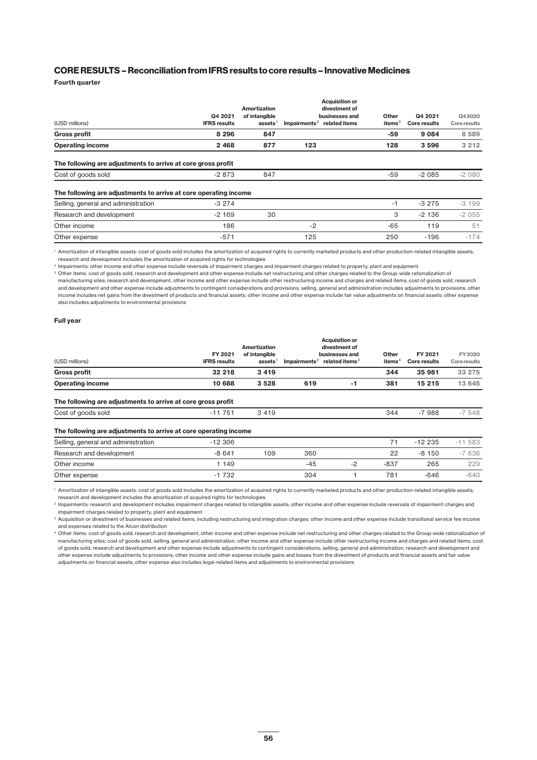## CORE RESULTS – Reconciliation from IFRS results to core results – Innovative Medicines

**Fourth quarter**

| (USD millions) | Q4 2021 IFRS results | Amortization of intangible assets[1] | Impairments[2] | Acquisition or divestment of businesses and related items | Other items[3] | Q4 2021 Core results | Q4 2020 Core results |
|---|---|---|---|---|---|---|---|
| **Gross profit** | **8 296** | **847** | | | **-59** | **9 084** | **8 589** |
| **Operating income** | **2 468** | **877** | **123** | | **128** | **3 596** | **3 212** |
| **The following are adjustments to arrive at core gross profit** | | | | | | | |
| Cost of goods sold | -2 873 | 847 | | | -59 | -2 085 | -2 080 |
| **The following are adjustments to arrive at core operating income** | | | | | | | |
| Selling, general and administration | -3 274 | | | | -1 | -3 275 | -3 199 |
| Research and development | -2 169 | 30 | | | 3 | -2 136 | -2 055 |
| Other income | 186 | | -2 | | -65 | 119 | 51 |
| Other expense | -571 | | 125 | | 250 | -196 | -174 |

[1] Amortization of intangible assets: cost of goods sold includes the amortization of acquired rights to currently marketed products and other production-related intangible assets; research and development includes the amortization of acquired rights for technologies

[2] Impairments: other income and other expense include reversals of impairment charges and impairment charges related to property, plant and equipment

[3] Other items: cost of goods sold, research and development and other expense include net restructuring and other charges related to the Group-wide rationalization of manufacturing sites; research and development, other income and other expense include other restructuring income and charges and related items; cost of goods sold, research and development and other expense include adjustments to contingent considerations and provisions; selling, general and administration includes adjustments to provisions; other income includes net gains from the divestment of products and financial assets; other income and other expense include fair value adjustments on financial assets; other expense also includes adjustments to environmental provisions

**Full year**

| (USD millions) | FY 2021 IFRS results | Amortization of intangible assets[1] | Impairments[2] | Acquisition or divestment of businesses and related items[3] | Other items[4] | FY 2021 Core results | FY 2020 Core results |
|---|---|---|---|---|---|---|---|
| **Gross profit** | **32 218** | **3 419** | | | **344** | **35 981** | **33 275** |
| **Operating income** | **10 688** | **3 528** | **619** | **-1** | **381** | **15 215** | **13 645** |
| **The following are adjustments to arrive at core gross profit** | | | | | | | |
| Cost of goods sold | -11 751 | 3 419 | | | 344 | -7 988 | -7 548 |
| **The following are adjustments to arrive at core operating income** | | | | | | | |
| Selling, general and administration | -12 306 | | | | 71 | -12 235 | -11 583 |
| Research and development | -8 641 | 109 | 360 | | 22 | -8 150 | -7 636 |
| Other income | 1 149 | | -45 | -2 | -837 | 265 | 229 |
| Other expense | -1 732 | | 304 | 1 | 781 | -646 | -640 |

[1] Amortization of intangible assets: cost of goods sold includes the amortization of acquired rights to currently marketed products and other production-related intangible assets; research and development includes the amortization of acquired rights for technologies

[2] Impairments: research and development includes impairment charges related to intangible assets; other income and other expense include reversals of impairment charges and impairment charges related to property, plant and equipment

[3] Acquisition or divestment of businesses and related items, including restructuring and integration charges: other income and other expense include transitional service fee income and expenses related to the Alcon distribution

[4] Other items: cost of goods sold, research and development, other income and other expense include net restructuring and other charges related to the Group-wide rationalization of manufacturing sites; cost of goods sold, selling, general and administration, other income and other expense include other restructuring income and charges and related items; cost of goods sold, research and development and other expense include adjustments to contingent considerations; selling, general and administration, research and development and other expense include adjustments to provisions; other income and other expense include gains and losses from the divestment of products and financial assets and fair value adjustments on financial assets; other expense also includes legal-related items and adjustments to environmental provisions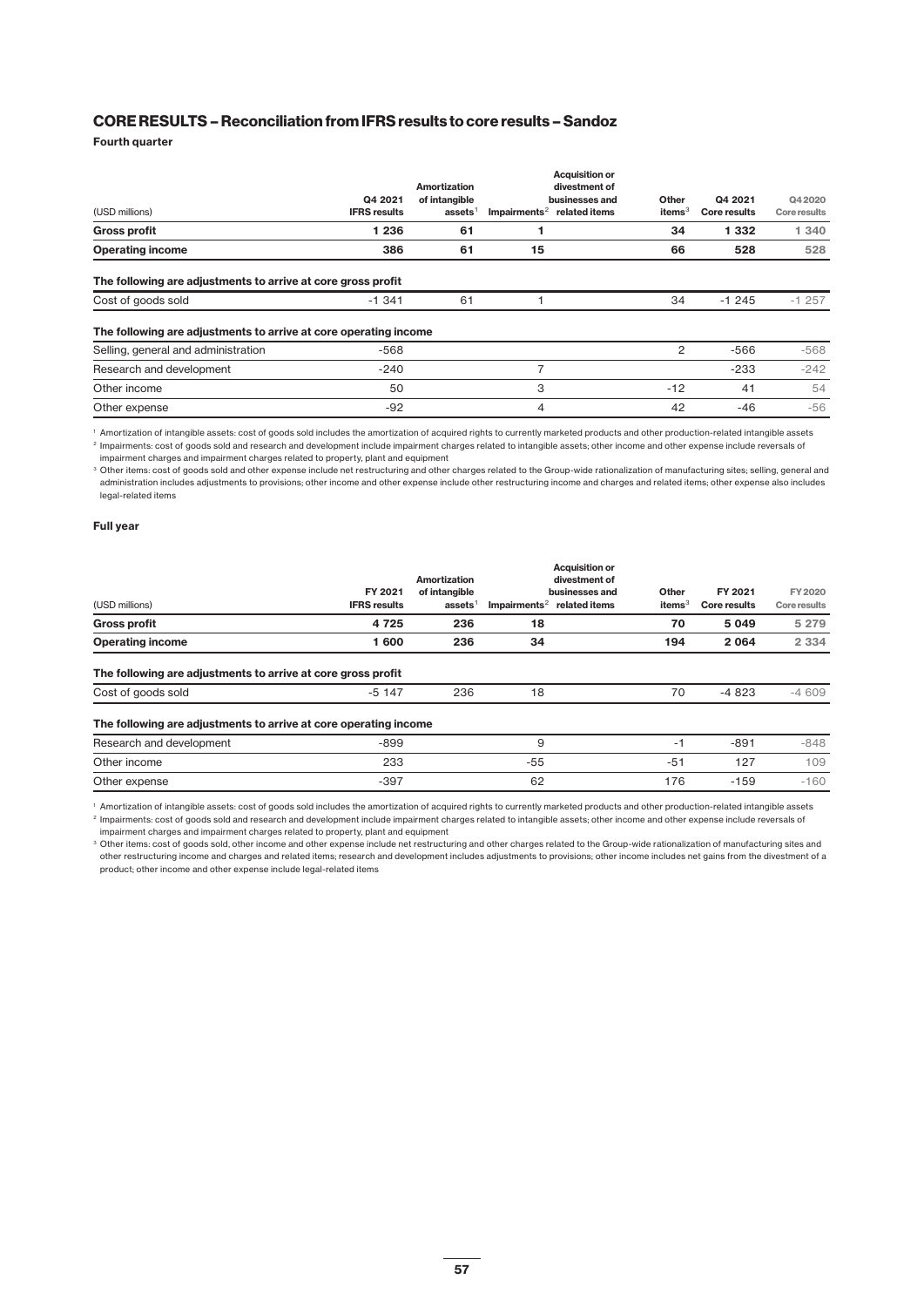## CORE RESULTS – Reconciliation from IFRS results to core results – Sandoz

**Fourth quarter**

| (USD millions) | Q4 2021 IFRS results | Amortization of intangible assets[1] | Impairments[2] | Acquisition or divestment of businesses and related items | Other items[3] | Q4 2021 Core results | Q4 2020 Core results |
|---|---|---|---|---|---|---|---|
| **Gross profit** | **1 236** | **61** | **1** | | **34** | **1 332** | **1 340** |
| **Operating income** | **386** | **61** | **15** | | **66** | **528** | **528** |
| **The following are adjustments to arrive at core gross profit** | | | | | | | |
| Cost of goods sold | -1 341 | 61 | 1 | | 34 | -1 245 | -1 257 |
| **The following are adjustments to arrive at core operating income** | | | | | | | |
| Selling, general and administration | -568 | | | | 2 | -566 | -568 |
| Research and development | -240 | | 7 | | | -233 | -242 |
| Other income | 50 | | 3 | | -12 | 41 | 54 |
| Other expense | -92 | | 4 | | 42 | -46 | -56 |

[1] Amortization of intangible assets: cost of goods sold includes the amortization of acquired rights to currently marketed products and other production-related intangible assets

[2] Impairments: cost of goods sold and research and development include impairment charges related to intangible assets; other income and other expense include reversals of impairment charges and impairment charges related to property, plant and equipment

[3] Other items: cost of goods sold and other expense include net restructuring and other charges related to the Group-wide rationalization of manufacturing sites; selling, general and administration includes adjustments to provisions; other income and other expense include other restructuring income and charges and related items; other expense also includes legal-related items

**Full year**

| (USD millions) | FY 2021 IFRS results | Amortization of intangible assets[1] | Impairments[2] | Acquisition or divestment of businesses and related items | Other items[3] | FY 2021 Core results | FY 2020 Core results |
|---|---|---|---|---|---|---|---|
| **Gross profit** | **4 725** | **236** | **18** | | **70** | **5 049** | **5 279** |
| **Operating income** | **1 600** | **236** | **34** | | **194** | **2 064** | **2 334** |
| **The following are adjustments to arrive at core gross profit** | | | | | | | |
| Cost of goods sold | -5 147 | 236 | 18 | | 70 | -4 823 | -4 609 |
| **The following are adjustments to arrive at core operating income** | | | | | | | |
| Research and development | -899 | | 9 | | -1 | -891 | -848 |
| Other income | 233 | | -55 | | -51 | 127 | 109 |
| Other expense | -397 | | 62 | | 176 | -159 | -160 |

[1] Amortization of intangible assets: cost of goods sold includes the amortization of acquired rights to currently marketed products and other production-related intangible assets

[2] Impairments: cost of goods sold and research and development include impairment charges related to intangible assets; other income and other expense include reversals of impairment charges and impairment charges related to property, plant and equipment

[3] Other items: cost of goods sold, other income and other expense include net restructuring and other charges related to the Group-wide rationalization of manufacturing sites and other restructuring income and charges and related items; research and development includes adjustments to provisions; other income includes net gains from the divestment of a product; other income and other expense include legal-related items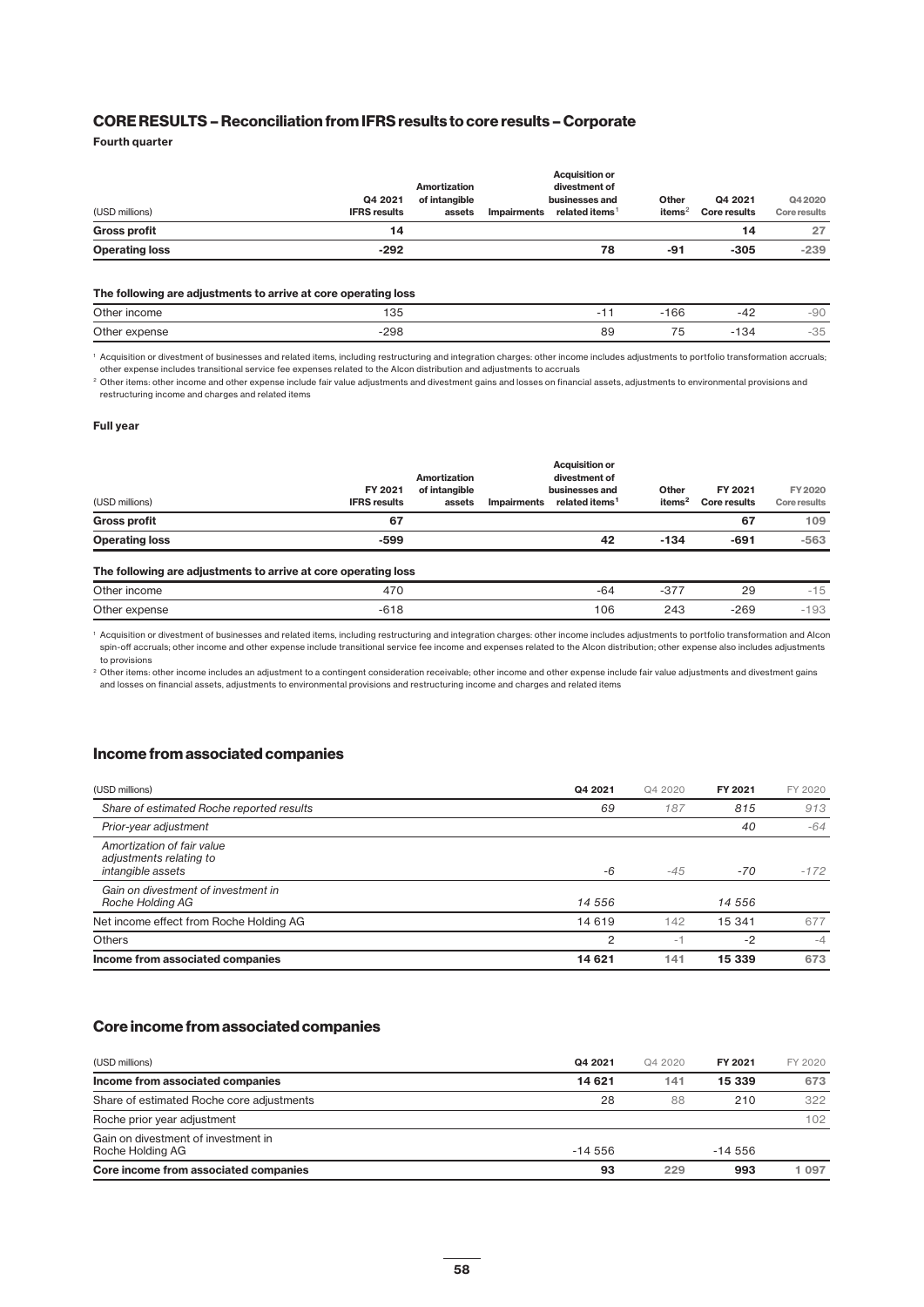## CORE RESULTS – Reconciliation from IFRS results to core results – Corporate

**Fourth quarter**

| (USD millions) | Q4 2021 IFRS results | Amortization of intangible assets | Impairments | Acquisition or divestment of businesses and related items[1] | Other items[2] | Q4 2021 Core results | Q4 2020 Core results |
|---|---|---|---|---|---|---|---|
| **Gross profit** | **14** | | | | | **14** | 27 |
| **Operating loss** | **-292** | | | **78** | **-91** | **-305** | -239 |
| **The following are adjustments to arrive at core operating loss** | | | | | | | |
| Other income | 135 | | | -11 | -166 | -42 | -90 |
| Other expense | -298 | | | 89 | 75 | -134 | -35 |

[1] Acquisition or divestment of businesses and related items, including restructuring and integration charges: other income includes adjustments to portfolio transformation accruals; other expense includes transitional service fee expenses related to the Alcon distribution and adjustments to accruals

[2] Other items: other income and other expense include fair value adjustments and divestment gains and losses on financial assets, adjustments to environmental provisions and restructuring income and charges and related items

**Full year**

| (USD millions) | FY 2021 IFRS results | Amortization of intangible assets | Impairments | Acquisition or divestment of businesses and related items[1] | Other items[2] | FY 2021 Core results | FY 2020 Core results |
|---|---|---|---|---|---|---|---|
| **Gross profit** | **67** | | | | | **67** | 109 |
| **Operating loss** | **-599** | | | **42** | **-134** | **-691** | -563 |
| **The following are adjustments to arrive at core operating loss** | | | | | | | |
| Other income | 470 | | | -64 | -377 | 29 | -15 |
| Other expense | -618 | | | 106 | 243 | -269 | -193 |

[1] Acquisition or divestment of businesses and related items, including restructuring and integration charges: other income includes adjustments to portfolio transformation and Alcon spin-off accruals; other income and other expense include transitional service fee income and expenses related to the Alcon distribution; other expense also includes adjustments to provisions

[2] Other items: other income includes an adjustment to a contingent consideration receivable; other income and other expense include fair value adjustments and divestment gains and losses on financial assets, adjustments to environmental provisions and restructuring income and charges and related items

## Income from associated companies

| (USD millions) | Q4 2021 | Q4 2020 | FY 2021 | FY 2020 |
|---|---|---|---|---|
| *Share of estimated Roche reported results* | *69* | *187* | *815* | *913* |
| *Prior-year adjustment* | | | *40* | *-64* |
| *Amortization of fair value adjustments relating to intangible assets* | *-6* | *-45* | *-70* | *-172* |
| *Gain on divestment of investment in Roche Holding AG* | *14 556* | | *14 556* | |
| Net income effect from Roche Holding AG | 14 619 | 142 | 15 341 | 677 |
| Others | 2 | -1 | -2 | -4 |
| **Income from associated companies** | **14 621** | **141** | **15 339** | **673** |

## Core income from associated companies

| (USD millions) | Q4 2021 | Q4 2020 | FY 2021 | FY 2020 |
|---|---|---|---|---|
| **Income from associated companies** | **14 621** | **141** | **15 339** | **673** |
| Share of estimated Roche core adjustments | 28 | 88 | 210 | 322 |
| Roche prior year adjustment | | | | 102 |
| Gain on divestment of investment in Roche Holding AG | -14 556 | | -14 556 | |
| **Core income from associated companies** | **93** | **229** | **993** | **1 097** |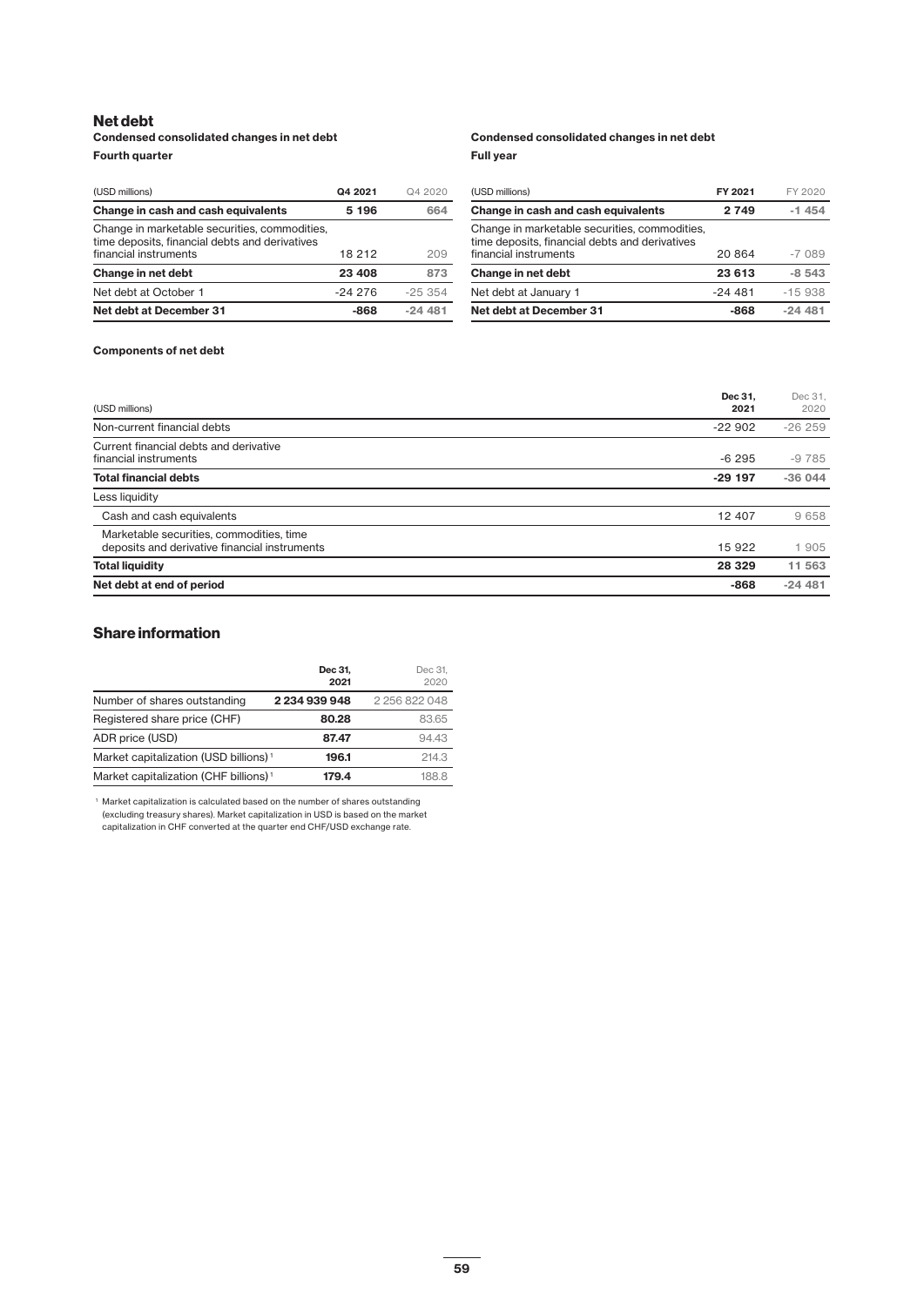## Net debt

### Condensed consolidated changes in net debt

**Fourth quarter**

| (USD millions) | Q4 2021 | Q4 2020 |
|---|---|---|
| **Change in cash and cash equivalents** | **5 196** | **664** |
| Change in marketable securities, commodities, time deposits, financial debts and derivatives financial instruments | 18 212 | 209 |
| **Change in net debt** | **23 408** | **873** |
| Net debt at October 1 | -24 276 | -25 354 |
| **Net debt at December 31** | **-868** | **-24 481** |

### Condensed consolidated changes in net debt

**Full year**

| (USD millions) | FY 2021 | FY 2020 |
|---|---|---|
| **Change in cash and cash equivalents** | **2 749** | **-1 454** |
| Change in marketable securities, commodities, time deposits, financial debts and derivatives financial instruments | 20 864 | -7 089 |
| **Change in net debt** | **23 613** | **-8 543** |
| Net debt at January 1 | -24 481 | -15 938 |
| **Net debt at December 31** | **-868** | **-24 481** |

**Components of net debt**

| (USD millions) | Dec 31, 2021 | Dec 31, 2020 |
|---|---|---|
| Non-current financial debts | -22 902 | -26 259 |
| Current financial debts and derivative financial instruments | -6 295 | -9 785 |
| **Total financial debts** | **-29 197** | **-36 044** |
| Less liquidity | | |
| Cash and cash equivalents | 12 407 | 9 658 |
| Marketable securities, commodities, time deposits and derivative financial instruments | 15 922 | 1 905 |
| **Total liquidity** | **28 329** | **11 563** |
| **Net debt at end of period** | **-868** | **-24 481** |

## Share information

| | Dec 31, 2021 | Dec 31, 2020 |
|---|---|---|
| Number of shares outstanding | 2 234 939 948 | 2 256 822 048 |
| Registered share price (CHF) | 80.28 | 83.65 |
| ADR price (USD) | 87.47 | 94.43 |
| Market capitalization (USD billions) [1] | 196.1 | 214.3 |
| Market capitalization (CHF billions) [1] | 179.4 | 188.8 |

[1] Market capitalization is calculated based on the number of shares outstanding (excluding treasury shares). Market capitalization in USD is based on the market capitalization in CHF converted at the quarter end CHF/USD exchange rate.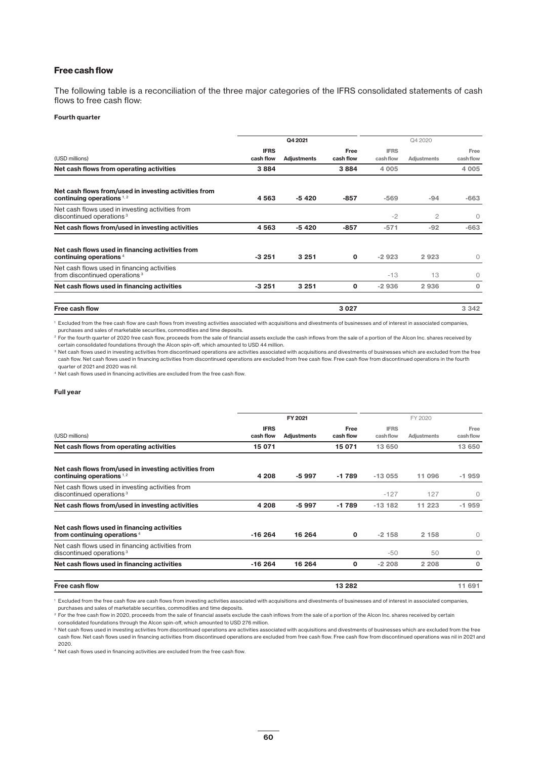## Free cash flow

The following table is a reconciliation of the three major categories of the IFRS consolidated statements of cash flows to free cash flow:

#### Fourth quarter

| | Q4 2021 | | | Q4 2020 | | |
|---|---|---|---|---|---|---|
| (USD millions) | IFRS cash flow | Adjustments | Free cash flow | IFRS cash flow | Adjustments | Free cash flow |
| **Net cash flows from operating activities** | **3 884** | | **3 884** | 4 005 | | 4 005 |
| **Net cash flows from/used in investing activities from continuing operations** [1, 2] | **4 563** | **-5 420** | **-857** | -569 | -94 | -663 |
| Net cash flows used in investing activities from discontinued operations [3] | | | | -2 | 2 | 0 |
| **Net cash flows from/used in investing activities** | **4 563** | **-5 420** | **-857** | -571 | -92 | -663 |
| **Net cash flows used in financing activities from continuing operations** [4] | **-3 251** | **3 251** | **0** | -2 923 | 2 923 | 0 |
| Net cash flows used in financing activities from discontinued operations [3] | | | | -13 | 13 | 0 |
| **Net cash flows used in financing activities** | **-3 251** | **3 251** | **0** | -2 936 | 2 936 | 0 |
| **Free cash flow** | | | **3 027** | | | 3 342 |

[1] Excluded from the free cash flow are cash flows from investing activities associated with acquisitions and divestments of businesses and of interest in associated companies, purchases and sales of marketable securities, commodities and time deposits.

[2] For the fourth quarter of 2020 free cash flow, proceeds from the sale of financial assets exclude the cash inflows from the sale of a portion of the Alcon Inc. shares received by certain consolidated foundations through the Alcon spin-off, which amounted to USD 44 million.

[3] Net cash flows used in investing activities from discontinued operations are activities associated with acquisitions and divestments of businesses which are excluded from the free cash flow. Net cash flows used in financing activities from discontinued operations are excluded from free cash flow. Free cash flow from discontinued operations in the fourth quarter of 2021 and 2020 was nil.

[4] Net cash flows used in financing activities are excluded from the free cash flow.

#### Full year

| | FY 2021 | | | FY 2020 | | |
|---|---|---|---|---|---|---|
| (USD millions) | IFRS cash flow | Adjustments | Free cash flow | IFRS cash flow | Adjustments | Free cash flow |
| **Net cash flows from operating activities** | **15 071** | | **15 071** | 13 650 | | 13 650 |
| **Net cash flows from/used in investing activities from continuing operations** [1,2] | **4 208** | **-5 997** | **-1 789** | -13 055 | 11 096 | -1 959 |
| Net cash flows used in investing activities from discontinued operations [3] | | | | -127 | 127 | 0 |
| **Net cash flows from/used in investing activities** | **4 208** | **-5 997** | **-1 789** | -13 182 | 11 223 | -1 959 |
| **Net cash flows used in financing activities from continuing operations** [4] | **-16 264** | **16 264** | **0** | -2 158 | 2 158 | 0 |
| Net cash flows used in financing activities from discontinued operations [3] | | | | -50 | 50 | 0 |
| **Net cash flows used in financing activities** | **-16 264** | **16 264** | **0** | -2 208 | 2 208 | 0 |
| **Free cash flow** | | | **13 282** | | | 11 691 |

[1] Excluded from the free cash flow are cash flows from investing activities associated with acquisitions and divestments of businesses and of interest in associated companies, purchases and sales of marketable securities, commodities and time deposits.

[2] For the free cash flow in 2020, proceeds from the sale of financial assets exclude the cash inflows from the sale of a portion of the Alcon Inc. shares received by certain consolidated foundations through the Alcon spin-off, which amounted to USD 276 million.

[3] Net cash flows used in investing activities from discontinued operations are activities associated with acquisitions and divestments of businesses which are excluded from the free cash flow. Net cash flows used in financing activities from discontinued operations are excluded from free cash flow. Free cash flow from discontinued operations was nil in 2021 and 2020.

[4] Net cash flows used in financing activities are excluded from the free cash flow.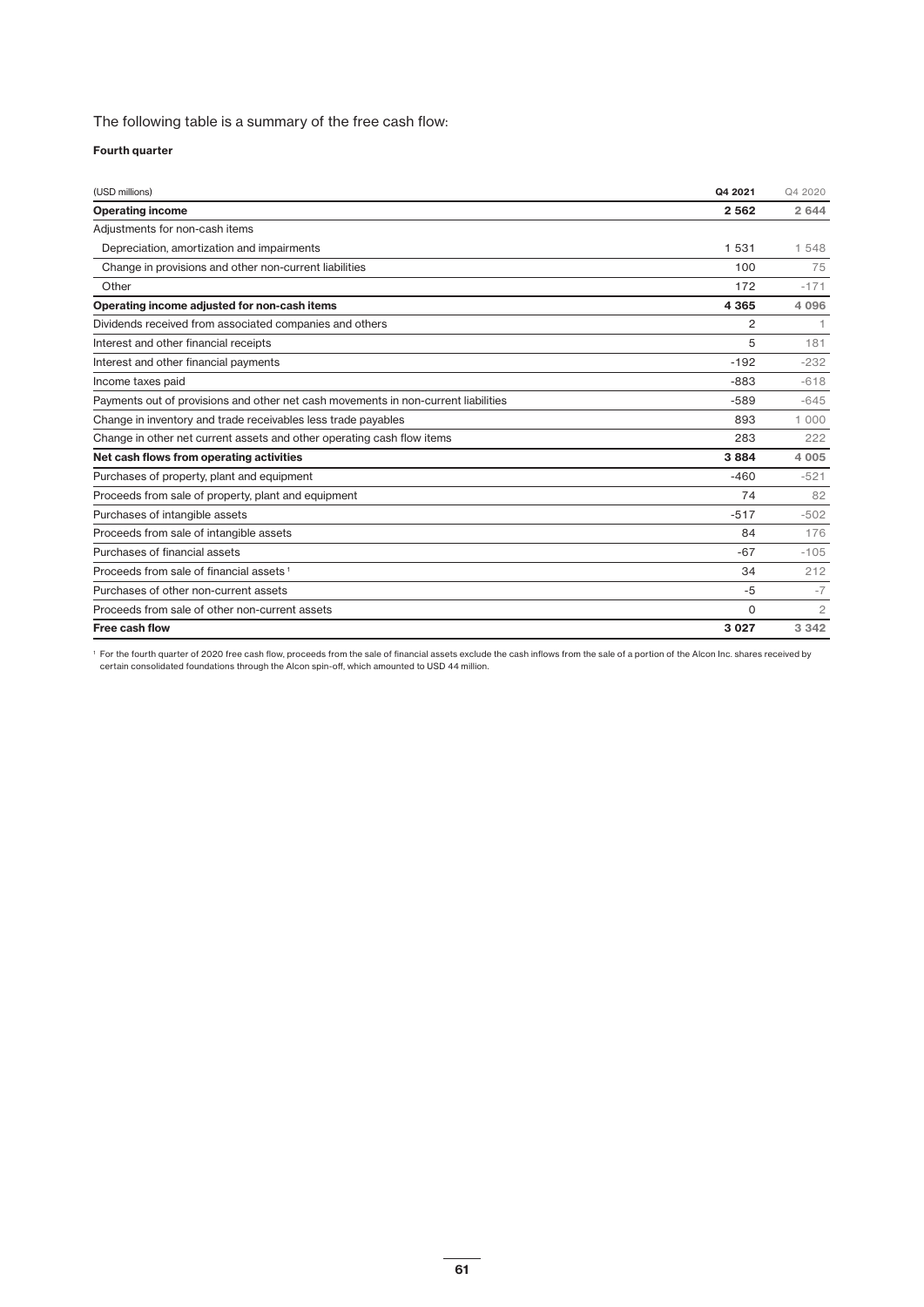The following table is a summary of the free cash flow:

**Fourth quarter**

| (USD millions) | Q4 2021 | Q4 2020 |
|---|---|---|
| **Operating income** | **2 562** | **2 644** |
| Adjustments for non-cash items | | |
| Depreciation, amortization and impairments | 1 531 | 1 548 |
| Change in provisions and other non-current liabilities | 100 | 75 |
| Other | 172 | -171 |
| **Operating income adjusted for non-cash items** | **4 365** | **4 096** |
| Dividends received from associated companies and others | 2 | 1 |
| Interest and other financial receipts | 5 | 181 |
| Interest and other financial payments | -192 | -232 |
| Income taxes paid | -883 | -618 |
| Payments out of provisions and other net cash movements in non-current liabilities | -589 | -645 |
| Change in inventory and trade receivables less trade payables | 893 | 1 000 |
| Change in other net current assets and other operating cash flow items | 283 | 222 |
| **Net cash flows from operating activities** | **3 884** | **4 005** |
| Purchases of property, plant and equipment | -460 | -521 |
| Proceeds from sale of property, plant and equipment | 74 | 82 |
| Purchases of intangible assets | -517 | -502 |
| Proceeds from sale of intangible assets | 84 | 176 |
| Purchases of financial assets | -67 | -105 |
| Proceeds from sale of financial assets [1] | 34 | 212 |
| Purchases of other non-current assets | -5 | -7 |
| Proceeds from sale of other non-current assets | 0 | 2 |
| **Free cash flow** | **3 027** | **3 342** |

[1] For the fourth quarter of 2020 free cash flow, proceeds from the sale of financial assets exclude the cash inflows from the sale of a portion of the Alcon Inc. shares received by certain consolidated foundations through the Alcon spin-off, which amounted to USD 44 million.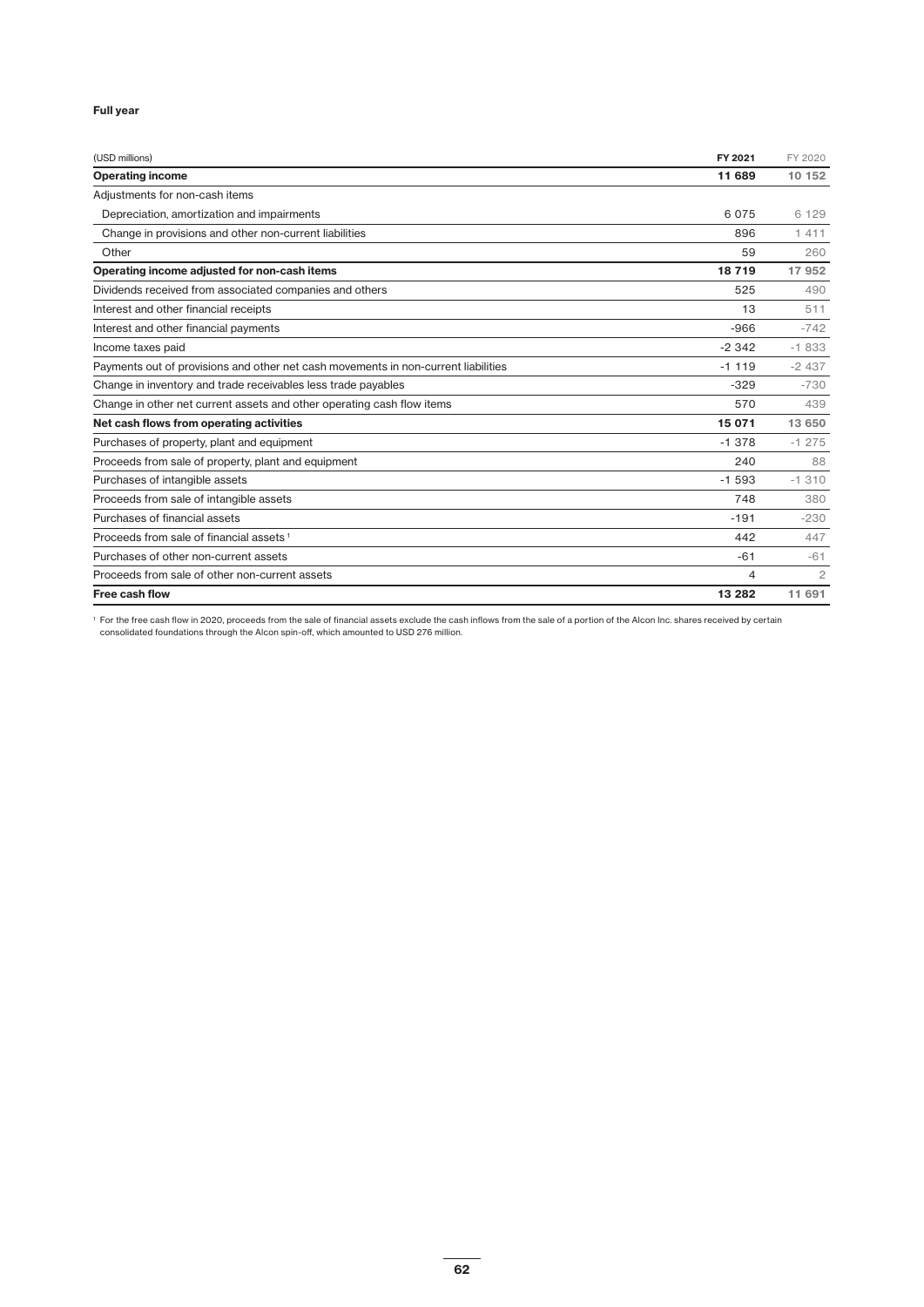**Full year**

| (USD millions) | FY 2021 | FY 2020 |
|---|---|---|
| **Operating income** | **11 689** | **10 152** |
| Adjustments for non-cash items | | |
| Depreciation, amortization and impairments | 6 075 | 6 129 |
| Change in provisions and other non-current liabilities | 896 | 1 411 |
| Other | 59 | 260 |
| **Operating income adjusted for non-cash items** | **18 719** | **17 952** |
| Dividends received from associated companies and others | 525 | 490 |
| Interest and other financial receipts | 13 | 511 |
| Interest and other financial payments | -966 | -742 |
| Income taxes paid | -2 342 | -1 833 |
| Payments out of provisions and other net cash movements in non-current liabilities | -1 119 | -2 437 |
| Change in inventory and trade receivables less trade payables | -329 | -730 |
| Change in other net current assets and other operating cash flow items | 570 | 439 |
| **Net cash flows from operating activities** | **15 071** | **13 650** |
| Purchases of property, plant and equipment | -1 378 | -1 275 |
| Proceeds from sale of property, plant and equipment | 240 | 88 |
| Purchases of intangible assets | -1 593 | -1 310 |
| Proceeds from sale of intangible assets | 748 | 380 |
| Purchases of financial assets | -191 | -230 |
| Proceeds from sale of financial assets [1] | 442 | 447 |
| Purchases of other non-current assets | -61 | -61 |
| Proceeds from sale of other non-current assets | 4 | 2 |
| **Free cash flow** | **13 282** | **11 691** |

[1] For the free cash flow in 2020, proceeds from the sale of financial assets exclude the cash inflows from the sale of a portion of the Alcon Inc. shares received by certain consolidated foundations through the Alcon spin-off, which amounted to USD 276 million.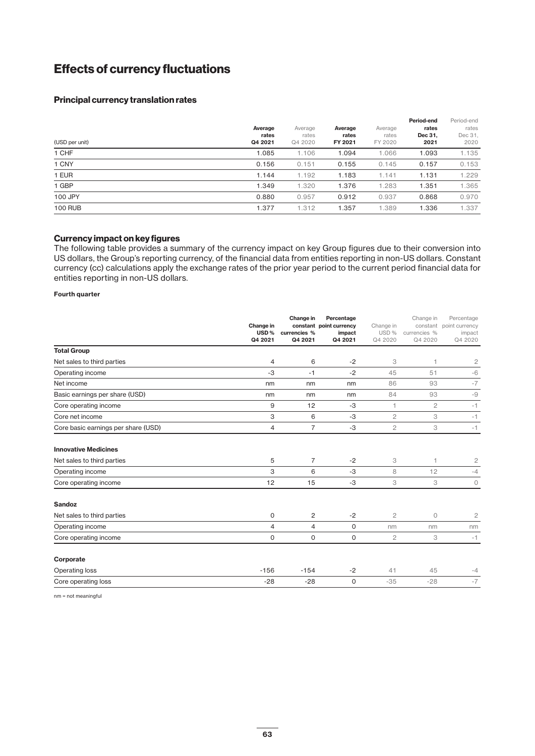# Effects of currency fluctuations

## Principal currency translation rates

| (USD per unit) | Average rates Q4 2021 | Average rates Q4 2020 | Average rates FY 2021 | Average rates FY 2020 | Period-end rates Dec 31, 2021 | Period-end rates Dec 31, 2020 |
|---|---|---|---|---|---|---|
| 1 CHF | 1.085 | 1.106 | 1.094 | 1.066 | 1.093 | 1.135 |
| 1 CNY | 0.156 | 0.151 | 0.155 | 0.145 | 0.157 | 0.153 |
| 1 EUR | 1.144 | 1.192 | 1.183 | 1.141 | 1.131 | 1.229 |
| 1 GBP | 1.349 | 1.320 | 1.376 | 1.283 | 1.351 | 1.365 |
| 100 JPY | 0.880 | 0.957 | 0.912 | 0.937 | 0.868 | 0.970 |
| 100 RUB | 1.377 | 1.312 | 1.357 | 1.389 | 1.336 | 1.337 |

## Currency impact on key figures

The following table provides a summary of the currency impact on key Group figures due to their conversion into US dollars, the Group's reporting currency, of the financial data from entities reporting in non-US dollars. Constant currency (cc) calculations apply the exchange rates of the prior year period to the current period financial data for entities reporting in non-US dollars.

**Fourth quarter**

| | Change in USD % Q4 2021 | Change in constant currencies % Q4 2021 | Percentage point currency impact Q4 2021 | Change in USD % Q4 2020 | Change in constant currencies % Q4 2020 | Percentage point currency impact Q4 2020 |
|---|---|---|---|---|---|---|
| **Total Group** | | | | | | |
| Net sales to third parties | 4 | 6 | -2 | 3 | 1 | 2 |
| Operating income | -3 | -1 | -2 | 45 | 51 | -6 |
| Net income | nm | nm | nm | 86 | 93 | -7 |
| Basic earnings per share (USD) | nm | nm | nm | 84 | 93 | -9 |
| Core operating income | 9 | 12 | -3 | 1 | 2 | -1 |
| Core net income | 3 | 6 | -3 | 2 | 3 | -1 |
| Core basic earnings per share (USD) | 4 | 7 | -3 | 2 | 3 | -1 |
| **Innovative Medicines** | | | | | | |
| Net sales to third parties | 5 | 7 | -2 | 3 | 1 | 2 |
| Operating income | 3 | 6 | -3 | 8 | 12 | -4 |
| Core operating income | 12 | 15 | -3 | 3 | 3 | 0 |
| **Sandoz** | | | | | | |
| Net sales to third parties | 0 | 2 | -2 | 2 | 0 | 2 |
| Operating income | 4 | 4 | 0 | nm | nm | nm |
| Core operating income | 0 | 0 | 0 | 2 | 3 | -1 |
| **Corporate** | | | | | | |
| Operating loss | -156 | -154 | -2 | 41 | 45 | -4 |
| Core operating loss | -28 | -28 | 0 | -35 | -28 | -7 |

nm = not meaningful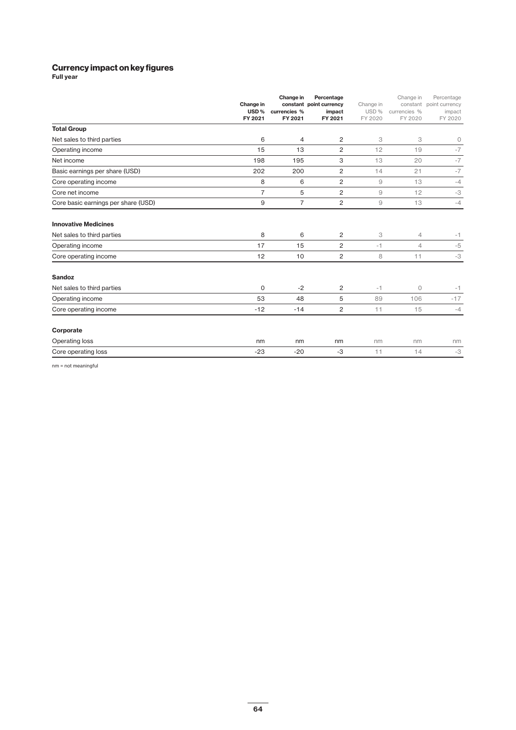## Currency impact on key figures

**Full year**

| | Change in USD % FY 2021 | Change in constant currencies % FY 2021 | Percentage point currency impact FY 2021 | Change in USD % FY 2020 | Change in constant currencies % FY 2020 | Percentage point currency impact FY 2020 |
|---|---|---|---|---|---|---|
| **Total Group** | | | | | | |
| Net sales to third parties | 6 | 4 | 2 | 3 | 3 | 0 |
| Operating income | 15 | 13 | 2 | 12 | 19 | -7 |
| Net income | 198 | 195 | 3 | 13 | 20 | -7 |
| Basic earnings per share (USD) | 202 | 200 | 2 | 14 | 21 | -7 |
| Core operating income | 8 | 6 | 2 | 9 | 13 | -4 |
| Core net income | 7 | 5 | 2 | 9 | 12 | -3 |
| Core basic earnings per share (USD) | 9 | 7 | 2 | 9 | 13 | -4 |
| **Innovative Medicines** | | | | | | |
| Net sales to third parties | 8 | 6 | 2 | 3 | 4 | -1 |
| Operating income | 17 | 15 | 2 | -1 | 4 | -5 |
| Core operating income | 12 | 10 | 2 | 8 | 11 | -3 |
| **Sandoz** | | | | | | |
| Net sales to third parties | 0 | -2 | 2 | -1 | 0 | -1 |
| Operating income | 53 | 48 | 5 | 89 | 106 | -17 |
| Core operating income | -12 | -14 | 2 | 11 | 15 | -4 |
| **Corporate** | | | | | | |
| Operating loss | nm | nm | nm | nm | nm | nm |
| Core operating loss | -23 | -20 | -3 | 11 | 14 | -3 |

nm = not meaningful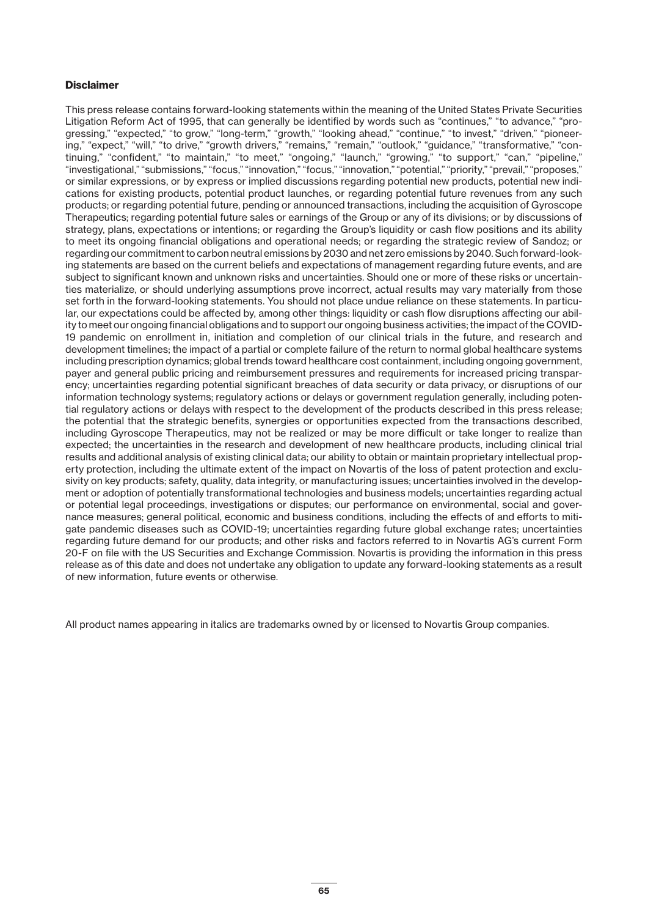**Disclaimer**

This press release contains forward-looking statements within the meaning of the United States Private Securities Litigation Reform Act of 1995, that can generally be identified by words such as "continues," "to advance," "progressing," "expected," "to grow," "long-term," "growth," "looking ahead," "continue," "to invest," "driven," "pioneering," "expect," "will," "to drive," "growth drivers," "remains," "remain," "outlook," "guidance," "transformative," "continuing," "confident," "to maintain," "to meet," "ongoing," "launch," "growing," "to support," "can," "pipeline," "investigational," "submissions," "focus," "innovation," "focus," "innovation," "potential," "priority," "prevail," "proposes," or similar expressions, or by express or implied discussions regarding potential new products, potential new indications for existing products, potential product launches, or regarding potential future revenues from any such products; or regarding potential future, pending or announced transactions, including the acquisition of Gyroscope Therapeutics; regarding potential future sales or earnings of the Group or any of its divisions; or by discussions of strategy, plans, expectations or intentions; or regarding the Group's liquidity or cash flow positions and its ability to meet its ongoing financial obligations and operational needs; or regarding the strategic review of Sandoz; or regarding our commitment to carbon neutral emissions by 2030 and net zero emissions by 2040. Such forward-looking statements are based on the current beliefs and expectations of management regarding future events, and are subject to significant known and unknown risks and uncertainties. Should one or more of these risks or uncertainties materialize, or should underlying assumptions prove incorrect, actual results may vary materially from those set forth in the forward-looking statements. You should not place undue reliance on these statements. In particular, our expectations could be affected by, among other things: liquidity or cash flow disruptions affecting our ability to meet our ongoing financial obligations and to support our ongoing business activities; the impact of the COVID-19 pandemic on enrollment in, initiation and completion of our clinical trials in the future, and research and development timelines; the impact of a partial or complete failure of the return to normal global healthcare systems including prescription dynamics; global trends toward healthcare cost containment, including ongoing government, payer and general public pricing and reimbursement pressures and requirements for increased pricing transparency; uncertainties regarding potential significant breaches of data security or data privacy, or disruptions of our information technology systems; regulatory actions or delays or government regulation generally, including potential regulatory actions or delays with respect to the development of the products described in this press release; the potential that the strategic benefits, synergies or opportunities expected from the transactions described, including Gyroscope Therapeutics, may not be realized or may be more difficult or take longer to realize than expected; the uncertainties in the research and development of new healthcare products, including clinical trial results and additional analysis of existing clinical data; our ability to obtain or maintain proprietary intellectual property protection, including the ultimate extent of the impact on Novartis of the loss of patent protection and exclusivity on key products; safety, quality, data integrity, or manufacturing issues; uncertainties involved in the development or adoption of potentially transformational technologies and business models; uncertainties regarding actual or potential legal proceedings, investigations or disputes; our performance on environmental, social and governance measures; general political, economic and business conditions, including the effects of and efforts to mitigate pandemic diseases such as COVID-19; uncertainties regarding future global exchange rates; uncertainties regarding future demand for our products; and other risks and factors referred to in Novartis AG's current Form 20-F on file with the US Securities and Exchange Commission. Novartis is providing the information in this press release as of this date and does not undertake any obligation to update any forward-looking statements as a result of new information, future events or otherwise.

All product names appearing in italics are trademarks owned by or licensed to Novartis Group companies.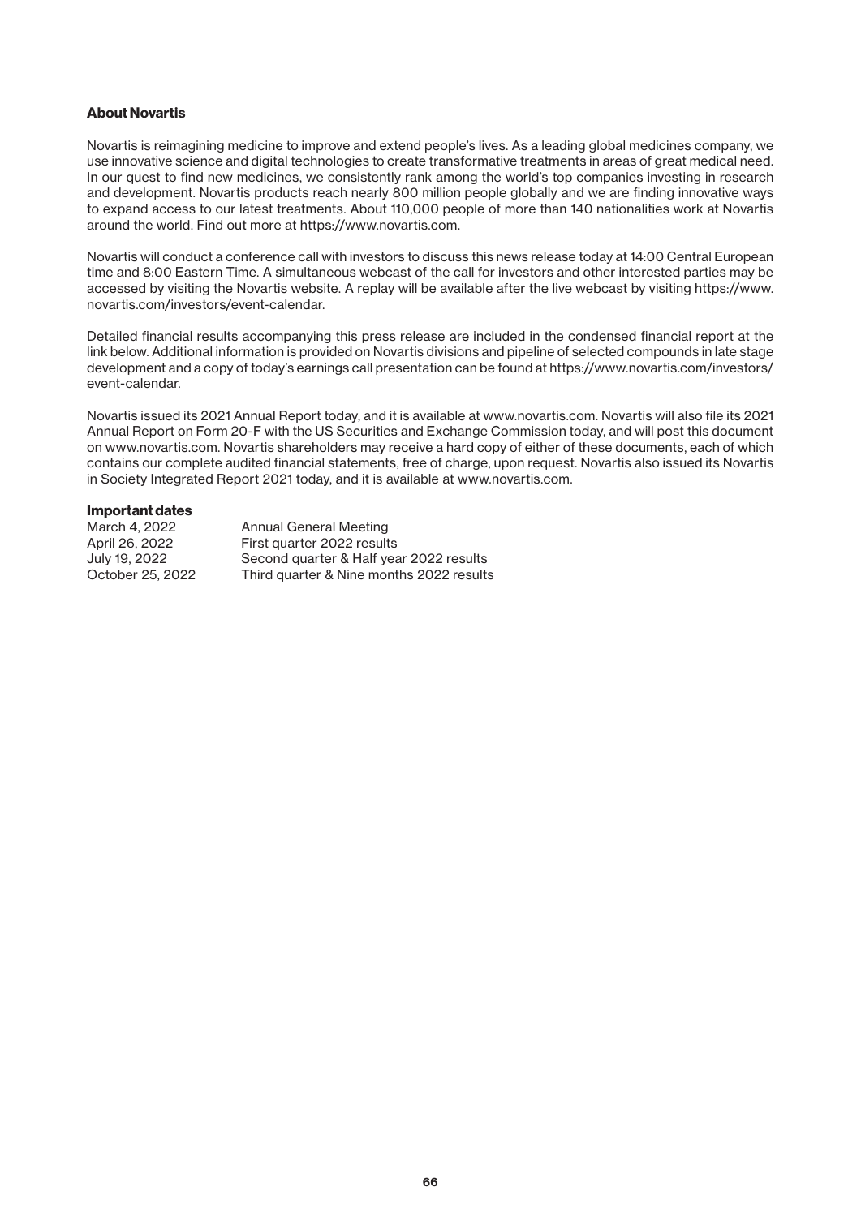### About Novartis

Novartis is reimagining medicine to improve and extend people's lives. As a leading global medicines company, we use innovative science and digital technologies to create transformative treatments in areas of great medical need. In our quest to find new medicines, we consistently rank among the world's top companies investing in research and development. Novartis products reach nearly 800 million people globally and we are finding innovative ways to expand access to our latest treatments. About 110,000 people of more than 140 nationalities work at Novartis around the world. Find out more at https://www.novartis.com.

Novartis will conduct a conference call with investors to discuss this news release today at 14:00 Central European time and 8:00 Eastern Time. A simultaneous webcast of the call for investors and other interested parties may be accessed by visiting the Novartis website. A replay will be available after the live webcast by visiting https://www.novartis.com/investors/event-calendar.

Detailed financial results accompanying this press release are included in the condensed financial report at the link below. Additional information is provided on Novartis divisions and pipeline of selected compounds in late stage development and a copy of today's earnings call presentation can be found at https://www.novartis.com/investors/event-calendar.

Novartis issued its 2021 Annual Report today, and it is available at www.novartis.com. Novartis will also file its 2021 Annual Report on Form 20-F with the US Securities and Exchange Commission today, and will post this document on www.novartis.com. Novartis shareholders may receive a hard copy of either of these documents, each of which contains our complete audited financial statements, free of charge, upon request. Novartis also issued its Novartis in Society Integrated Report 2021 today, and it is available at www.novartis.com.

### Important dates

| | |
|---|---|
| March 4, 2022 | Annual General Meeting |
| April 26, 2022 | First quarter 2022 results |
| July 19, 2022 | Second quarter & Half year 2022 results |
| October 25, 2022 | Third quarter & Nine months 2022 results |